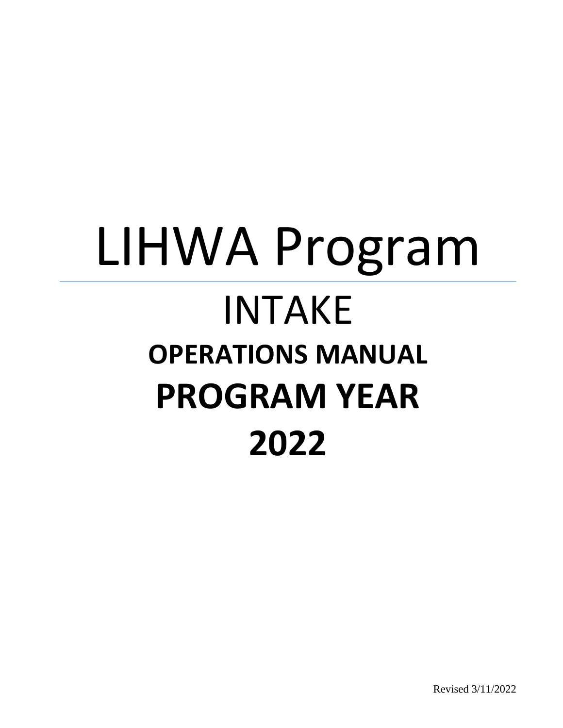# LIHWA Program

## INTAKE

## OPERATIONS MANUAL

## PROGRAM YEAR 2022

Revised 3/11/2022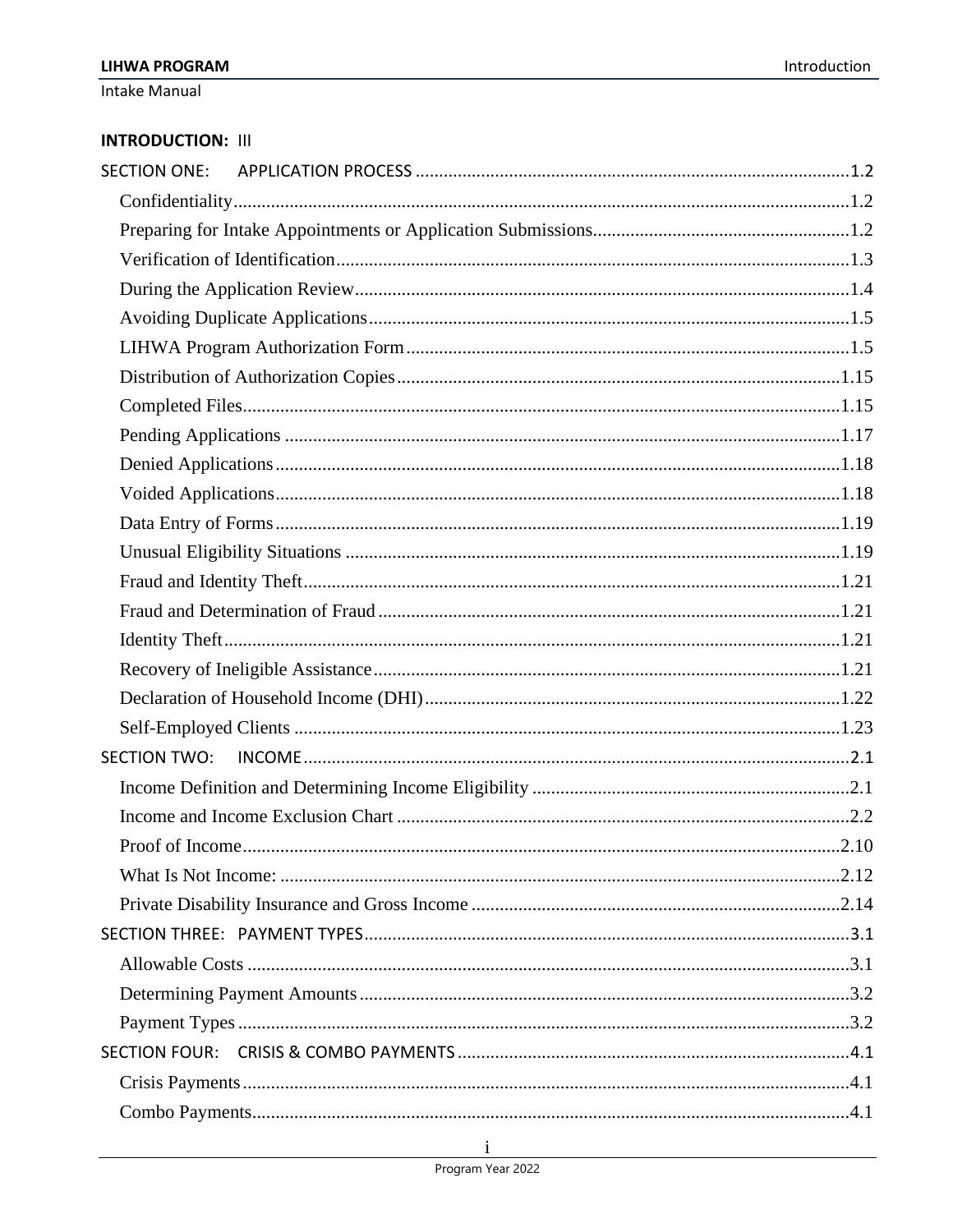**INTRODUCTION:** III

SECTION ONE: APPLICATION PROCESS ..... 1.2

- Confidentiality ..... 1.2
- Preparing for Intake Appointments or Application Submissions ..... 1.2
- Verification of Identification ..... 1.3
- During the Application Review ..... 1.4
- Avoiding Duplicate Applications ..... 1.5
- LIHWA Program Authorization Form ..... 1.5
- Distribution of Authorization Copies ..... 1.15
- Completed Files ..... 1.15
- Pending Applications ..... 1.17
- Denied Applications ..... 1.18
- Voided Applications ..... 1.18
- Data Entry of Forms ..... 1.19
- Unusual Eligibility Situations ..... 1.19
- Fraud and Identity Theft ..... 1.21
- Fraud and Determination of Fraud ..... 1.21
- Identity Theft ..... 1.21
- Recovery of Ineligible Assistance ..... 1.21
- Declaration of Household Income (DHI) ..... 1.22
- Self-Employed Clients ..... 1.23

SECTION TWO: INCOME ..... 2.1

- Income Definition and Determining Income Eligibility ..... 2.1
- Income and Income Exclusion Chart ..... 2.2
- Proof of Income ..... 2.10
- What Is Not Income: ..... 2.12
- Private Disability Insurance and Gross Income ..... 2.14

SECTION THREE: PAYMENT TYPES ..... 3.1

- Allowable Costs ..... 3.1
- Determining Payment Amounts ..... 3.2
- Payment Types ..... 3.2

SECTION FOUR: CRISIS & COMBO PAYMENTS ..... 4.1

- Crisis Payments ..... 4.1
- Combo Payments ..... 4.1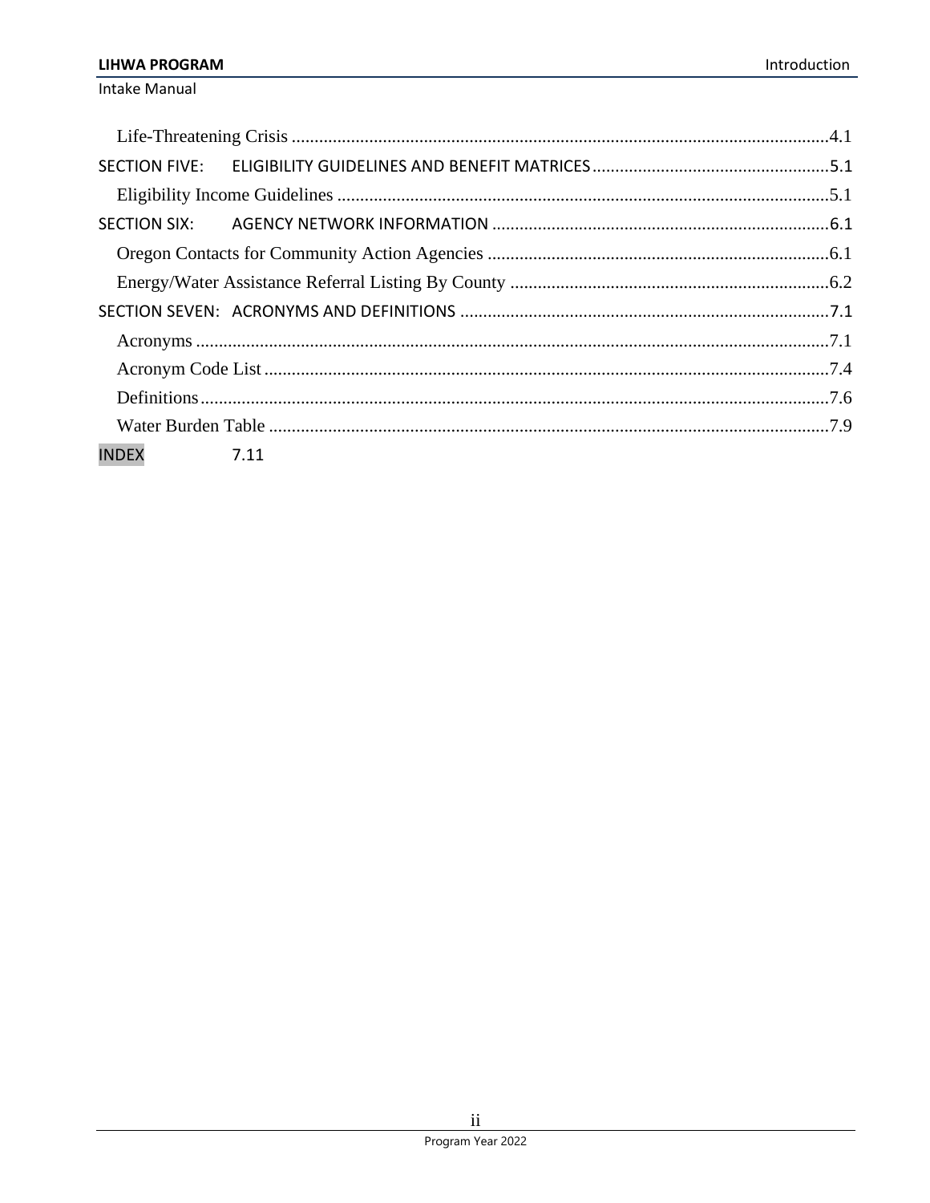Life-Threatening Crisis .....................................................................................................................4.1

SECTION FIVE: ELIGIBILITY GUIDELINES AND BENEFIT MATRICES ....................................................5.1

Eligibility Income Guidelines ............................................................................................................5.1

SECTION SIX: AGENCY NETWORK INFORMATION ...........................................................................6.1

Oregon Contacts for Community Action Agencies ...........................................................................6.1

Energy/Water Assistance Referral Listing By County ......................................................................6.2

SECTION SEVEN: ACRONYMS AND DEFINITIONS .................................................................................7.1

Acronyms ..........................................................................................................................................7.1

Acronym Code List ............................................................................................................................7.4

Definitions..........................................................................................................................................7.6

Water Burden Table ...........................................................................................................................7.9

INDEX 7.11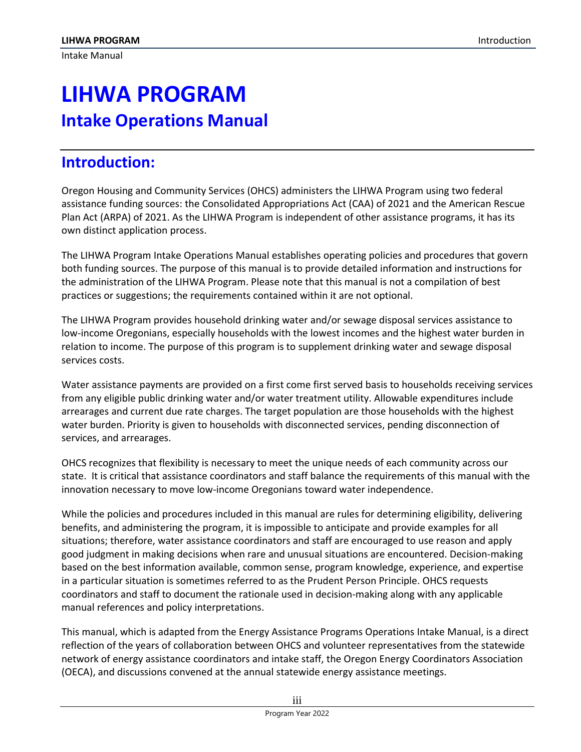# LIHWA PROGRAM

## Intake Operations Manual

## Introduction:

Oregon Housing and Community Services (OHCS) administers the LIHWA Program using two federal assistance funding sources: the Consolidated Appropriations Act (CAA) of 2021 and the American Rescue Plan Act (ARPA) of 2021. As the LIHWA Program is independent of other assistance programs, it has its own distinct application process.

The LIHWA Program Intake Operations Manual establishes operating policies and procedures that govern both funding sources. The purpose of this manual is to provide detailed information and instructions for the administration of the LIHWA Program. Please note that this manual is not a compilation of best practices or suggestions; the requirements contained within it are not optional.

The LIHWA Program provides household drinking water and/or sewage disposal services assistance to low-income Oregonians, especially households with the lowest incomes and the highest water burden in relation to income. The purpose of this program is to supplement drinking water and sewage disposal services costs.

Water assistance payments are provided on a first come first served basis to households receiving services from any eligible public drinking water and/or water treatment utility. Allowable expenditures include arrearages and current due rate charges. The target population are those households with the highest water burden. Priority is given to households with disconnected services, pending disconnection of services, and arrearages.

OHCS recognizes that flexibility is necessary to meet the unique needs of each community across our state. It is critical that assistance coordinators and staff balance the requirements of this manual with the innovation necessary to move low-income Oregonians toward water independence.

While the policies and procedures included in this manual are rules for determining eligibility, delivering benefits, and administering the program, it is impossible to anticipate and provide examples for all situations; therefore, water assistance coordinators and staff are encouraged to use reason and apply good judgment in making decisions when rare and unusual situations are encountered. Decision-making based on the best information available, common sense, program knowledge, experience, and expertise in a particular situation is sometimes referred to as the Prudent Person Principle. OHCS requests coordinators and staff to document the rationale used in decision-making along with any applicable manual references and policy interpretations.

This manual, which is adapted from the Energy Assistance Programs Operations Intake Manual, is a direct reflection of the years of collaboration between OHCS and volunteer representatives from the statewide network of energy assistance coordinators and intake staff, the Oregon Energy Coordinators Association (OECA), and discussions convened at the annual statewide energy assistance meetings.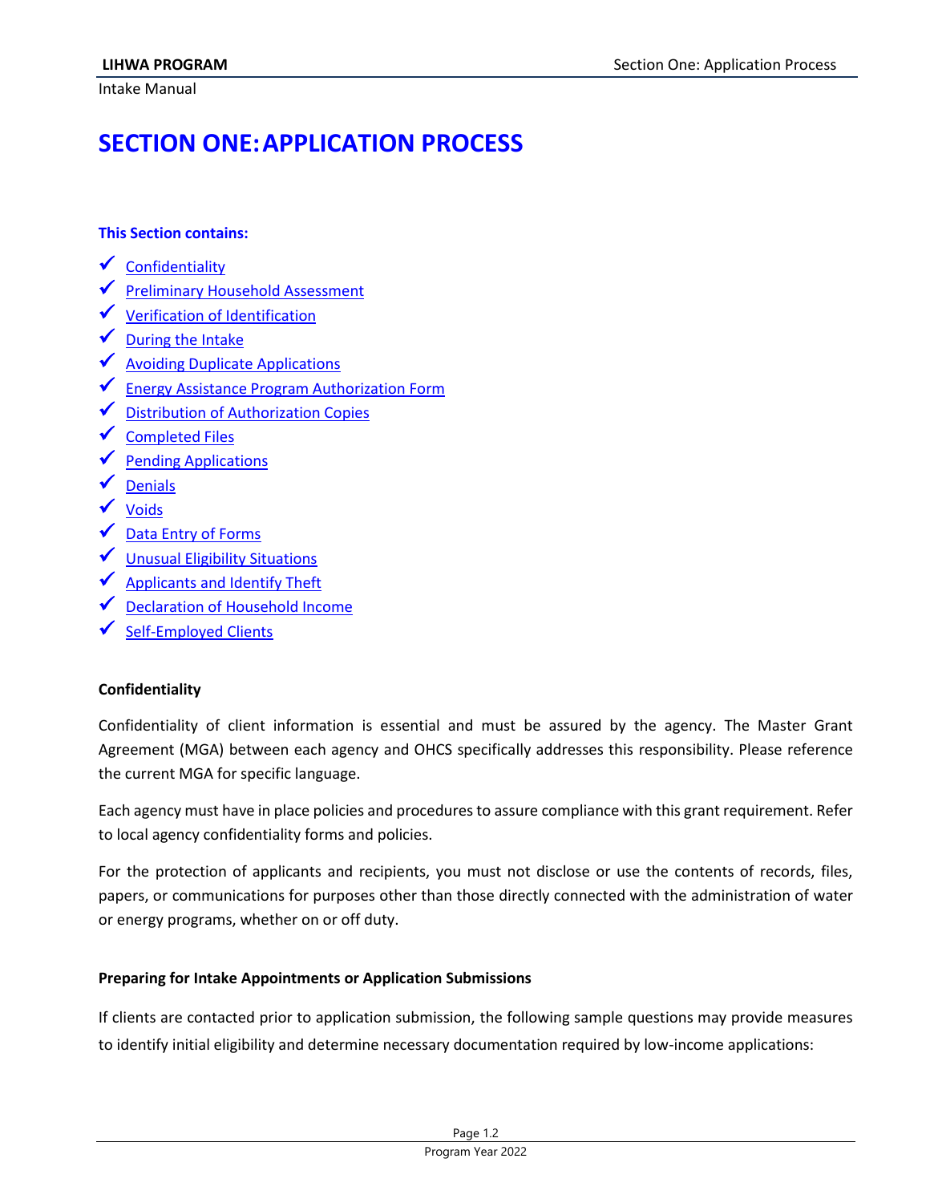# SECTION ONE: APPLICATION PROCESS

**This Section contains:**

- ✔ Confidentiality
- ✔ Preliminary Household Assessment
- ✔ Verification of Identification
- ✔ During the Intake
- ✔ Avoiding Duplicate Applications
- ✔ Energy Assistance Program Authorization Form
- ✔ Distribution of Authorization Copies
- ✔ Completed Files
- ✔ Pending Applications
- ✔ Denials
- ✔ Voids
- ✔ Data Entry of Forms
- ✔ Unusual Eligibility Situations
- ✔ Applicants and Identify Theft
- ✔ Declaration of Household Income
- ✔ Self-Employed Clients

**Confidentiality**

Confidentiality of client information is essential and must be assured by the agency. The Master Grant Agreement (MGA) between each agency and OHCS specifically addresses this responsibility. Please reference the current MGA for specific language.

Each agency must have in place policies and procedures to assure compliance with this grant requirement. Refer to local agency confidentiality forms and policies.

For the protection of applicants and recipients, you must not disclose or use the contents of records, files, papers, or communications for purposes other than those directly connected with the administration of water or energy programs, whether on or off duty.

**Preparing for Intake Appointments or Application Submissions**

If clients are contacted prior to application submission, the following sample questions may provide measures to identify initial eligibility and determine necessary documentation required by low-income applications: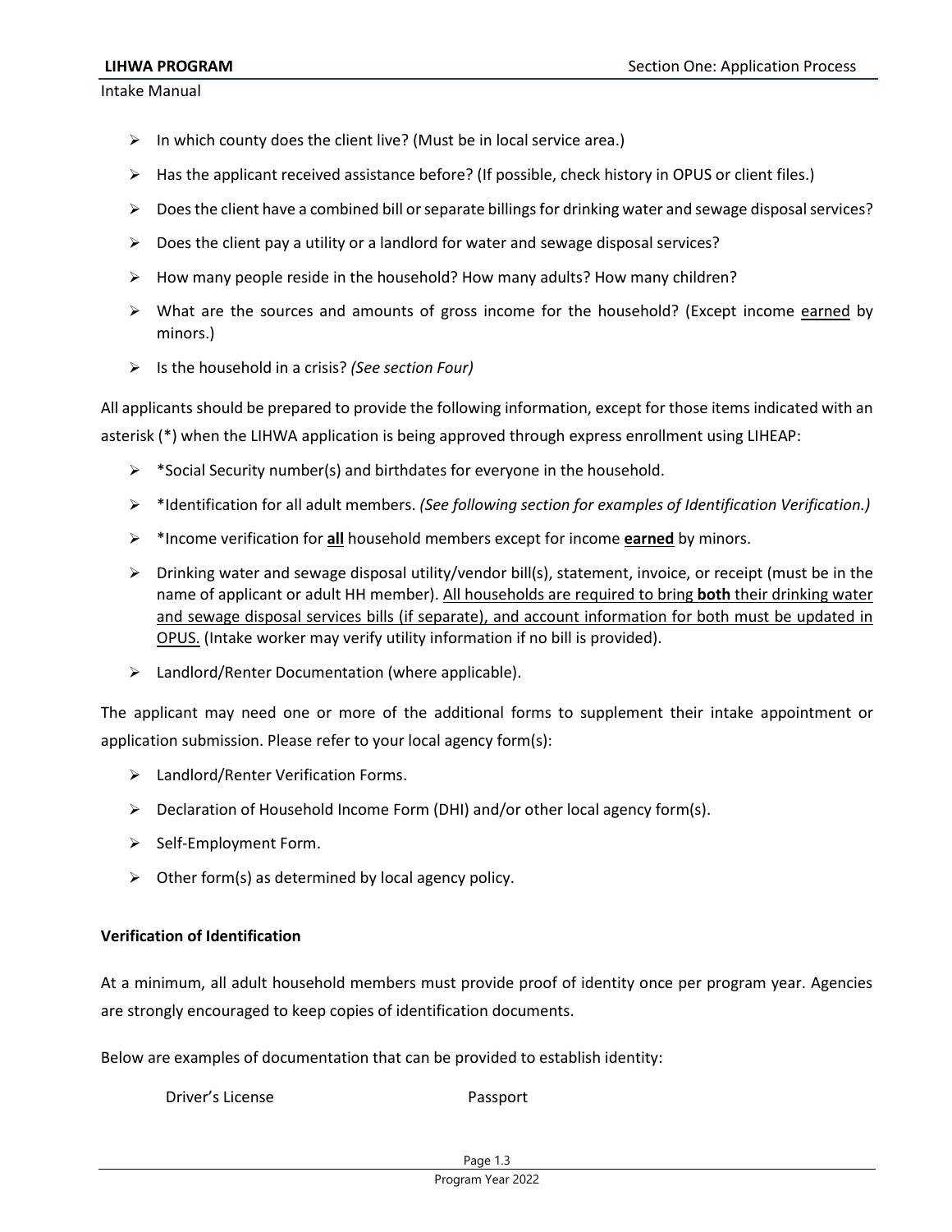- In which county does the client live? (Must be in local service area.)
- Has the applicant received assistance before? (If possible, check history in OPUS or client files.)
- Does the client have a combined bill or separate billings for drinking water and sewage disposal services?
- Does the client pay a utility or a landlord for water and sewage disposal services?
- How many people reside in the household? How many adults? How many children?
- What are the sources and amounts of gross income for the household? (Except income <u>earned</u> by minors.)
- Is the household in a crisis? *(See section Four)*

All applicants should be prepared to provide the following information, except for those items indicated with an asterisk (*) when the LIHWA application is being approved through express enrollment using LIHEAP:

- *Social Security number(s) and birthdates for everyone in the household.
- *Identification for all adult members. *(See following section for examples of Identification Verification.)*
- *Income verification for **<u>all</u>** household members except for income **<u>earned</u>** by minors.
- Drinking water and sewage disposal utility/vendor bill(s), statement, invoice, or receipt (must be in the name of applicant or adult HH member). <u>All households are required to bring **both** their drinking water and sewage disposal services bills (if separate), and account information for both must be updated in OPUS.</u> (Intake worker may verify utility information if no bill is provided).
- Landlord/Renter Documentation (where applicable).

The applicant may need one or more of the additional forms to supplement their intake appointment or application submission. Please refer to your local agency form(s):

- Landlord/Renter Verification Forms.
- Declaration of Household Income Form (DHI) and/or other local agency form(s).
- Self-Employment Form.
- Other form(s) as determined by local agency policy.

**Verification of Identification**

At a minimum, all adult household members must provide proof of identity once per program year. Agencies are strongly encouraged to keep copies of identification documents.

Below are examples of documentation that can be provided to establish identity:

Driver's License

Passport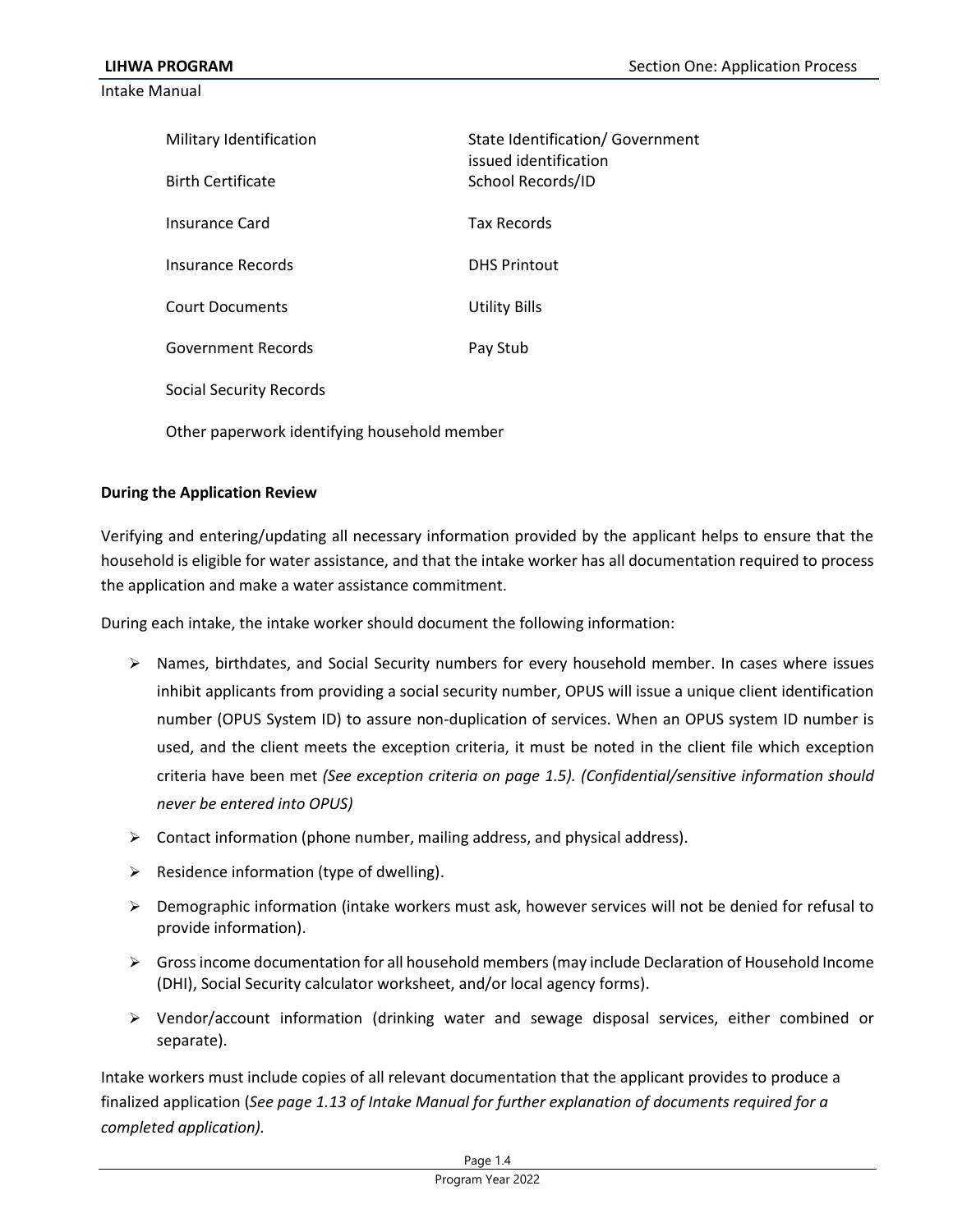| | |
|---|---|
| Military Identification | State Identification/ Government issued identification |
| Birth Certificate | School Records/ID |
| Insurance Card | Tax Records |
| Insurance Records | DHS Printout |
| Court Documents | Utility Bills |
| Government Records | Pay Stub |
| Social Security Records | |

Other paperwork identifying household member

**During the Application Review**

Verifying and entering/updating all necessary information provided by the applicant helps to ensure that the household is eligible for water assistance, and that the intake worker has all documentation required to process the application and make a water assistance commitment.

During each intake, the intake worker should document the following information:

- Names, birthdates, and Social Security numbers for every household member. In cases where issues inhibit applicants from providing a social security number, OPUS will issue a unique client identification number (OPUS System ID) to assure non-duplication of services. When an OPUS system ID number is used, and the client meets the exception criteria, it must be noted in the client file which exception criteria have been met *(See exception criteria on page 1.5). (Confidential/sensitive information should never be entered into OPUS)*
- Contact information (phone number, mailing address, and physical address).
- Residence information (type of dwelling).
- Demographic information (intake workers must ask, however services will not be denied for refusal to provide information).
- Gross income documentation for all household members (may include Declaration of Household Income (DHI), Social Security calculator worksheet, and/or local agency forms).
- Vendor/account information (drinking water and sewage disposal services, either combined or separate).

Intake workers must include copies of all relevant documentation that the applicant provides to produce a finalized application (*See page 1.13 of Intake Manual for further explanation of documents required for a completed application).*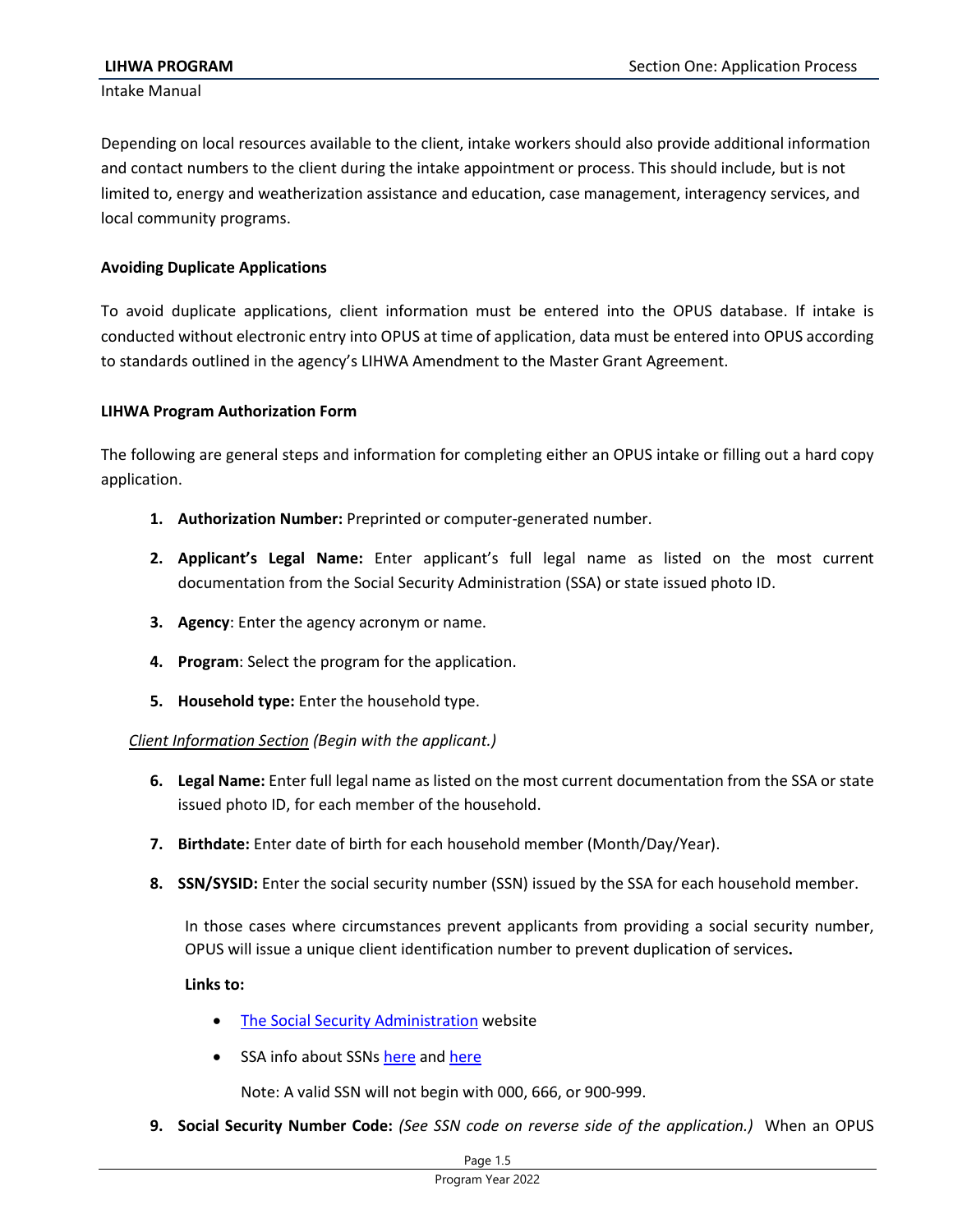Depending on local resources available to the client, intake workers should also provide additional information and contact numbers to the client during the intake appointment or process. This should include, but is not limited to, energy and weatherization assistance and education, case management, interagency services, and local community programs.

**Avoiding Duplicate Applications**

To avoid duplicate applications, client information must be entered into the OPUS database. If intake is conducted without electronic entry into OPUS at time of application, data must be entered into OPUS according to standards outlined in the agency's LIHWA Amendment to the Master Grant Agreement.

**LIHWA Program Authorization Form**

The following are general steps and information for completing either an OPUS intake or filling out a hard copy application.

1. **Authorization Number:** Preprinted or computer-generated number.
2. **Applicant's Legal Name:** Enter applicant's full legal name as listed on the most current documentation from the Social Security Administration (SSA) or state issued photo ID.
3. **Agency**: Enter the agency acronym or name.
4. **Program**: Select the program for the application.
5. **Household type:** Enter the household type.

<u>*Client Information Section*</u> *(Begin with the applicant.)*

6. **Legal Name:** Enter full legal name as listed on the most current documentation from the SSA or state issued photo ID, for each member of the household.
7. **Birthdate:** Enter date of birth for each household member (Month/Day/Year).
8. **SSN/SYSID:** Enter the social security number (SSN) issued by the SSA for each household member.

   In those cases where circumstances prevent applicants from providing a social security number, OPUS will issue a unique client identification number to prevent duplication of services**.**

   **Links to:**

   - The Social Security Administration website
   - SSA info about SSNs here and here

     Note: A valid SSN will not begin with 000, 666, or 900-999.

9. **Social Security Number Code:** *(See SSN code on reverse side of the application.)* When an OPUS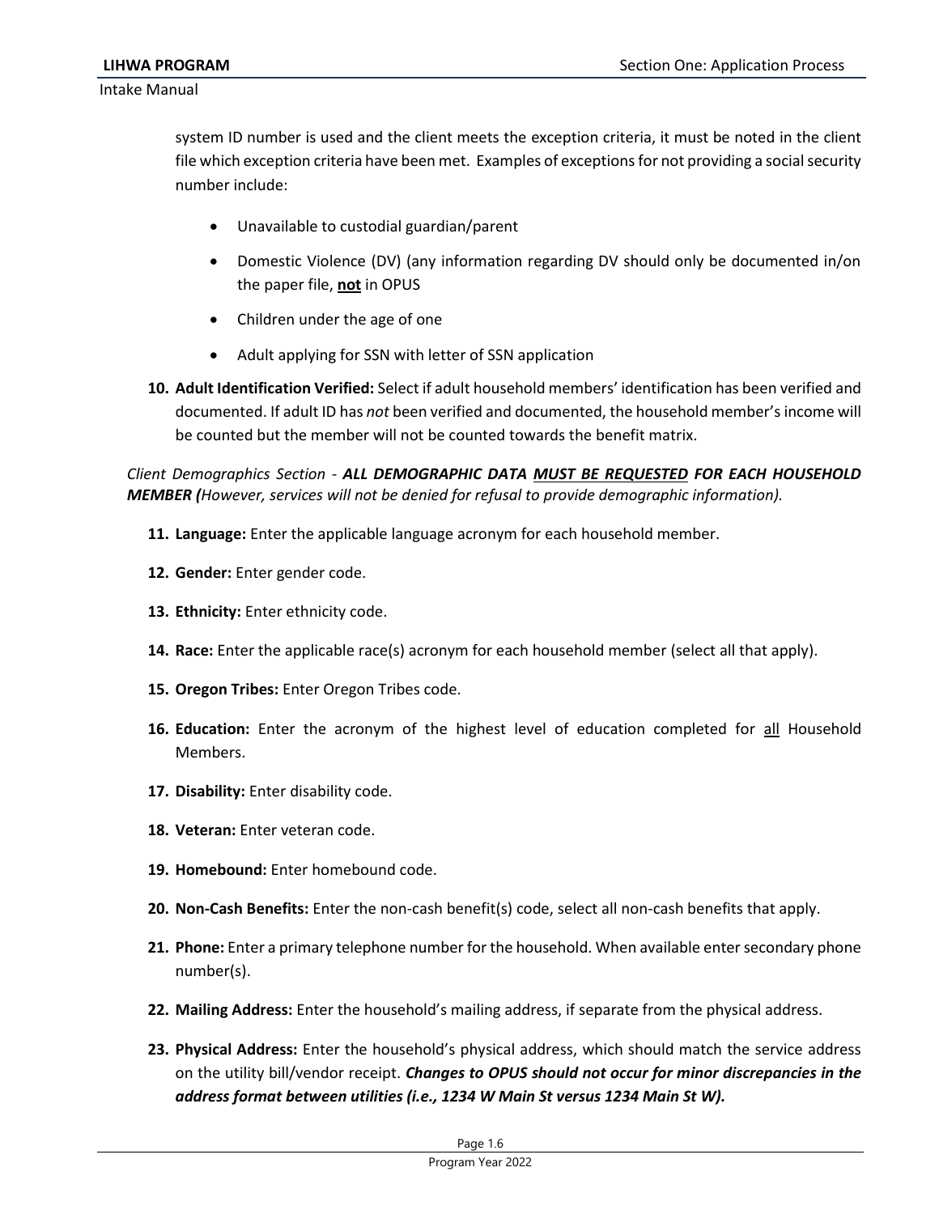system ID number is used and the client meets the exception criteria, it must be noted in the client file which exception criteria have been met. Examples of exceptions for not providing a social security number include:

- Unavailable to custodial guardian/parent
- Domestic Violence (DV) (any information regarding DV should only be documented in/on the paper file, **not** in OPUS
- Children under the age of one
- Adult applying for SSN with letter of SSN application

10. **Adult Identification Verified:** Select if adult household members' identification has been verified and documented. If adult ID has *not* been verified and documented, the household member's income will be counted but the member will not be counted towards the benefit matrix.

*Client Demographics Section -* ***ALL DEMOGRAPHIC DATA <u>MUST BE REQUESTED</u> FOR EACH HOUSEHOLD MEMBER (****However, services will not be denied for refusal to provide demographic information).*

11. **Language:** Enter the applicable language acronym for each household member.
12. **Gender:** Enter gender code.
13. **Ethnicity:** Enter ethnicity code.
14. **Race:** Enter the applicable race(s) acronym for each household member (select all that apply).
15. **Oregon Tribes:** Enter Oregon Tribes code.
16. **Education:** Enter the acronym of the highest level of education completed for <u>all</u> Household Members.
17. **Disability:** Enter disability code.
18. **Veteran:** Enter veteran code.
19. **Homebound:** Enter homebound code.
20. **Non-Cash Benefits:** Enter the non-cash benefit(s) code, select all non-cash benefits that apply.
21. **Phone:** Enter a primary telephone number for the household. When available enter secondary phone number(s).
22. **Mailing Address:** Enter the household's mailing address, if separate from the physical address.
23. **Physical Address:** Enter the household's physical address, which should match the service address on the utility bill/vendor receipt. ***Changes to OPUS should not occur for minor discrepancies in the address format between utilities (i.e., 1234 W Main St versus 1234 Main St W).***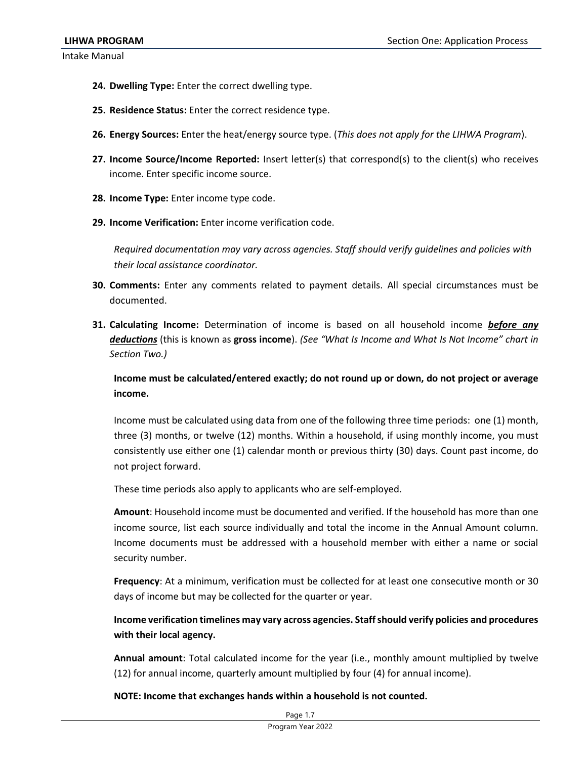24. **Dwelling Type:** Enter the correct dwelling type.

25. **Residence Status:** Enter the correct residence type.

26. **Energy Sources:** Enter the heat/energy source type. (*This does not apply for the LIHWA Program*).

27. **Income Source/Income Reported:** Insert letter(s) that correspond(s) to the client(s) who receives income. Enter specific income source.

28. **Income Type:** Enter income type code.

29. **Income Verification:** Enter income verification code.

    *Required documentation may vary across agencies. Staff should verify guidelines and policies with their local assistance coordinator.*

30. **Comments:** Enter any comments related to payment details. All special circumstances must be documented.

31. **Calculating Income:** Determination of income is based on all household income ***before any deductions*** (this is known as **gross income**). *(See "What Is Income and What Is Not Income" chart in Section Two.)*

    **Income must be calculated/entered exactly; do not round up or down, do not project or average income.**

    Income must be calculated using data from one of the following three time periods: one (1) month, three (3) months, or twelve (12) months. Within a household, if using monthly income, you must consistently use either one (1) calendar month or previous thirty (30) days. Count past income, do not project forward.

    These time periods also apply to applicants who are self-employed.

    **Amount**: Household income must be documented and verified. If the household has more than one income source, list each source individually and total the income in the Annual Amount column. Income documents must be addressed with a household member with either a name or social security number.

    **Frequency**: At a minimum, verification must be collected for at least one consecutive month or 30 days of income but may be collected for the quarter or year.

    **Income verification timelines may vary across agencies. Staff should verify policies and procedures with their local agency.**

    **Annual amount**: Total calculated income for the year (i.e., monthly amount multiplied by twelve (12) for annual income, quarterly amount multiplied by four (4) for annual income).

    **NOTE: Income that exchanges hands within a household is not counted.**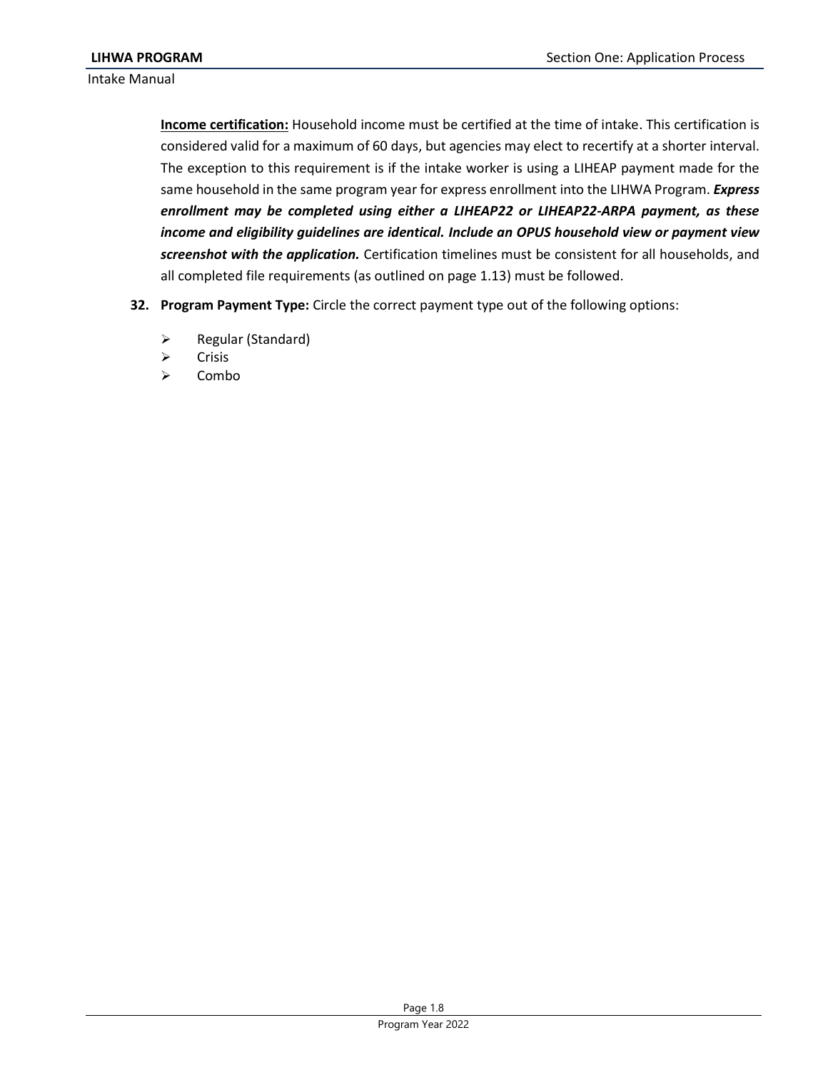**<u>Income certification:</u>** Household income must be certified at the time of intake. This certification is considered valid for a maximum of 60 days, but agencies may elect to recertify at a shorter interval. The exception to this requirement is if the intake worker is using a LIHEAP payment made for the same household in the same program year for express enrollment into the LIHWA Program. ***Express enrollment may be completed using either a LIHEAP22 or LIHEAP22-ARPA payment, as these income and eligibility guidelines are identical. Include an OPUS household view or payment view screenshot with the application.*** Certification timelines must be consistent for all households, and all completed file requirements (as outlined on page 1.13) must be followed.

32. **Program Payment Type:** Circle the correct payment type out of the following options:

    - Regular (Standard)
    - Crisis
    - Combo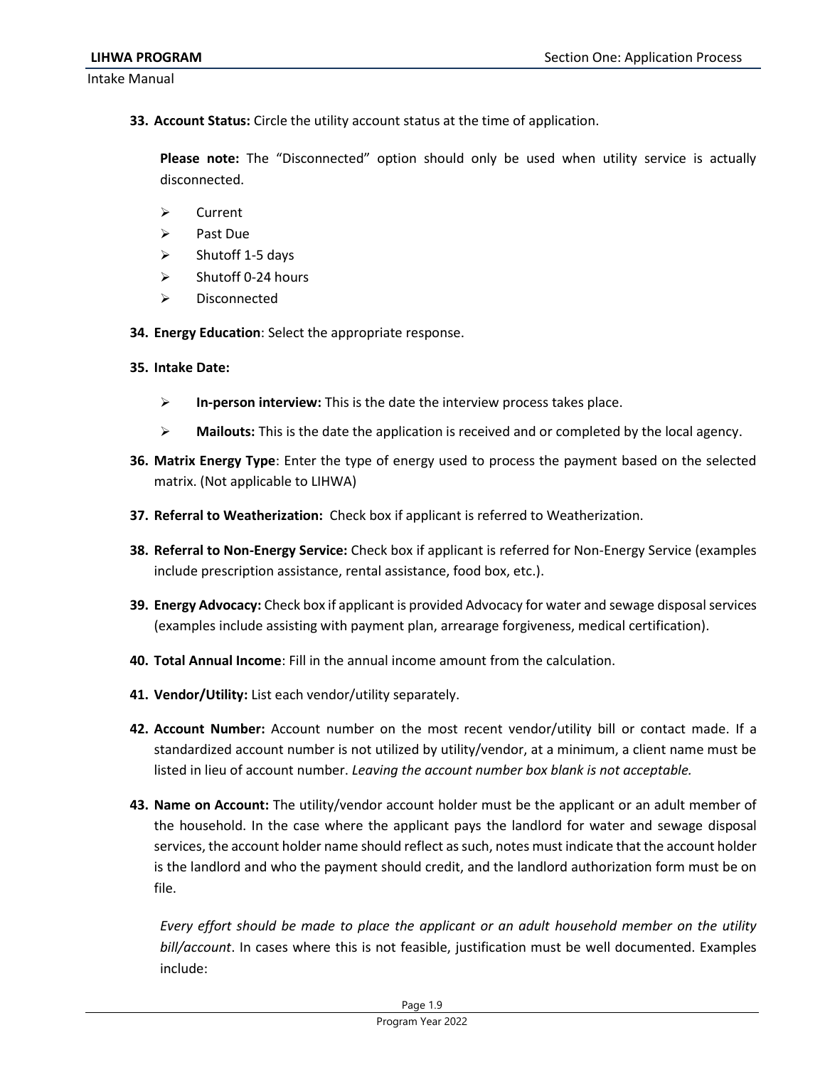33. **Account Status:** Circle the utility account status at the time of application.

    **Please note:** The "Disconnected" option should only be used when utility service is actually disconnected.

    - Current
    - Past Due
    - Shutoff 1-5 days
    - Shutoff 0-24 hours
    - Disconnected

34. **Energy Education**: Select the appropriate response.

35. **Intake Date:**

    - **In-person interview:** This is the date the interview process takes place.
    - **Mailouts:** This is the date the application is received and or completed by the local agency.

36. **Matrix Energy Type**: Enter the type of energy used to process the payment based on the selected matrix. (Not applicable to LIHWA)

37. **Referral to Weatherization:** Check box if applicant is referred to Weatherization.

38. **Referral to Non-Energy Service:** Check box if applicant is referred for Non-Energy Service (examples include prescription assistance, rental assistance, food box, etc.).

39. **Energy Advocacy:** Check box if applicant is provided Advocacy for water and sewage disposal services (examples include assisting with payment plan, arrearage forgiveness, medical certification).

40. **Total Annual Income**: Fill in the annual income amount from the calculation.

41. **Vendor/Utility:** List each vendor/utility separately.

42. **Account Number:** Account number on the most recent vendor/utility bill or contact made. If a standardized account number is not utilized by utility/vendor, at a minimum, a client name must be listed in lieu of account number. *Leaving the account number box blank is not acceptable.*

43. **Name on Account:** The utility/vendor account holder must be the applicant or an adult member of the household. In the case where the applicant pays the landlord for water and sewage disposal services, the account holder name should reflect as such, notes must indicate that the account holder is the landlord and who the payment should credit, and the landlord authorization form must be on file.

    *Every effort should be made to place the applicant or an adult household member on the utility bill/account*. In cases where this is not feasible, justification must be well documented. Examples include: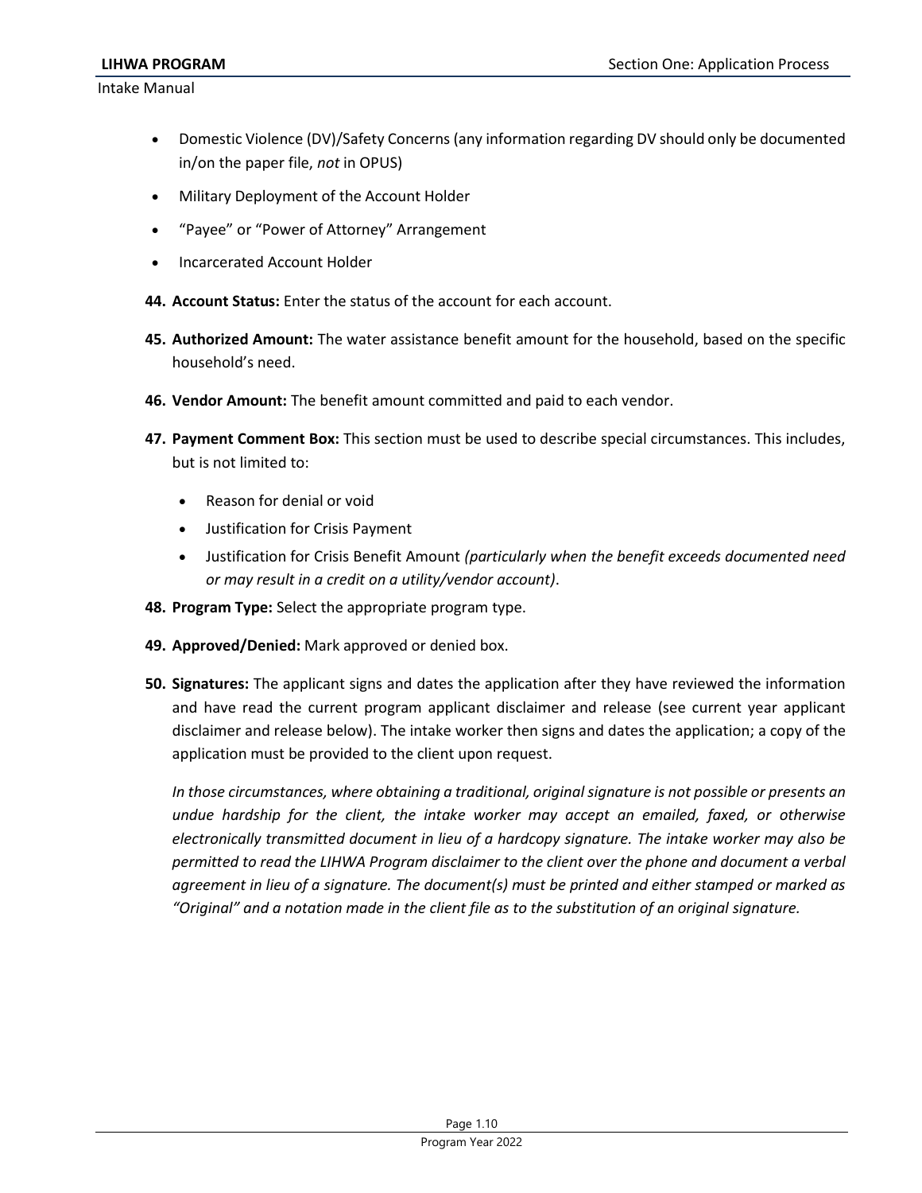- Domestic Violence (DV)/Safety Concerns (any information regarding DV should only be documented in/on the paper file, *not* in OPUS)
- Military Deployment of the Account Holder
- "Payee" or "Power of Attorney" Arrangement
- Incarcerated Account Holder

44. **Account Status:** Enter the status of the account for each account.

45. **Authorized Amount:** The water assistance benefit amount for the household, based on the specific household's need.

46. **Vendor Amount:** The benefit amount committed and paid to each vendor.

47. **Payment Comment Box:** This section must be used to describe special circumstances. This includes, but is not limited to:
    - Reason for denial or void
    - Justification for Crisis Payment
    - Justification for Crisis Benefit Amount *(particularly when the benefit exceeds documented need or may result in a credit on a utility/vendor account)*.

48. **Program Type:** Select the appropriate program type.

49. **Approved/Denied:** Mark approved or denied box.

50. **Signatures:** The applicant signs and dates the application after they have reviewed the information and have read the current program applicant disclaimer and release (see current year applicant disclaimer and release below). The intake worker then signs and dates the application; a copy of the application must be provided to the client upon request.

    *In those circumstances, where obtaining a traditional, original signature is not possible or presents an undue hardship for the client, the intake worker may accept an emailed, faxed, or otherwise electronically transmitted document in lieu of a hardcopy signature. The intake worker may also be permitted to read the LIHWA Program disclaimer to the client over the phone and document a verbal agreement in lieu of a signature. The document(s) must be printed and either stamped or marked as "Original" and a notation made in the client file as to the substitution of an original signature.*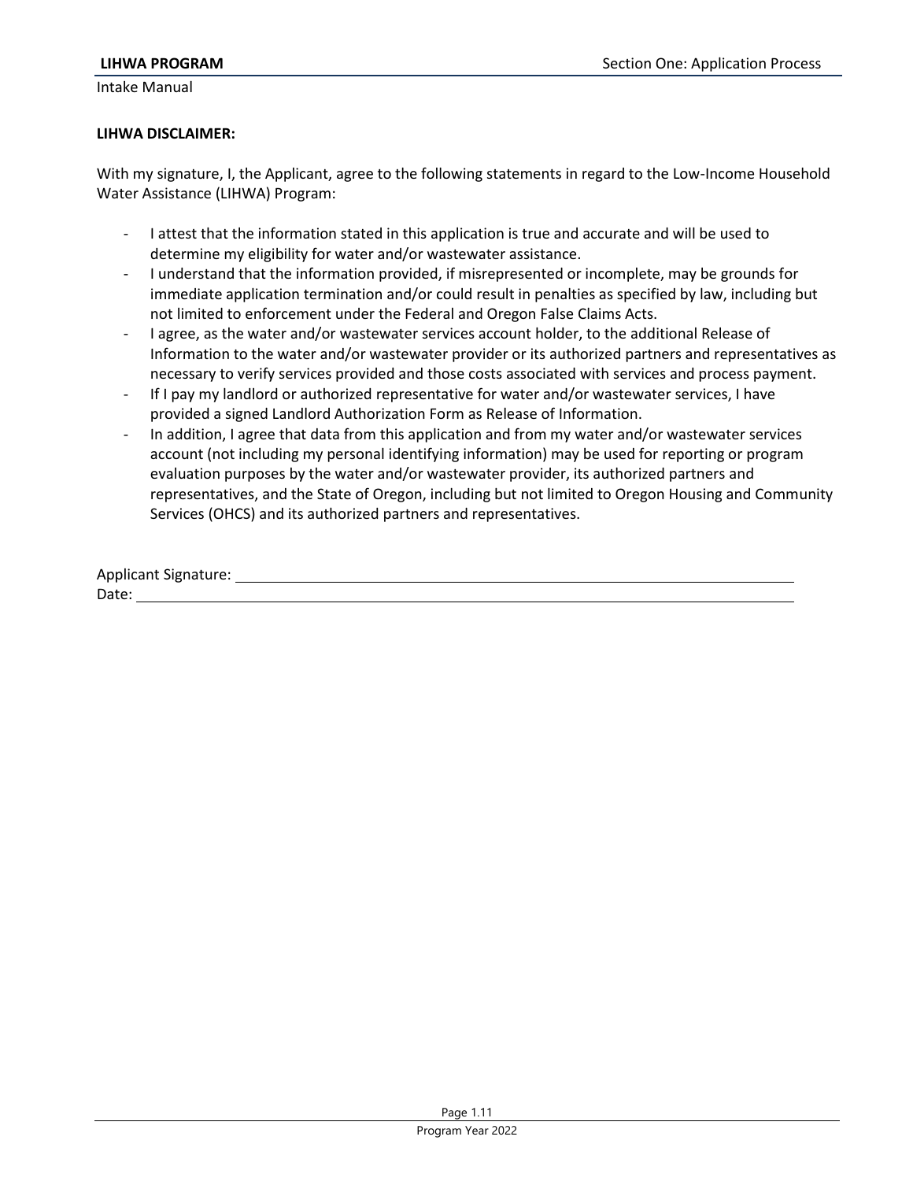**LIHWA DISCLAIMER:**

With my signature, I, the Applicant, agree to the following statements in regard to the Low-Income Household Water Assistance (LIHWA) Program:

- I attest that the information stated in this application is true and accurate and will be used to determine my eligibility for water and/or wastewater assistance.
- I understand that the information provided, if misrepresented or incomplete, may be grounds for immediate application termination and/or could result in penalties as specified by law, including but not limited to enforcement under the Federal and Oregon False Claims Acts.
- I agree, as the water and/or wastewater services account holder, to the additional Release of Information to the water and/or wastewater provider or its authorized partners and representatives as necessary to verify services provided and those costs associated with services and process payment.
- If I pay my landlord or authorized representative for water and/or wastewater services, I have provided a signed Landlord Authorization Form as Release of Information.
- In addition, I agree that data from this application and from my water and/or wastewater services account (not including my personal identifying information) may be used for reporting or program evaluation purposes by the water and/or wastewater provider, its authorized partners and representatives, and the State of Oregon, including but not limited to Oregon Housing and Community Services (OHCS) and its authorized partners and representatives.

Applicant Signature: ______________________________________________

Date: ______________________________________________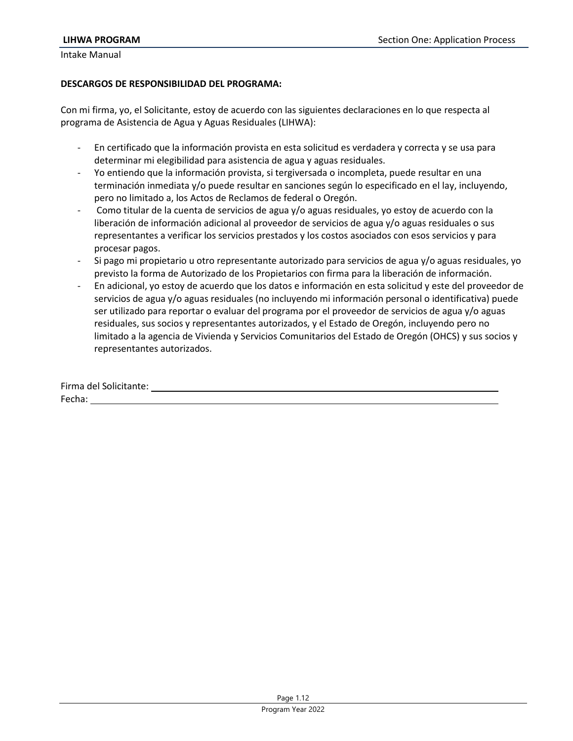**DESCARGOS DE RESPONSIBILIDAD DEL PROGRAMA:**

Con mi firma, yo, el Solicitante, estoy de acuerdo con las siguientes declaraciones en lo que respecta al programa de Asistencia de Agua y Aguas Residuales (LIHWA):

- En certificado que la información provista en esta solicitud es verdadera y correcta y se usa para determinar mi elegibilidad para asistencia de agua y aguas residuales.
- Yo entiendo que la información provista, si tergiversada o incompleta, puede resultar en una terminación inmediata y/o puede resultar en sanciones según lo especificado en el lay, incluyendo, pero no limitado a, los Actos de Reclamos de federal o Oregón.
- Como titular de la cuenta de servicios de agua y/o aguas residuales, yo estoy de acuerdo con la liberación de información adicional al proveedor de servicios de agua y/o aguas residuales o sus representantes a verificar los servicios prestados y los costos asociados con esos servicios y para procesar pagos.
- Si pago mi propietario u otro representante autorizado para servicios de agua y/o aguas residuales, yo previsto la forma de Autorizado de los Propietarios con firma para la liberación de información.
- En adicional, yo estoy de acuerdo que los datos e información en esta solicitud y este del proveedor de servicios de agua y/o aguas residuales (no incluyendo mi información personal o identificativa) puede ser utilizado para reportar o evaluar del programa por el proveedor de servicios de agua y/o aguas residuales, sus socios y representantes autorizados, y el Estado de Oregón, incluyendo pero no limitado a la agencia de Vivienda y Servicios Comunitarios del Estado de Oregón (OHCS) y sus socios y representantes autorizados.

Firma del Solicitante: ______________________________________________

Fecha: ______________________________________________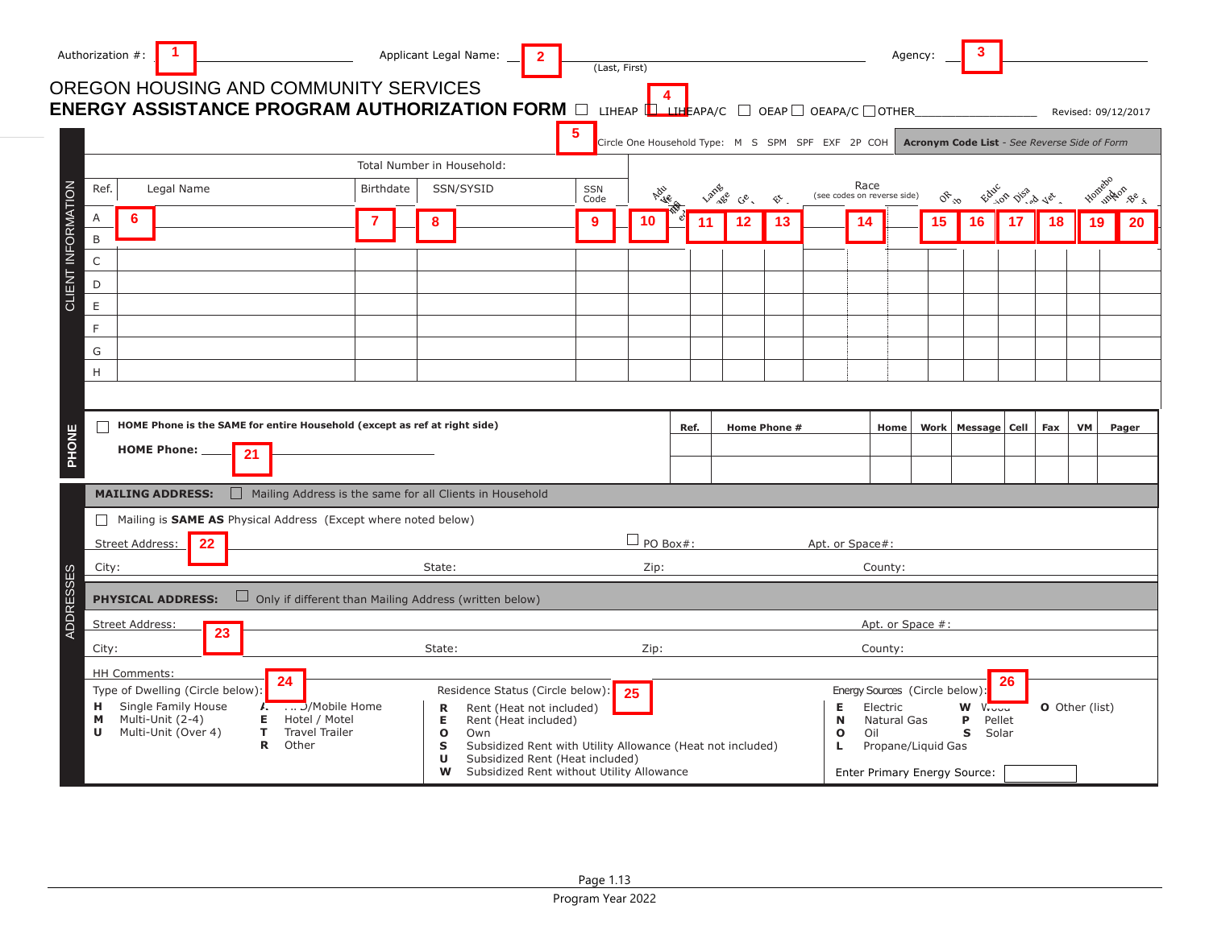Authorization #: 1 ______________________ Applicant Legal Name: 2 ______________________ (Last, First) Agency: 3 ______________________

# OREGON HOUSING AND COMMUNITY SERVICES
## ENERGY ASSISTANCE PROGRAM AUTHORIZATION FORM

☐ LIHEAP ☐ 4 LIHEAPA/C ☐ OEAP ☐ OEAPA/C ☐ OTHER________________ Revised: 09/12/2017

5 Circle One Household Type: M S SPM SPF EXF 2P COH

**Acronym Code List** - *See Reverse Side of Form*

### CLIENT INFORMATION

Total Number in Household:

| Ref. | Legal Name | Birthdate | SSN/SYSID | SSN Code | Adult Verified | Language | Gender | Ethnicity | Race (see codes on reverse side) | OR Job | Education | Disabled | Veteran | Homebound | Non-Benefit |
|---|---|---|---|---|---|---|---|---|---|---|---|---|---|---|---|
| A | 6 | 7 | 8 | 9 | 10 | 11 | 12 | 13 | 14 | 15 | 16 | 17 | 18 | 19 | 20 |
| B | | | | | | | | | | | | | | | |
| C | | | | | | | | | | | | | | | |
| D | | | | | | | | | | | | | | | |
| E | | | | | | | | | | | | | | | |
| F | | | | | | | | | | | | | | | |
| G | | | | | | | | | | | | | | | |
| H | | | | | | | | | | | | | | | |

### PHONE

☐ **HOME Phone is the SAME for entire Household (except as ref at right side)**

**HOME Phone:** 21 ______________________

| Ref. | Home Phone # | Home | Work | Message | Cell | Fax | VM | Pager |
|---|---|---|---|---|---|---|---|---|
| | | | | | | | | |
| | | | | | | | | |

### ADDRESSES

**MAILING ADDRESS:** ☐ Mailing Address is the same for all Clients in Household

☐ Mailing is **SAME AS** Physical Address (Except where noted below)

Street Address: 22 ☐ PO Box#: Apt. or Space#:

City: State: Zip: County:

**PHYSICAL ADDRESS:** ☐ Only if different than Mailing Address (written below)

Street Address: 23 Apt. or Space #:

City: State: Zip: County:

HH Comments:

Type of Dwelling (Circle below): 24
- **H** Single Family House
- **M** Multi-Unit (2-4)
- **U** Multi-Unit (Over 4)
- **A** .../Mobile Home
- **E** Hotel / Motel
- **T** Travel Trailer
- **R** Other

Residence Status (Circle below): 25
- **R** Rent (Heat not included)
- **E** Rent (Heat included)
- **O** Own
- **S** Subsidized Rent with Utility Allowance (Heat not included)
- **U** Subsidized Rent (Heat included)
- **W** Subsidized Rent without Utility Allowance

Energy Sources (Circle below): 26
- **E** Electric
- **N** Natural Gas
- **O** Oil
- **L** Propane/Liquid Gas
- **W** Wood
- **P** Pellet
- **S** Solar
- **O** Other (list)

Enter Primary Energy Source: ______

Page 1.13

Program Year 2022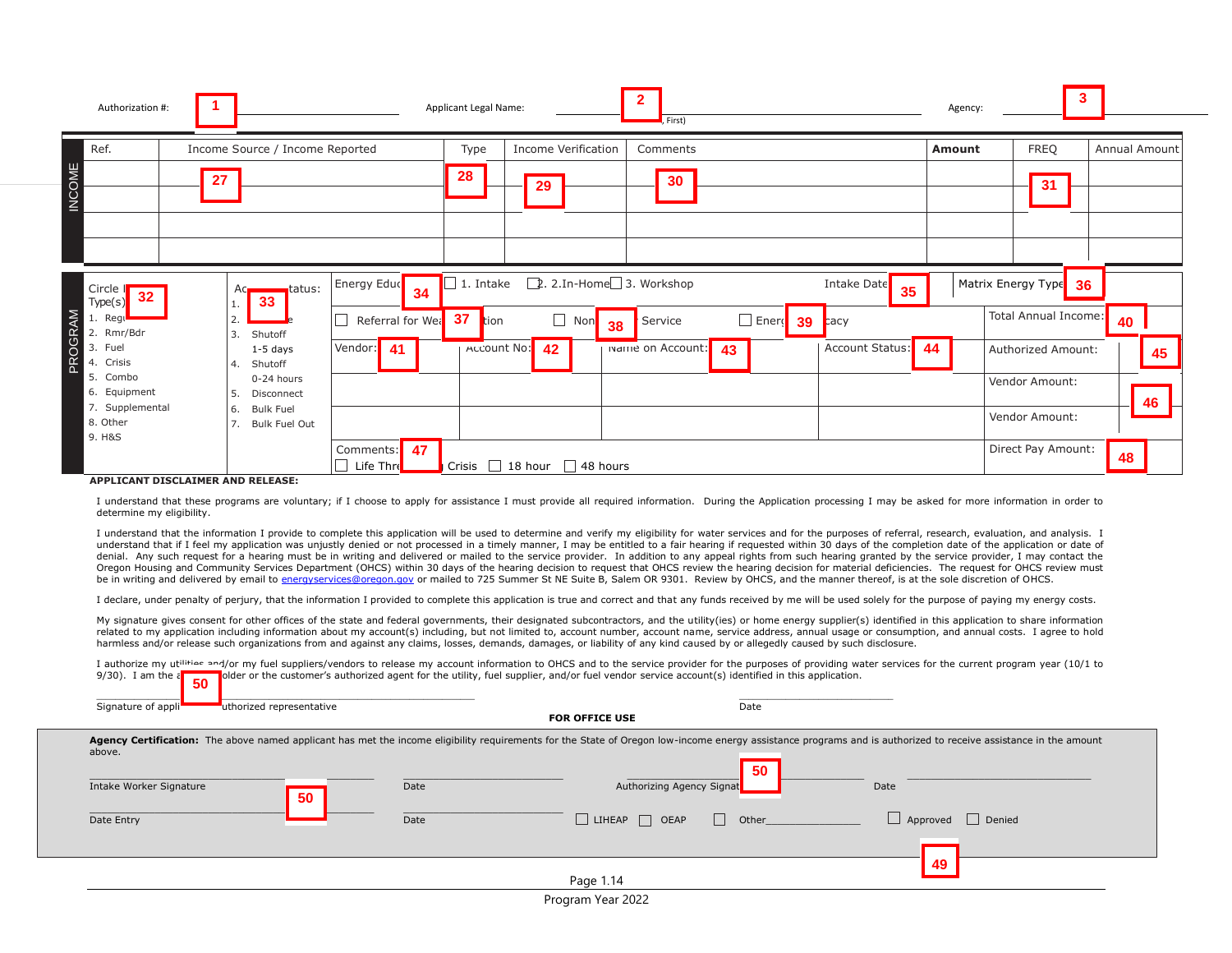Authorization #: **1** ______ Applicant Legal Name: **2** ______ , First) Agency: **3** ______

| INCOME | Ref. | Income Source / Income Reported | Type | Income Verification | Comments | **Amount** | FREQ | Annual Amount |
|---|---|---|---|---|---|---|---|---|
| | | 27 | 28 | 29 | 30 | | 31 | |
| | | | | | | | | |
| | | | | | | | | |
| | | | | | | | | |

| PROGRAM | | | | | |
|---|---|---|---|---|---|
| Circle I **32** Type(s) 1. Regu 2. Rmr/Bdr 3. Fuel 4. Crisis 5. Combo 6. Equipment 7. Supplemental 8. Other 9. H&S | Ac **33** tatus: 1. 2. e 3. Shutoff 1-5 days 4. Shutoff 0-24 hours 5. Disconnect 6. Bulk Fuel 7. Bulk Fuel Out | Energy Educ **34** ☐ 1. Intake ☐ 2. 2.In-Home ☐ 3. Workshop | Intake Date **35** | Matrix Energy Type **36** | |
| | | ☐ Referral for Wea **37** tion ☐ Non **38** Service | ☐ Energ **39** cacy | Total Annual Income: **40** | |
| | | Vendor: **41** | Account No: **42** | Name on Account: **43** | Account Status: **44** | Authorized Amount: **45** |
| | | | | | | Vendor Amount: **46** |
| | | | | | | Vendor Amount: |
| | | Comments: **47** ☐ Life Thre Crisis ☐ 18 hour ☐ 48 hours | | | | Direct Pay Amount: **48** |

**APPLICANT DISCLAIMER AND RELEASE:**

I understand that these programs are voluntary; if I choose to apply for assistance I must provide all required information. During the Application processing I may be asked for more information in order to determine my eligibility.

I understand that the information I provide to complete this application will be used to determine and verify my eligibility for water services and for the purposes of referral, research, evaluation, and analysis. I understand that if I feel my application was unjustly denied or not processed in a timely manner, I may be entitled to a fair hearing if requested within 30 days of the completion date of the application or date of denial. Any such request for a hearing must be in writing and delivered or mailed to the service provider. In addition to any appeal rights from such hearing granted by the service provider, I may contact the Oregon Housing and Community Services Department (OHCS) within 30 days of the hearing decision to request that OHCS review the hearing decision for material deficiencies. The request for OHCS review must be in writing and delivered by email to energyservices@oregon.gov or mailed to 725 Summer St NE Suite B, Salem OR 9301. Review by OHCS, and the manner thereof, is at the sole discretion of OHCS.

I declare, under penalty of perjury, that the information I provided to complete this application is true and correct and that any funds received by me will be used solely for the purpose of paying my energy costs.

My signature gives consent for other offices of the state and federal governments, their designated subcontractors, and the utility(ies) or home energy supplier(s) identified in this application to share information related to my application including information about my account(s) including, but not limited to, account number, account name, service address, annual usage or consumption, and annual costs. I agree to hold harmless and/or release such organizations from and against any claims, losses, demands, damages, or liability of any kind caused by or allegedly caused by such disclosure.

I authorize my utilities and/or my fuel suppliers/vendors to release my account information to OHCS and to the service provider for the purposes of providing water services for the current program year (10/1 to 9/30). I am the a **50** older or the customer's authorized agent for the utility, fuel supplier, and/or fuel vendor service account(s) identified in this application.

______________________________ ______________________________
Signature of appli **50** uthorized representative Date

**FOR OFFICE USE**

**Agency Certification:** The above named applicant has met the income eligibility requirements for the State of Oregon low-income energy assistance programs and is authorized to receive assistance in the amount above.

______________________________ ______________________________ ______________________________ ______________________________
Intake Worker Signature **50** Date Authorizing Agency Signat **50** Date

______________________________ ______________________________
Date Entry Date ☐ LIHEAP ☐ OEAP ☐ Other__________________ ☐ Approved ☐ Denied **49**

Page 1.14

Program Year 2022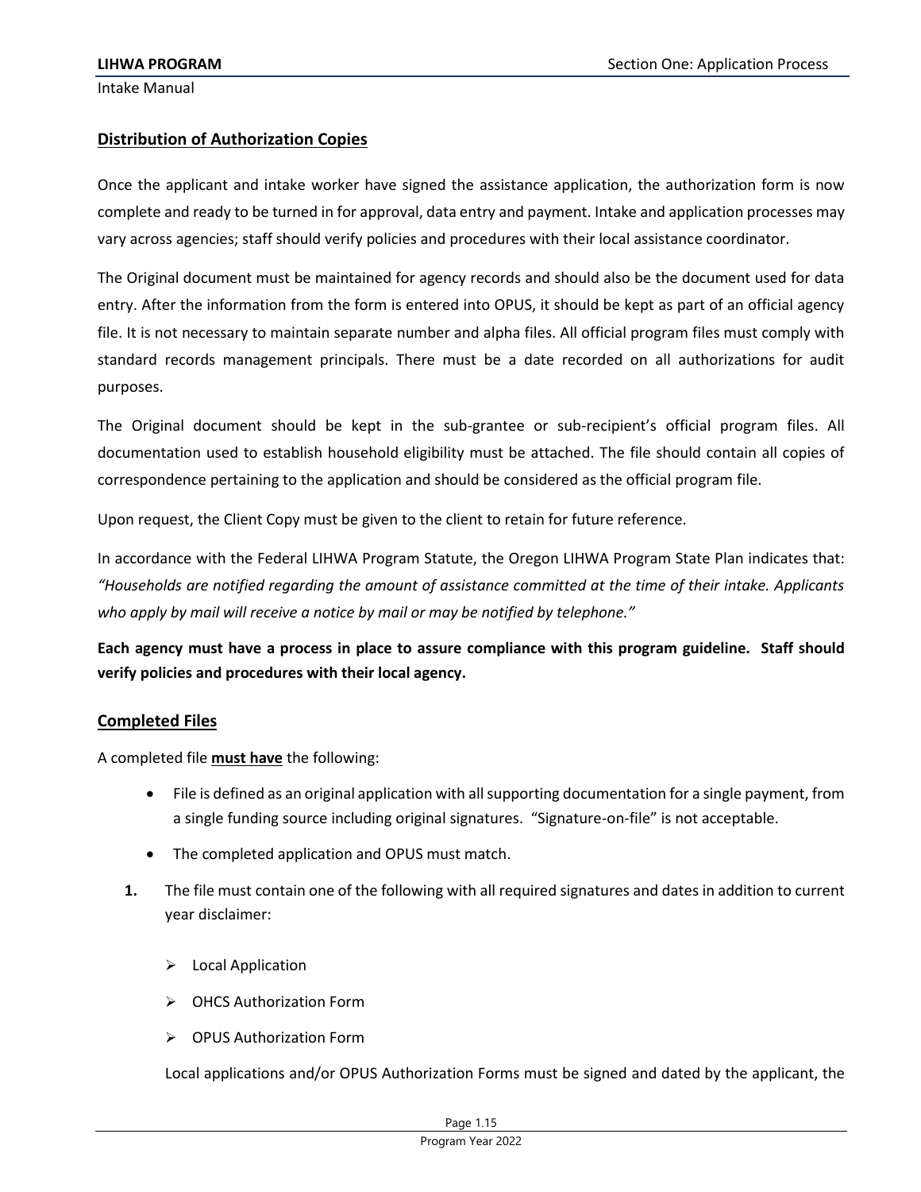## Distribution of Authorization Copies

Once the applicant and intake worker have signed the assistance application, the authorization form is now complete and ready to be turned in for approval, data entry and payment. Intake and application processes may vary across agencies; staff should verify policies and procedures with their local assistance coordinator.

The Original document must be maintained for agency records and should also be the document used for data entry. After the information from the form is entered into OPUS, it should be kept as part of an official agency file. It is not necessary to maintain separate number and alpha files. All official program files must comply with standard records management principals. There must be a date recorded on all authorizations for audit purposes.

The Original document should be kept in the sub-grantee or sub-recipient's official program files. All documentation used to establish household eligibility must be attached. The file should contain all copies of correspondence pertaining to the application and should be considered as the official program file.

Upon request, the Client Copy must be given to the client to retain for future reference.

In accordance with the Federal LIHWA Program Statute, the Oregon LIHWA Program State Plan indicates that: *"Households are notified regarding the amount of assistance committed at the time of their intake. Applicants who apply by mail will receive a notice by mail or may be notified by telephone."*

**Each agency must have a process in place to assure compliance with this program guideline. Staff should verify policies and procedures with their local agency.**

## Completed Files

A completed file **must have** the following:

- File is defined as an original application with all supporting documentation for a single payment, from a single funding source including original signatures. "Signature-on-file" is not acceptable.
- The completed application and OPUS must match.

1. The file must contain one of the following with all required signatures and dates in addition to current year disclaimer:

   - Local Application
   - OHCS Authorization Form
   - OPUS Authorization Form

   Local applications and/or OPUS Authorization Forms must be signed and dated by the applicant, the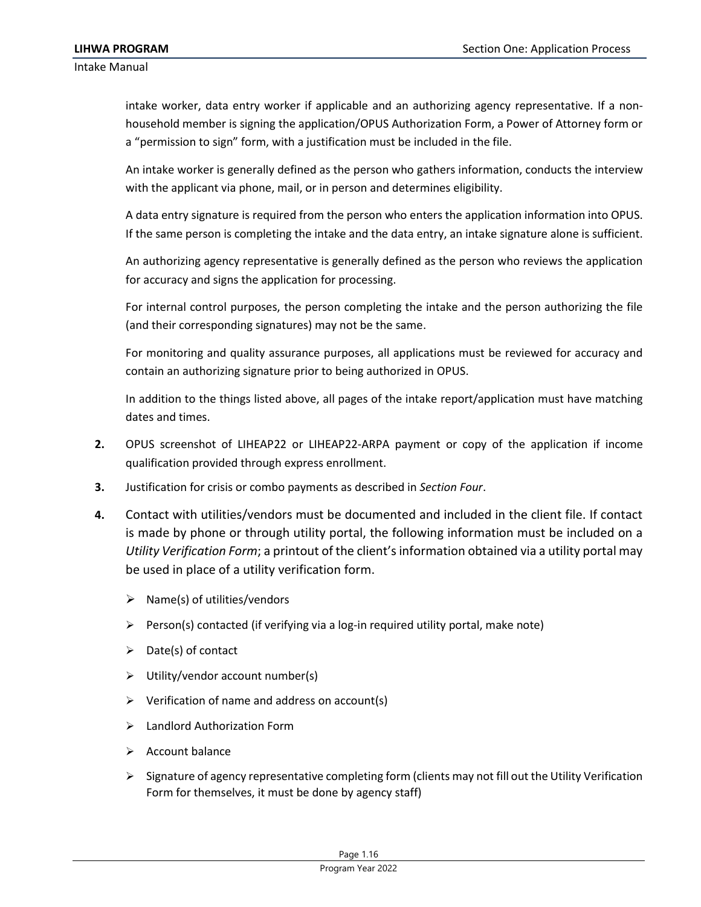intake worker, data entry worker if applicable and an authorizing agency representative. If a non-household member is signing the application/OPUS Authorization Form, a Power of Attorney form or a "permission to sign" form, with a justification must be included in the file.

An intake worker is generally defined as the person who gathers information, conducts the interview with the applicant via phone, mail, or in person and determines eligibility.

A data entry signature is required from the person who enters the application information into OPUS. If the same person is completing the intake and the data entry, an intake signature alone is sufficient.

An authorizing agency representative is generally defined as the person who reviews the application for accuracy and signs the application for processing.

For internal control purposes, the person completing the intake and the person authorizing the file (and their corresponding signatures) may not be the same.

For monitoring and quality assurance purposes, all applications must be reviewed for accuracy and contain an authorizing signature prior to being authorized in OPUS.

In addition to the things listed above, all pages of the intake report/application must have matching dates and times.

**2.** OPUS screenshot of LIHEAP22 or LIHEAP22-ARPA payment or copy of the application if income qualification provided through express enrollment.

**3.** Justification for crisis or combo payments as described in *Section Four*.

**4.** Contact with utilities/vendors must be documented and included in the client file. If contact is made by phone or through utility portal, the following information must be included on a *Utility Verification Form*; a printout of the client's information obtained via a utility portal may be used in place of a utility verification form.

- Name(s) of utilities/vendors
- Person(s) contacted (if verifying via a log-in required utility portal, make note)
- Date(s) of contact
- Utility/vendor account number(s)
- Verification of name and address on account(s)
- Landlord Authorization Form
- Account balance
- Signature of agency representative completing form (clients may not fill out the Utility Verification Form for themselves, it must be done by agency staff)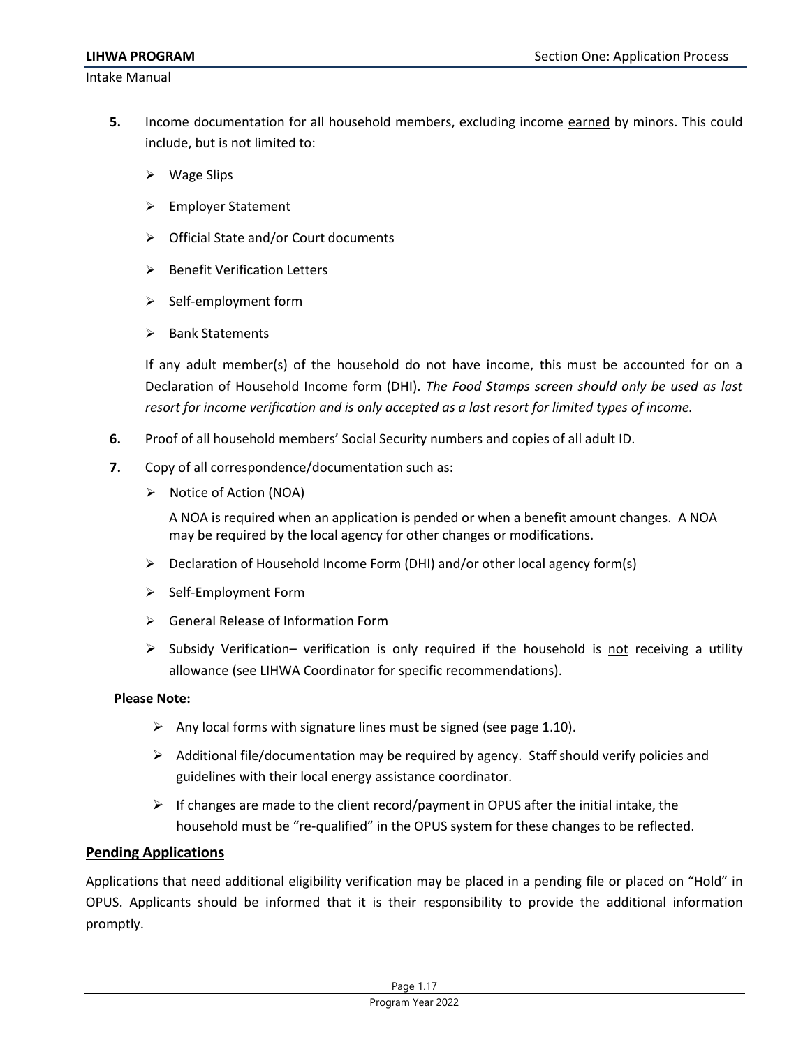5. Income documentation for all household members, excluding income <u>earned</u> by minors. This could include, but is not limited to:

    - Wage Slips
    - Employer Statement
    - Official State and/or Court documents
    - Benefit Verification Letters
    - Self-employment form
    - Bank Statements

    If any adult member(s) of the household do not have income, this must be accounted for on a Declaration of Household Income form (DHI). *The Food Stamps screen should only be used as last resort for income verification and is only accepted as a last resort for limited types of income.*

6. Proof of all household members' Social Security numbers and copies of all adult ID.

7. Copy of all correspondence/documentation such as:

    - Notice of Action (NOA)

      A NOA is required when an application is pended or when a benefit amount changes. A NOA may be required by the local agency for other changes or modifications.

    - Declaration of Household Income Form (DHI) and/or other local agency form(s)
    - Self-Employment Form
    - General Release of Information Form
    - Subsidy Verification– verification is only required if the household is <u>not</u> receiving a utility allowance (see LIHWA Coordinator for specific recommendations).

**Please Note:**

- Any local forms with signature lines must be signed (see page 1.10).
- Additional file/documentation may be required by agency. Staff should verify policies and guidelines with their local energy assistance coordinator.
- If changes are made to the client record/payment in OPUS after the initial intake, the household must be "re-qualified" in the OPUS system for these changes to be reflected.

## Pending Applications

Applications that need additional eligibility verification may be placed in a pending file or placed on "Hold" in OPUS. Applicants should be informed that it is their responsibility to provide the additional information promptly.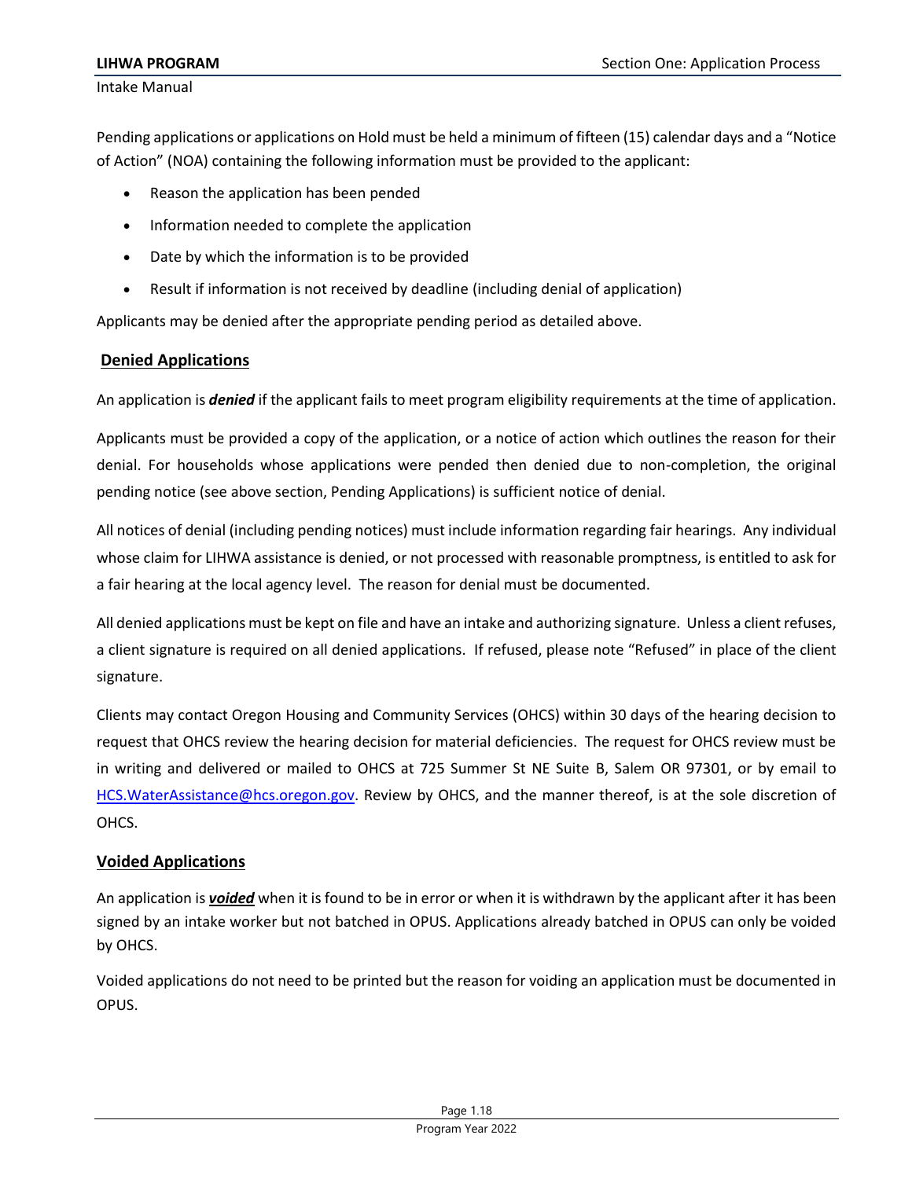Pending applications or applications on Hold must be held a minimum of fifteen (15) calendar days and a "Notice of Action" (NOA) containing the following information must be provided to the applicant:

- Reason the application has been pended
- Information needed to complete the application
- Date by which the information is to be provided
- Result if information is not received by deadline (including denial of application)

Applicants may be denied after the appropriate pending period as detailed above.

## Denied Applications

An application is ***denied*** if the applicant fails to meet program eligibility requirements at the time of application.

Applicants must be provided a copy of the application, or a notice of action which outlines the reason for their denial. For households whose applications were pended then denied due to non-completion, the original pending notice (see above section, Pending Applications) is sufficient notice of denial.

All notices of denial (including pending notices) must include information regarding fair hearings. Any individual whose claim for LIHWA assistance is denied, or not processed with reasonable promptness, is entitled to ask for a fair hearing at the local agency level. The reason for denial must be documented.

All denied applications must be kept on file and have an intake and authorizing signature. Unless a client refuses, a client signature is required on all denied applications. If refused, please note "Refused" in place of the client signature.

Clients may contact Oregon Housing and Community Services (OHCS) within 30 days of the hearing decision to request that OHCS review the hearing decision for material deficiencies. The request for OHCS review must be in writing and delivered or mailed to OHCS at 725 Summer St NE Suite B, Salem OR 97301, or by email to HCS.WaterAssistance@hcs.oregon.gov. Review by OHCS, and the manner thereof, is at the sole discretion of OHCS.

## Voided Applications

An application is ***voided*** when it is found to be in error or when it is withdrawn by the applicant after it has been signed by an intake worker but not batched in OPUS. Applications already batched in OPUS can only be voided by OHCS.

Voided applications do not need to be printed but the reason for voiding an application must be documented in OPUS.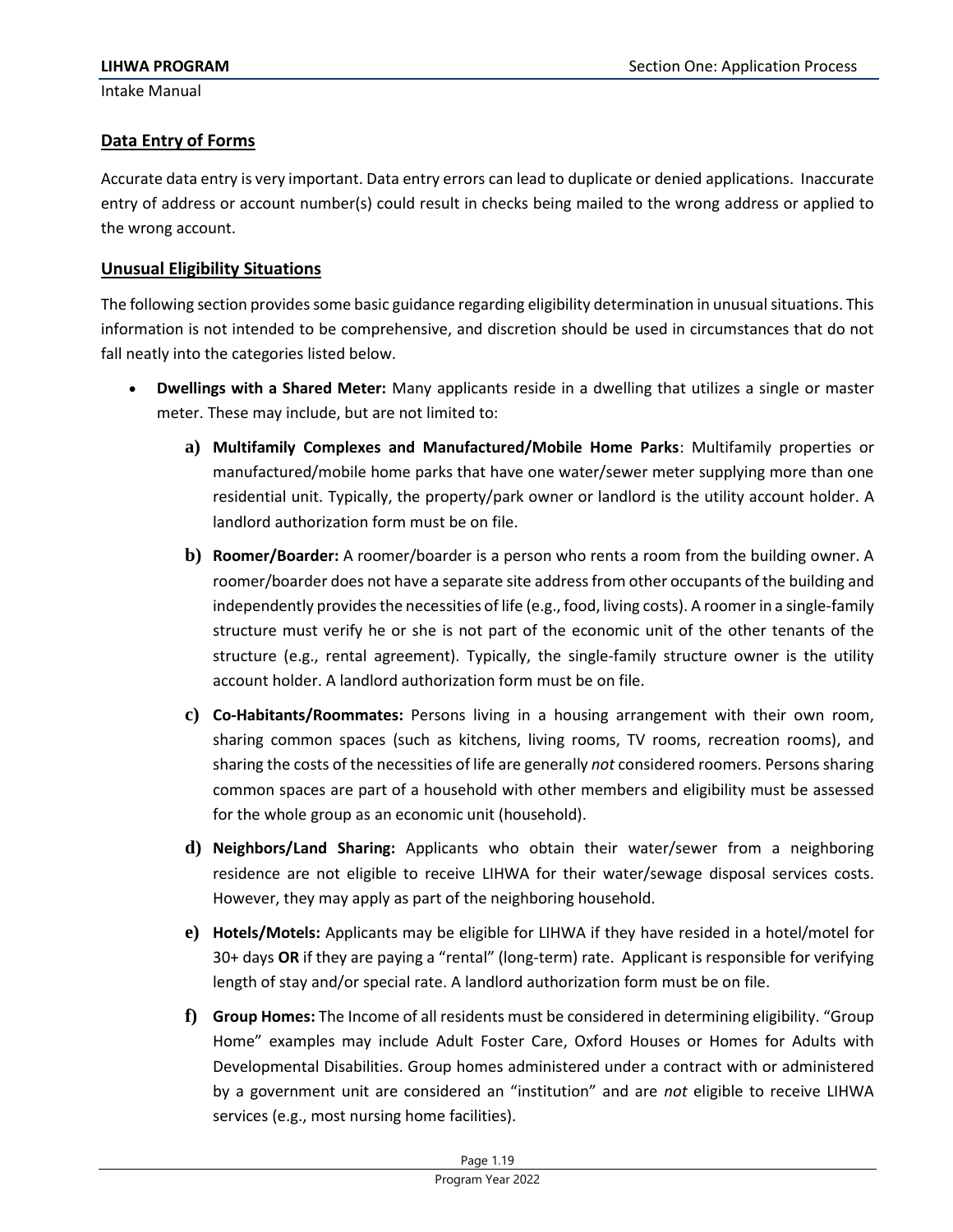## Data Entry of Forms

Accurate data entry is very important. Data entry errors can lead to duplicate or denied applications. Inaccurate entry of address or account number(s) could result in checks being mailed to the wrong address or applied to the wrong account.

## Unusual Eligibility Situations

The following section provides some basic guidance regarding eligibility determination in unusual situations. This information is not intended to be comprehensive, and discretion should be used in circumstances that do not fall neatly into the categories listed below.

- **Dwellings with a Shared Meter:** Many applicants reside in a dwelling that utilizes a single or master meter. These may include, but are not limited to:
   - **a) Multifamily Complexes and Manufactured/Mobile Home Parks**: Multifamily properties or manufactured/mobile home parks that have one water/sewer meter supplying more than one residential unit. Typically, the property/park owner or landlord is the utility account holder. A landlord authorization form must be on file.
   - **b) Roomer/Boarder:** A roomer/boarder is a person who rents a room from the building owner. A roomer/boarder does not have a separate site address from other occupants of the building and independently provides the necessities of life (e.g., food, living costs). A roomer in a single-family structure must verify he or she is not part of the economic unit of the other tenants of the structure (e.g., rental agreement). Typically, the single-family structure owner is the utility account holder. A landlord authorization form must be on file.
   - **c) Co-Habitants/Roommates:** Persons living in a housing arrangement with their own room, sharing common spaces (such as kitchens, living rooms, TV rooms, recreation rooms), and sharing the costs of the necessities of life are generally *not* considered roomers. Persons sharing common spaces are part of a household with other members and eligibility must be assessed for the whole group as an economic unit (household).
   - **d) Neighbors/Land Sharing:** Applicants who obtain their water/sewer from a neighboring residence are not eligible to receive LIHWA for their water/sewage disposal services costs. However, they may apply as part of the neighboring household.
   - **e) Hotels/Motels:** Applicants may be eligible for LIHWA if they have resided in a hotel/motel for 30+ days **OR** if they are paying a "rental" (long-term) rate. Applicant is responsible for verifying length of stay and/or special rate. A landlord authorization form must be on file.
   - **f) Group Homes:** The Income of all residents must be considered in determining eligibility. "Group Home" examples may include Adult Foster Care, Oxford Houses or Homes for Adults with Developmental Disabilities. Group homes administered under a contract with or administered by a government unit are considered an "institution" and are *not* eligible to receive LIHWA services (e.g., most nursing home facilities).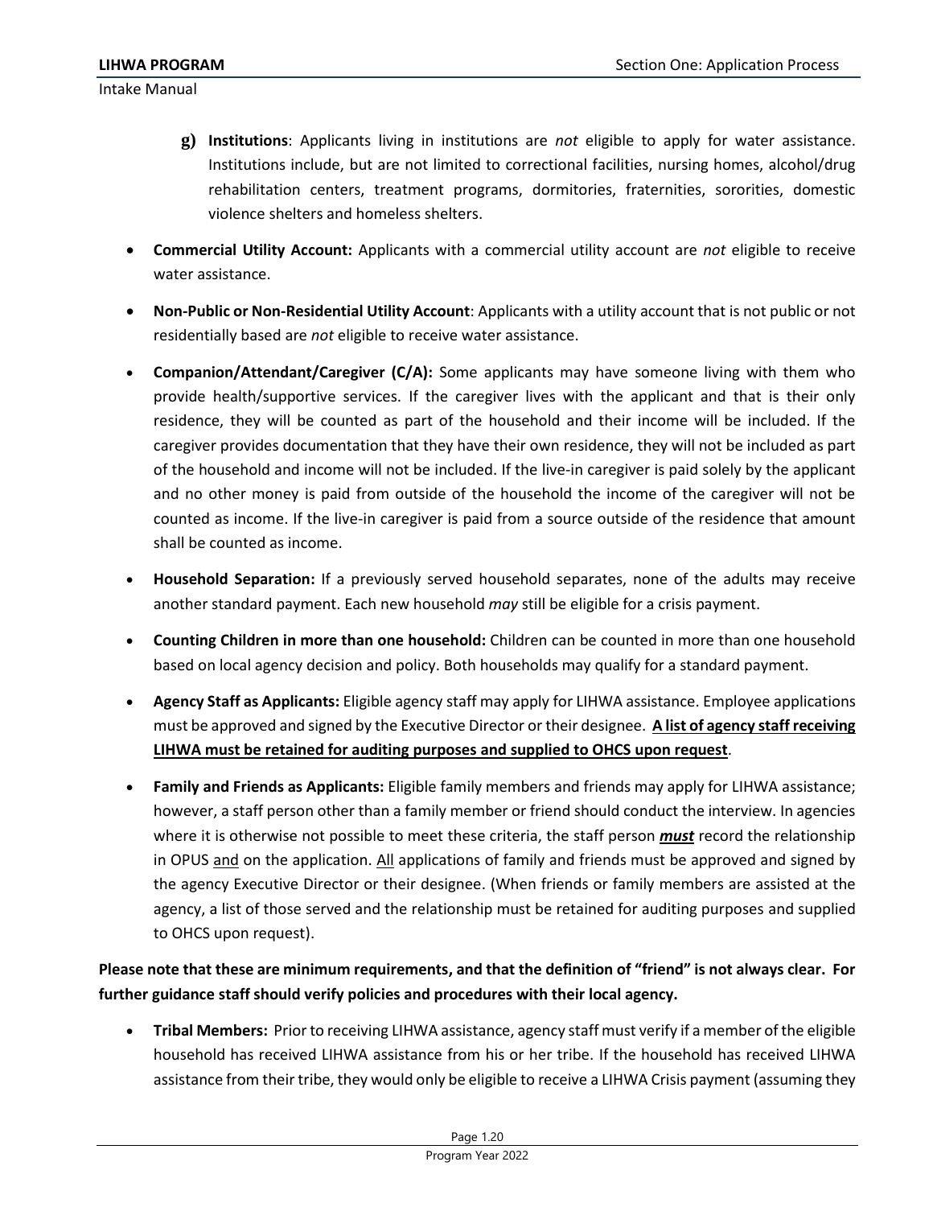**g) Institutions**: Applicants living in institutions are *not* eligible to apply for water assistance. Institutions include, but are not limited to correctional facilities, nursing homes, alcohol/drug rehabilitation centers, treatment programs, dormitories, fraternities, sororities, domestic violence shelters and homeless shelters.

- **Commercial Utility Account:** Applicants with a commercial utility account are *not* eligible to receive water assistance.
- **Non-Public or Non-Residential Utility Account**: Applicants with a utility account that is not public or not residentially based are *not* eligible to receive water assistance.
- **Companion/Attendant/Caregiver (C/A):** Some applicants may have someone living with them who provide health/supportive services. If the caregiver lives with the applicant and that is their only residence, they will be counted as part of the household and their income will be included. If the caregiver provides documentation that they have their own residence, they will not be included as part of the household and income will not be included. If the live-in caregiver is paid solely by the applicant and no other money is paid from outside of the household the income of the caregiver will not be counted as income. If the live-in caregiver is paid from a source outside of the residence that amount shall be counted as income.
- **Household Separation:** If a previously served household separates, none of the adults may receive another standard payment. Each new household *may* still be eligible for a crisis payment.
- **Counting Children in more than one household:** Children can be counted in more than one household based on local agency decision and policy. Both households may qualify for a standard payment.
- **Agency Staff as Applicants:** Eligible agency staff may apply for LIHWA assistance. Employee applications must be approved and signed by the Executive Director or their designee. **<u>A list of agency staff receiving LIHWA must be retained for auditing purposes and supplied to OHCS upon request</u>**.
- **Family and Friends as Applicants:** Eligible family members and friends may apply for LIHWA assistance; however, a staff person other than a family member or friend should conduct the interview. In agencies where it is otherwise not possible to meet these criteria, the staff person ***<u>must</u>*** record the relationship in OPUS <u>and</u> on the application. <u>All</u> applications of family and friends must be approved and signed by the agency Executive Director or their designee. (When friends or family members are assisted at the agency, a list of those served and the relationship must be retained for auditing purposes and supplied to OHCS upon request).

**Please note that these are minimum requirements, and that the definition of "friend" is not always clear. For further guidance staff should verify policies and procedures with their local agency.**

- **Tribal Members:** Prior to receiving LIHWA assistance, agency staff must verify if a member of the eligible household has received LIHWA assistance from his or her tribe. If the household has received LIHWA assistance from their tribe, they would only be eligible to receive a LIHWA Crisis payment (assuming they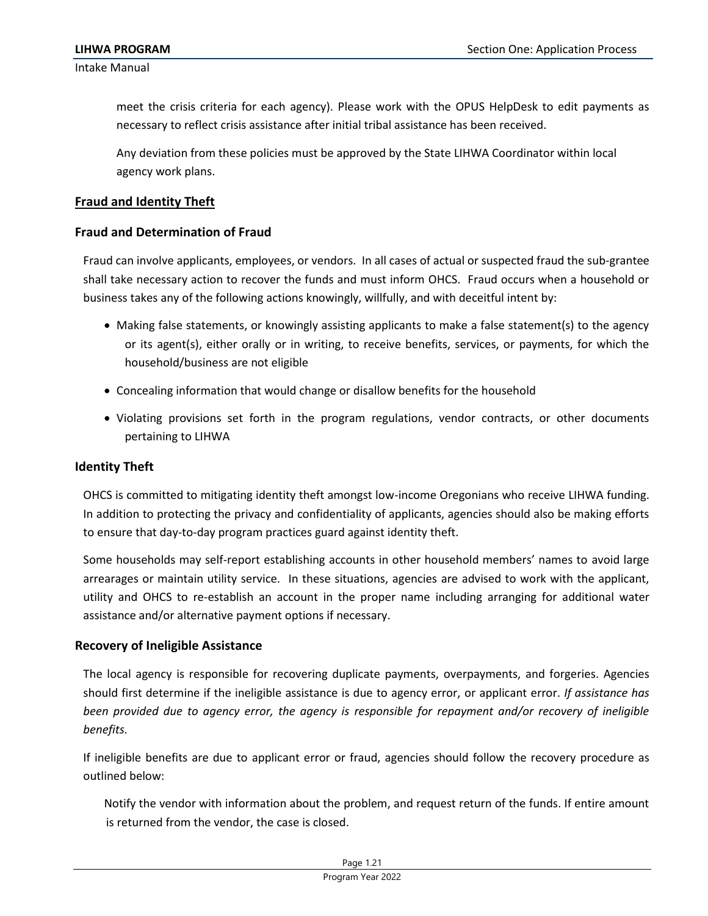meet the crisis criteria for each agency). Please work with the OPUS HelpDesk to edit payments as necessary to reflect crisis assistance after initial tribal assistance has been received.

Any deviation from these policies must be approved by the State LIHWA Coordinator within local agency work plans.

## Fraud and Identity Theft

### Fraud and Determination of Fraud

Fraud can involve applicants, employees, or vendors. In all cases of actual or suspected fraud the sub-grantee shall take necessary action to recover the funds and must inform OHCS. Fraud occurs when a household or business takes any of the following actions knowingly, willfully, and with deceitful intent by:

- Making false statements, or knowingly assisting applicants to make a false statement(s) to the agency or its agent(s), either orally or in writing, to receive benefits, services, or payments, for which the household/business are not eligible
- Concealing information that would change or disallow benefits for the household
- Violating provisions set forth in the program regulations, vendor contracts, or other documents pertaining to LIHWA

### Identity Theft

OHCS is committed to mitigating identity theft amongst low-income Oregonians who receive LIHWA funding. In addition to protecting the privacy and confidentiality of applicants, agencies should also be making efforts to ensure that day-to-day program practices guard against identity theft.

Some households may self-report establishing accounts in other household members' names to avoid large arrearages or maintain utility service. In these situations, agencies are advised to work with the applicant, utility and OHCS to re-establish an account in the proper name including arranging for additional water assistance and/or alternative payment options if necessary.

### Recovery of Ineligible Assistance

The local agency is responsible for recovering duplicate payments, overpayments, and forgeries. Agencies should first determine if the ineligible assistance is due to agency error, or applicant error. *If assistance has been provided due to agency error, the agency is responsible for repayment and/or recovery of ineligible benefits.*

If ineligible benefits are due to applicant error or fraud, agencies should follow the recovery procedure as outlined below:

Notify the vendor with information about the problem, and request return of the funds. If entire amount is returned from the vendor, the case is closed.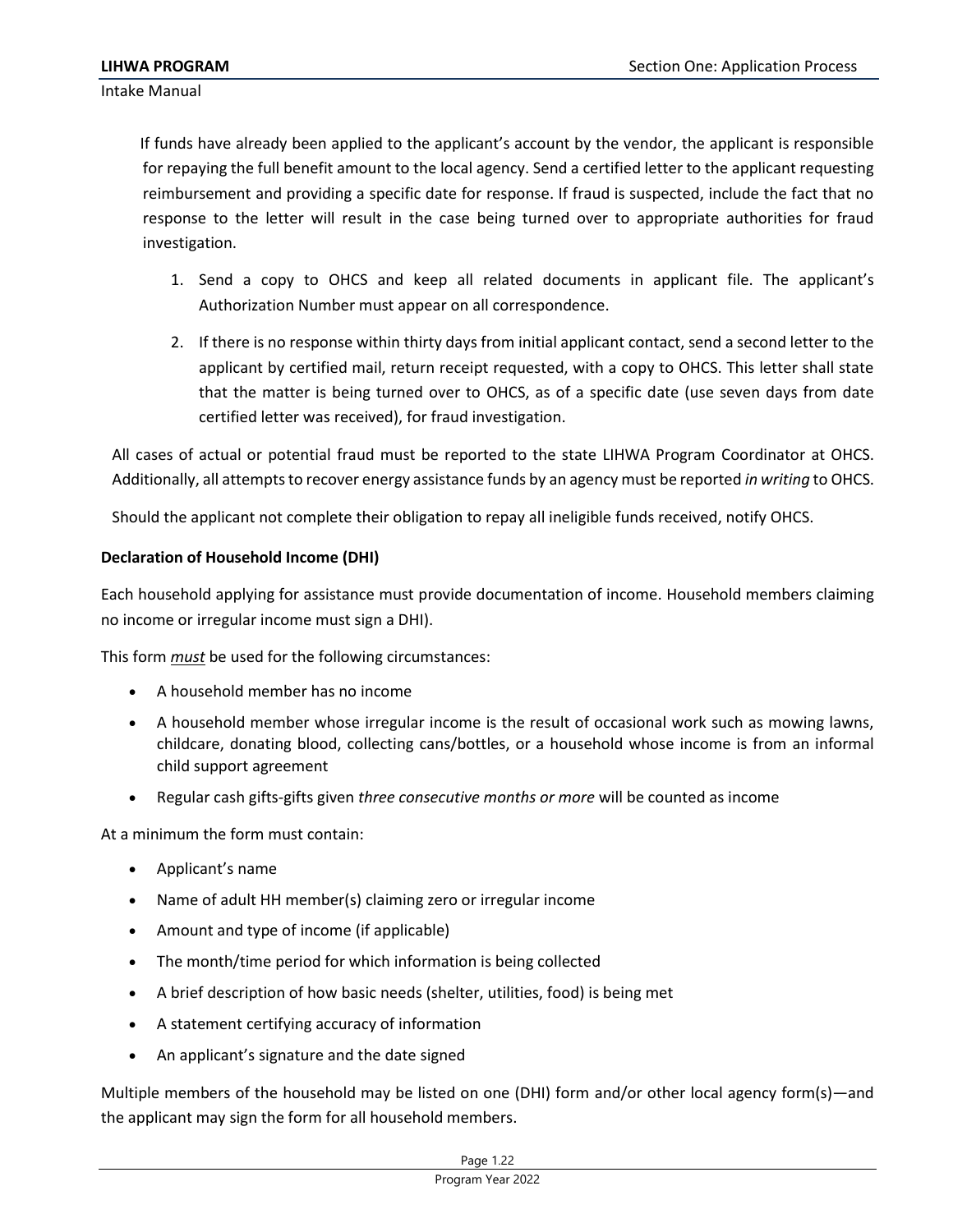If funds have already been applied to the applicant's account by the vendor, the applicant is responsible for repaying the full benefit amount to the local agency. Send a certified letter to the applicant requesting reimbursement and providing a specific date for response. If fraud is suspected, include the fact that no response to the letter will result in the case being turned over to appropriate authorities for fraud investigation.

1. Send a copy to OHCS and keep all related documents in applicant file. The applicant's Authorization Number must appear on all correspondence.
2. If there is no response within thirty days from initial applicant contact, send a second letter to the applicant by certified mail, return receipt requested, with a copy to OHCS. This letter shall state that the matter is being turned over to OHCS, as of a specific date (use seven days from date certified letter was received), for fraud investigation.

All cases of actual or potential fraud must be reported to the state LIHWA Program Coordinator at OHCS. Additionally, all attempts to recover energy assistance funds by an agency must be reported *in writing* to OHCS.

Should the applicant not complete their obligation to repay all ineligible funds received, notify OHCS.

**Declaration of Household Income (DHI)**

Each household applying for assistance must provide documentation of income. Household members claiming no income or irregular income must sign a DHI).

This form ***must*** be used for the following circumstances:

- A household member has no income
- A household member whose irregular income is the result of occasional work such as mowing lawns, childcare, donating blood, collecting cans/bottles, or a household whose income is from an informal child support agreement
- Regular cash gifts-gifts given *three consecutive months or more* will be counted as income

At a minimum the form must contain:

- Applicant's name
- Name of adult HH member(s) claiming zero or irregular income
- Amount and type of income (if applicable)
- The month/time period for which information is being collected
- A brief description of how basic needs (shelter, utilities, food) is being met
- A statement certifying accuracy of information
- An applicant's signature and the date signed

Multiple members of the household may be listed on one (DHI) form and/or other local agency form(s)—and the applicant may sign the form for all household members.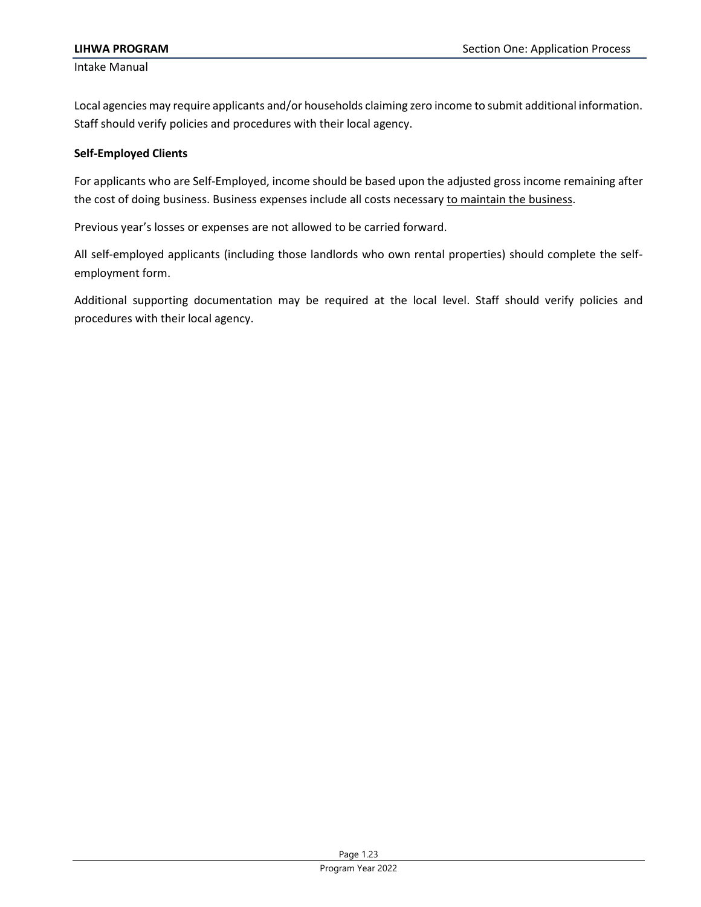Local agencies may require applicants and/or households claiming zero income to submit additional information. Staff should verify policies and procedures with their local agency.

**Self-Employed Clients**

For applicants who are Self-Employed, income should be based upon the adjusted gross income remaining after the cost of doing business. Business expenses include all costs necessary to maintain the business.

Previous year's losses or expenses are not allowed to be carried forward.

All self-employed applicants (including those landlords who own rental properties) should complete the self-employment form.

Additional supporting documentation may be required at the local level. Staff should verify policies and procedures with their local agency.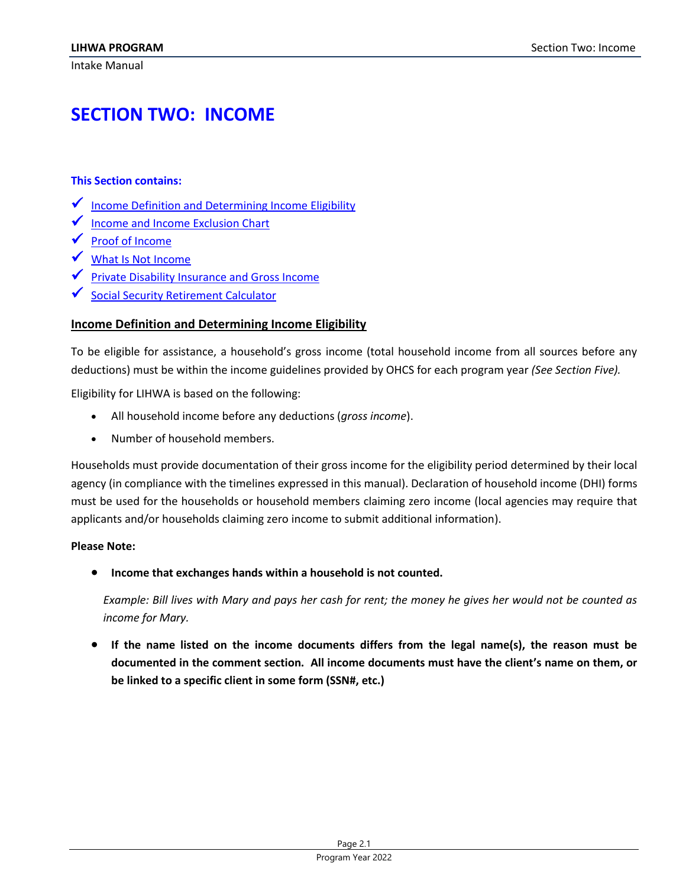# SECTION TWO: INCOME

**This Section contains:**

- ✓ Income Definition and Determining Income Eligibility
- ✓ Income and Income Exclusion Chart
- ✓ Proof of Income
- ✓ What Is Not Income
- ✓ Private Disability Insurance and Gross Income
- ✓ Social Security Retirement Calculator

## Income Definition and Determining Income Eligibility

To be eligible for assistance, a household's gross income (total household income from all sources before any deductions) must be within the income guidelines provided by OHCS for each program year *(See Section Five).*

Eligibility for LIHWA is based on the following:

- All household income before any deductions (*gross income*).
- Number of household members.

Households must provide documentation of their gross income for the eligibility period determined by their local agency (in compliance with the timelines expressed in this manual). Declaration of household income (DHI) forms must be used for the households or household members claiming zero income (local agencies may require that applicants and/or households claiming zero income to submit additional information).

**Please Note:**

- **Income that exchanges hands within a household is not counted.**

  *Example: Bill lives with Mary and pays her cash for rent; the money he gives her would not be counted as income for Mary.*

- **If the name listed on the income documents differs from the legal name(s), the reason must be documented in the comment section. All income documents must have the client's name on them, or be linked to a specific client in some form (SSN#, etc.)**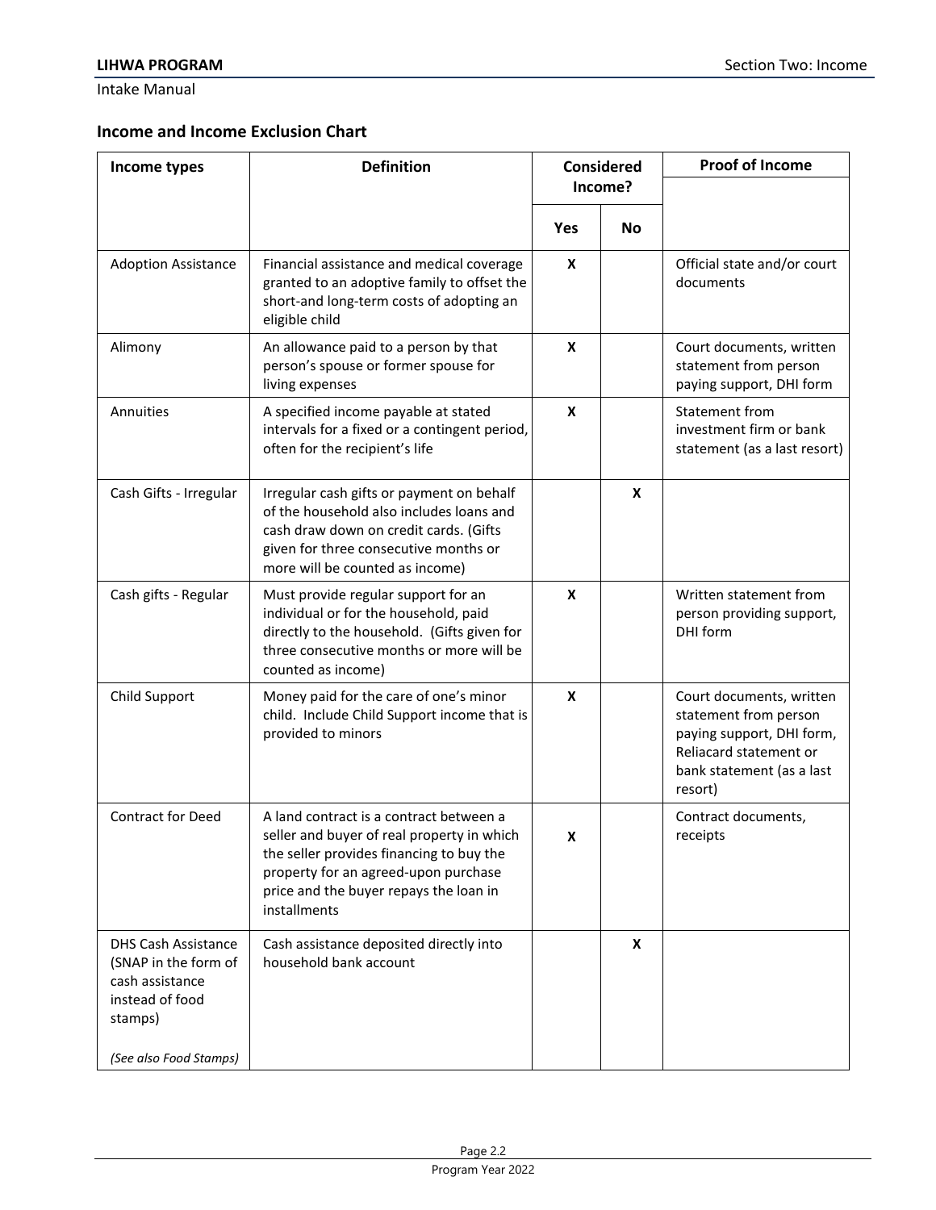Intake Manual

## Income and Income Exclusion Chart

| Income types | Definition | Considered Income? | | Proof of Income |
|---|---|---|---|---|
| | | Yes | No | |
| Adoption Assistance | Financial assistance and medical coverage granted to an adoptive family to offset the short-and long-term costs of adopting an eligible child | X | | Official state and/or court documents |
| Alimony | An allowance paid to a person by that person's spouse or former spouse for living expenses | X | | Court documents, written statement from person paying support, DHI form |
| Annuities | A specified income payable at stated intervals for a fixed or a contingent period, often for the recipient's life | X | | Statement from investment firm or bank statement (as a last resort) |
| Cash Gifts - Irregular | Irregular cash gifts or payment on behalf of the household also includes loans and cash draw down on credit cards. (Gifts given for three consecutive months or more will be counted as income) | | X | |
| Cash gifts - Regular | Must provide regular support for an individual or for the household, paid directly to the household. (Gifts given for three consecutive months or more will be counted as income) | X | | Written statement from person providing support, DHI form |
| Child Support | Money paid for the care of one's minor child. Include Child Support income that is provided to minors | X | | Court documents, written statement from person paying support, DHI form, Reliacard statement or bank statement (as a last resort) |
| Contract for Deed | A land contract is a contract between a seller and buyer of real property in which the seller provides financing to buy the property for an agreed-upon purchase price and the buyer repays the loan in installments | X | | Contract documents, receipts |
| DHS Cash Assistance (SNAP in the form of cash assistance instead of food stamps) *(See also Food Stamps)* | Cash assistance deposited directly into household bank account | | X | |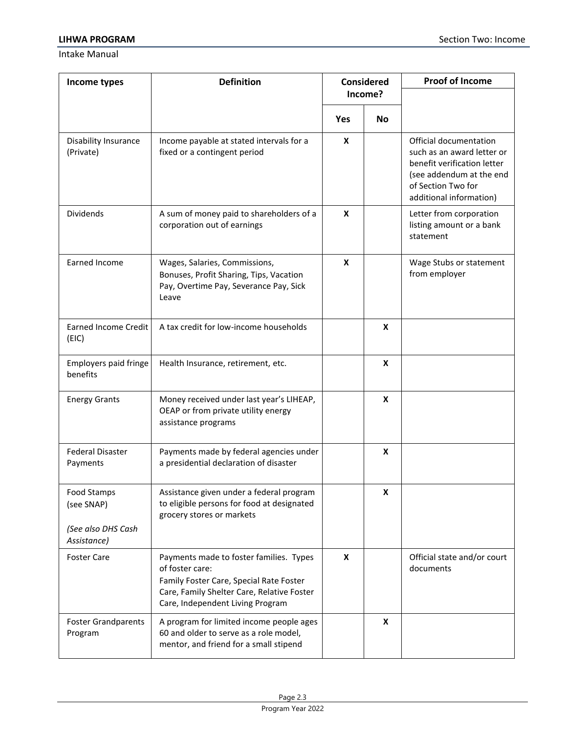| Income types | Definition | Considered Income? | | Proof of Income |
|---|---|---|---|---|
| | | Yes | No | |
| Disability Insurance (Private) | Income payable at stated intervals for a fixed or a contingent period | X | | Official documentation such as an award letter or benefit verification letter (see addendum at the end of Section Two for additional information) |
| Dividends | A sum of money paid to shareholders of a corporation out of earnings | X | | Letter from corporation listing amount or a bank statement |
| Earned Income | Wages, Salaries, Commissions, Bonuses, Profit Sharing, Tips, Vacation Pay, Overtime Pay, Severance Pay, Sick Leave | X | | Wage Stubs or statement from employer |
| Earned Income Credit (EIC) | A tax credit for low-income households | | X | |
| Employers paid fringe benefits | Health Insurance, retirement, etc. | | X | |
| Energy Grants | Money received under last year's LIHEAP, OEAP or from private utility energy assistance programs | | X | |
| Federal Disaster Payments | Payments made by federal agencies under a presidential declaration of disaster | | X | |
| Food Stamps (see SNAP) *(See also DHS Cash Assistance)* | Assistance given under a federal program to eligible persons for food at designated grocery stores or markets | | X | |
| Foster Care | Payments made to foster families. Types of foster care: Family Foster Care, Special Rate Foster Care, Family Shelter Care, Relative Foster Care, Independent Living Program | X | | Official state and/or court documents |
| Foster Grandparents Program | A program for limited income people ages 60 and older to serve as a role model, mentor, and friend for a small stipend | | X | |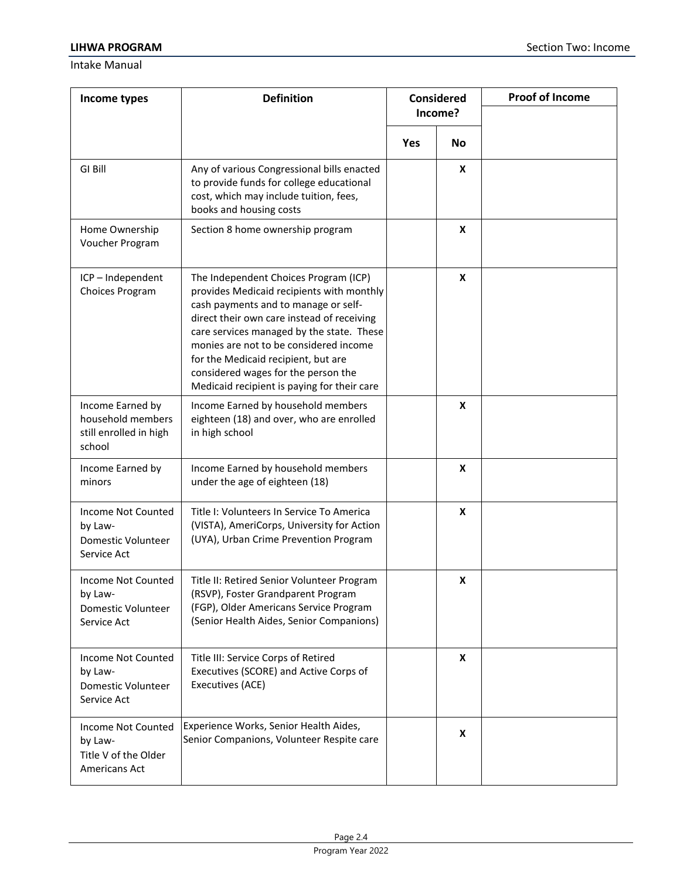| Income types | Definition | Considered Income? | | Proof of Income |
|---|---|---|---|---|
| | | Yes | No | |
| GI Bill | Any of various Congressional bills enacted to provide funds for college educational cost, which may include tuition, fees, books and housing costs | | X | |
| Home Ownership Voucher Program | Section 8 home ownership program | | X | |
| ICP – Independent Choices Program | The Independent Choices Program (ICP) provides Medicaid recipients with monthly cash payments and to manage or self-direct their own care instead of receiving care services managed by the state. These monies are not to be considered income for the Medicaid recipient, but are considered wages for the person the Medicaid recipient is paying for their care | | X | |
| Income Earned by household members still enrolled in high school | Income Earned by household members eighteen (18) and over, who are enrolled in high school | | X | |
| Income Earned by minors | Income Earned by household members under the age of eighteen (18) | | X | |
| Income Not Counted by Law- Domestic Volunteer Service Act | Title I: Volunteers In Service To America (VISTA), AmeriCorps, University for Action (UYA), Urban Crime Prevention Program | | X | |
| Income Not Counted by Law- Domestic Volunteer Service Act | Title II: Retired Senior Volunteer Program (RSVP), Foster Grandparent Program (FGP), Older Americans Service Program (Senior Health Aides, Senior Companions) | | X | |
| Income Not Counted by Law- Domestic Volunteer Service Act | Title III: Service Corps of Retired Executives (SCORE) and Active Corps of Executives (ACE) | | X | |
| Income Not Counted by Law- Title V of the Older Americans Act | Experience Works, Senior Health Aides, Senior Companions, Volunteer Respite care | | X | |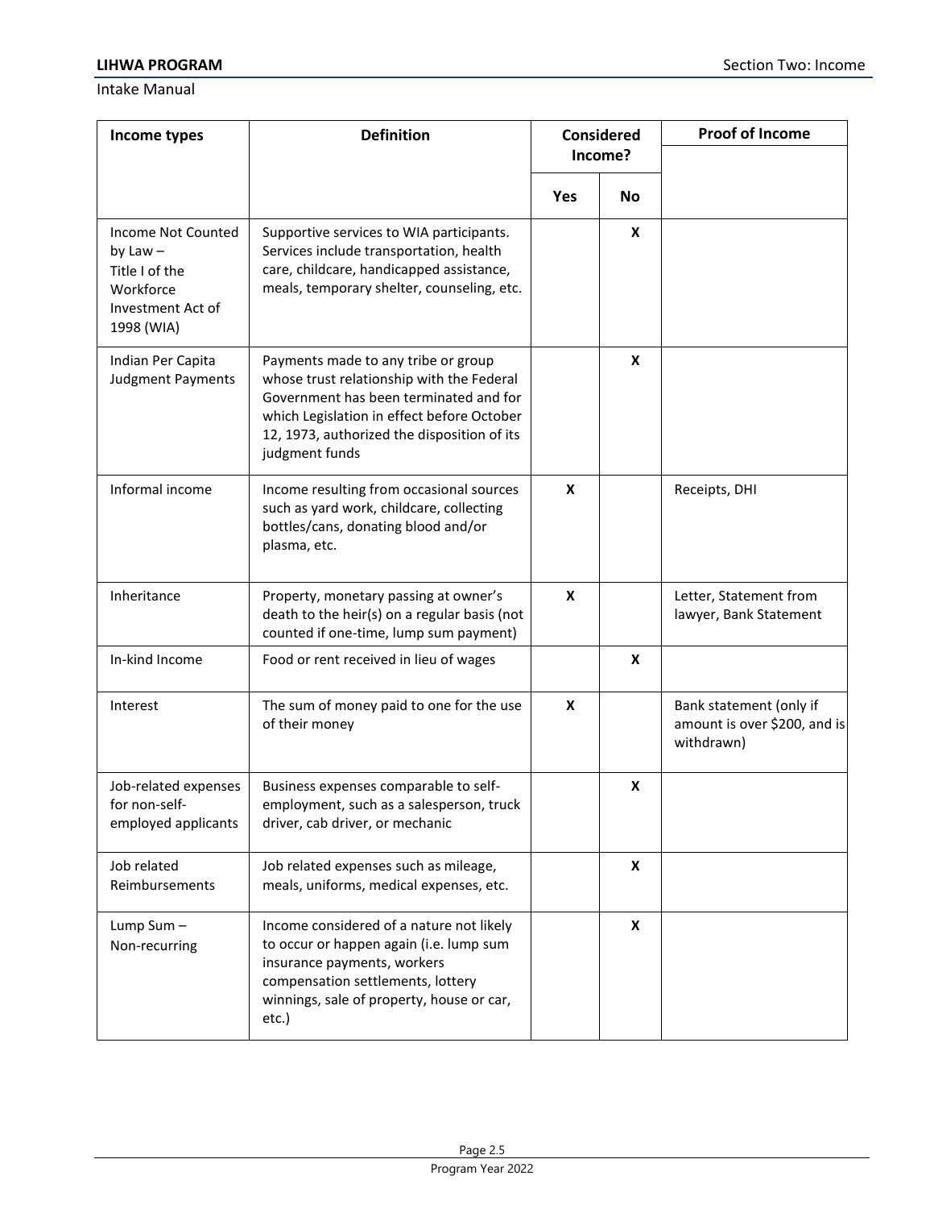| Income types | Definition | Considered Income? | | Proof of Income |
|---|---|---|---|---|
| | | Yes | No | |
| Income Not Counted by Law – Title I of the Workforce Investment Act of 1998 (WIA) | Supportive services to WIA participants. Services include transportation, health care, childcare, handicapped assistance, meals, temporary shelter, counseling, etc. | | X | |
| Indian Per Capita Judgment Payments | Payments made to any tribe or group whose trust relationship with the Federal Government has been terminated and for which Legislation in effect before October 12, 1973, authorized the disposition of its judgment funds | | X | |
| Informal income | Income resulting from occasional sources such as yard work, childcare, collecting bottles/cans, donating blood and/or plasma, etc. | X | | Receipts, DHI |
| Inheritance | Property, monetary passing at owner's death to the heir(s) on a regular basis (not counted if one-time, lump sum payment) | X | | Letter, Statement from lawyer, Bank Statement |
| In-kind Income | Food or rent received in lieu of wages | | X | |
| Interest | The sum of money paid to one for the use of their money | X | | Bank statement (only if amount is over $200, and is withdrawn) |
| Job-related expenses for non-self-employed applicants | Business expenses comparable to self-employment, such as a salesperson, truck driver, cab driver, or mechanic | | X | |
| Job related Reimbursements | Job related expenses such as mileage, meals, uniforms, medical expenses, etc. | | X | |
| Lump Sum – Non-recurring | Income considered of a nature not likely to occur or happen again (i.e. lump sum insurance payments, workers compensation settlements, lottery winnings, sale of property, house or car, etc.) | | X | |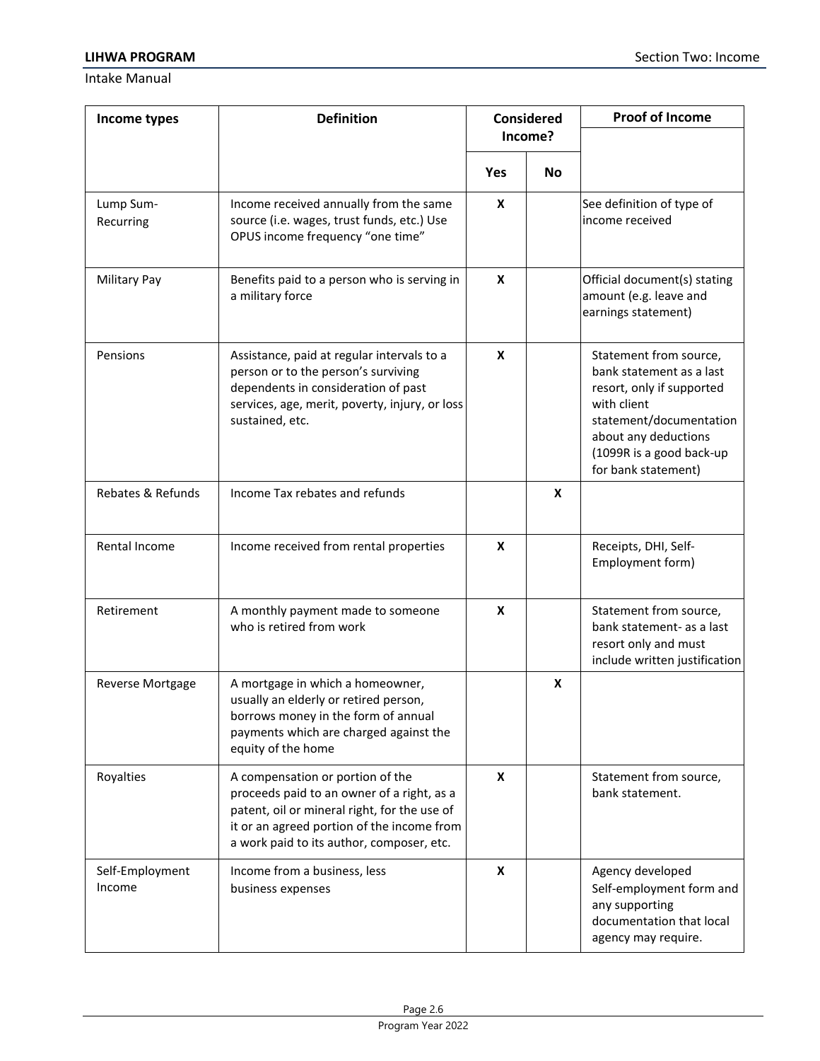| Income types | Definition | Considered Income? | | Proof of Income |
|---|---|---|---|---|
| | | Yes | No | |
| Lump Sum-Recurring | Income received annually from the same source (i.e. wages, trust funds, etc.) Use OPUS income frequency "one time" | X | | See definition of type of income received |
| Military Pay | Benefits paid to a person who is serving in a military force | X | | Official document(s) stating amount (e.g. leave and earnings statement) |
| Pensions | Assistance, paid at regular intervals to a person or to the person's surviving dependents in consideration of past services, age, merit, poverty, injury, or loss sustained, etc. | X | | Statement from source, bank statement as a last resort, only if supported with client statement/documentation about any deductions (1099R is a good back-up for bank statement) |
| Rebates & Refunds | Income Tax rebates and refunds | | X | |
| Rental Income | Income received from rental properties | X | | Receipts, DHI, Self-Employment form) |
| Retirement | A monthly payment made to someone who is retired from work | X | | Statement from source, bank statement- as a last resort only and must include written justification |
| Reverse Mortgage | A mortgage in which a homeowner, usually an elderly or retired person, borrows money in the form of annual payments which are charged against the equity of the home | | X | |
| Royalties | A compensation or portion of the proceeds paid to an owner of a right, as a patent, oil or mineral right, for the use of it or an agreed portion of the income from a work paid to its author, composer, etc. | X | | Statement from source, bank statement. |
| Self-Employment Income | Income from a business, less business expenses | X | | Agency developed Self-employment form and any supporting documentation that local agency may require. |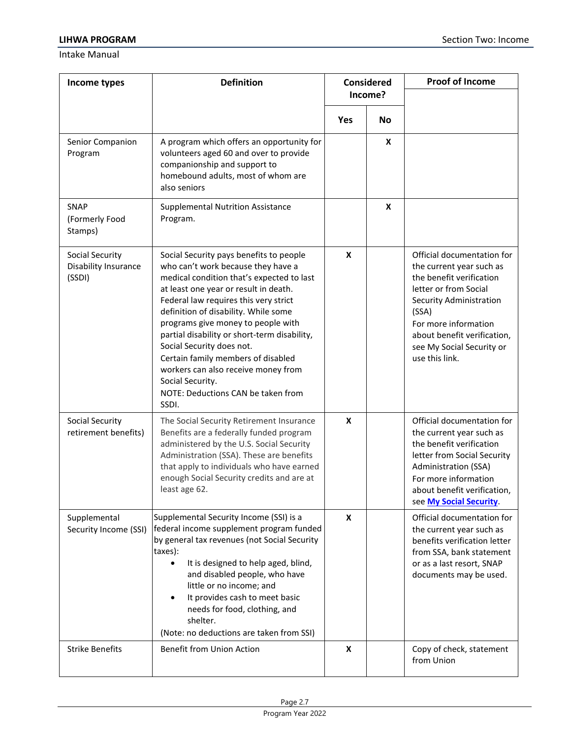| Income types | Definition | Considered Income? | | Proof of Income |
|---|---|---|---|---|
| | | Yes | No | |
| Senior Companion Program | A program which offers an opportunity for volunteers aged 60 and over to provide companionship and support to homebound adults, most of whom are also seniors | | X | |
| SNAP (Formerly Food Stamps) | Supplemental Nutrition Assistance Program. | | X | |
| Social Security Disability Insurance (SSDI) | Social Security pays benefits to people who can't work because they have a medical condition that's expected to last at least one year or result in death. Federal law requires this very strict definition of disability. While some programs give money to people with partial disability or short-term disability, Social Security does not. Certain family members of disabled workers can also receive money from Social Security. NOTE: Deductions CAN be taken from SSDI. | X | | Official documentation for the current year such as the benefit verification letter or from Social Security Administration (SSA) For more information about benefit verification, see My Social Security or use this link. |
| Social Security retirement benefits) | The Social Security Retirement Insurance Benefits are a federally funded program administered by the U.S. Social Security Administration (SSA). These are benefits that apply to individuals who have earned enough Social Security credits and are at least age 62. | X | | Official documentation for the current year such as the benefit verification letter from Social Security Administration (SSA) For more information about benefit verification, see **My Social Security**. |
| Supplemental Security Income (SSI) | Supplemental Security Income (SSI) is a federal income supplement program funded by general tax revenues (not Social Security taxes): <br>• It is designed to help aged, blind, and disabled people, who have little or no income; and <br>• It provides cash to meet basic needs for food, clothing, and shelter. <br>(Note: no deductions are taken from SSI) | X | | Official documentation for the current year such as benefits verification letter from SSA, bank statement or as a last resort, SNAP documents may be used. |
| Strike Benefits | Benefit from Union Action | X | | Copy of check, statement from Union |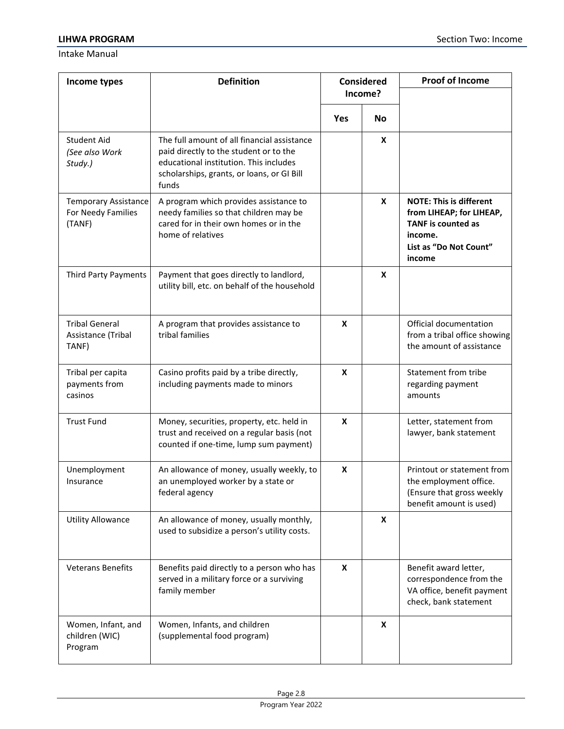| Income types | Definition | Considered Income? | | Proof of Income |
|---|---|---|---|---|
| | | Yes | No | |
| Student Aid *(See also Work Study.)* | The full amount of all financial assistance paid directly to the student or to the educational institution. This includes scholarships, grants, or loans, or GI Bill funds | | X | |
| Temporary Assistance For Needy Families (TANF) | A program which provides assistance to needy families so that children may be cared for in their own homes or in the home of relatives | | X | **NOTE: This is different from LIHEAP; for LIHEAP, TANF is counted as income. List as "Do Not Count" income** |
| Third Party Payments | Payment that goes directly to landlord, utility bill, etc. on behalf of the household | | X | |
| Tribal General Assistance (Tribal TANF) | A program that provides assistance to tribal families | X | | Official documentation from a tribal office showing the amount of assistance |
| Tribal per capita payments from casinos | Casino profits paid by a tribe directly, including payments made to minors | X | | Statement from tribe regarding payment amounts |
| Trust Fund | Money, securities, property, etc. held in trust and received on a regular basis (not counted if one-time, lump sum payment) | X | | Letter, statement from lawyer, bank statement |
| Unemployment Insurance | An allowance of money, usually weekly, to an unemployed worker by a state or federal agency | X | | Printout or statement from the employment office. (Ensure that gross weekly benefit amount is used) |
| Utility Allowance | An allowance of money, usually monthly, used to subsidize a person's utility costs. | | X | |
| Veterans Benefits | Benefits paid directly to a person who has served in a military force or a surviving family member | X | | Benefit award letter, correspondence from the VA office, benefit payment check, bank statement |
| Women, Infant, and children (WIC) Program | Women, Infants, and children (supplemental food program) | | X | |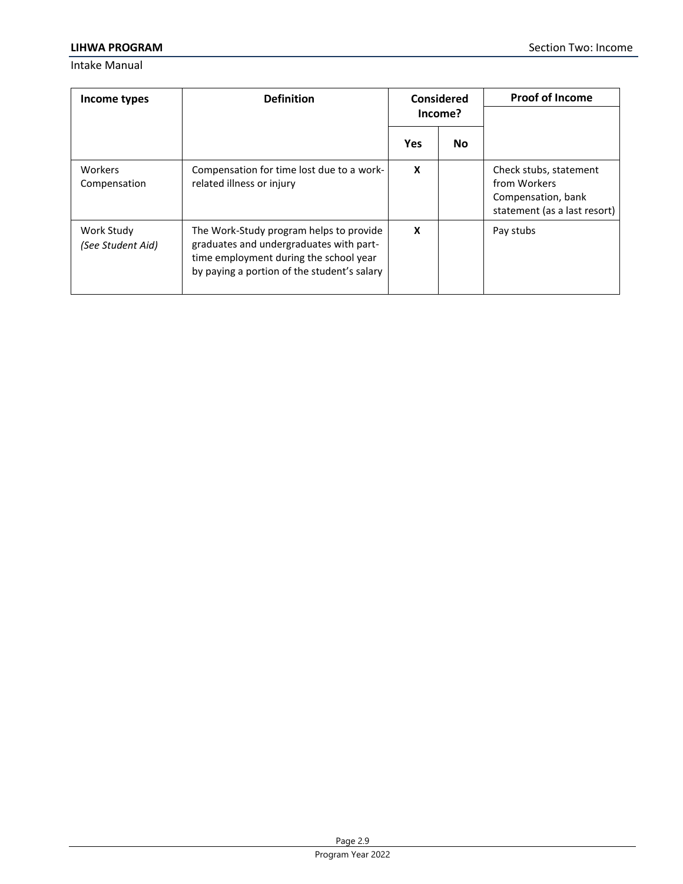| Income types | Definition | Considered Income? | | Proof of Income |
|---|---|---|---|---|
| | | Yes | No | |
| Workers Compensation | Compensation for time lost due to a work-related illness or injury | X | | Check stubs, statement from Workers Compensation, bank statement (as a last resort) |
| Work Study *(See Student Aid)* | The Work-Study program helps to provide graduates and undergraduates with part-time employment during the school year by paying a portion of the student's salary | X | | Pay stubs |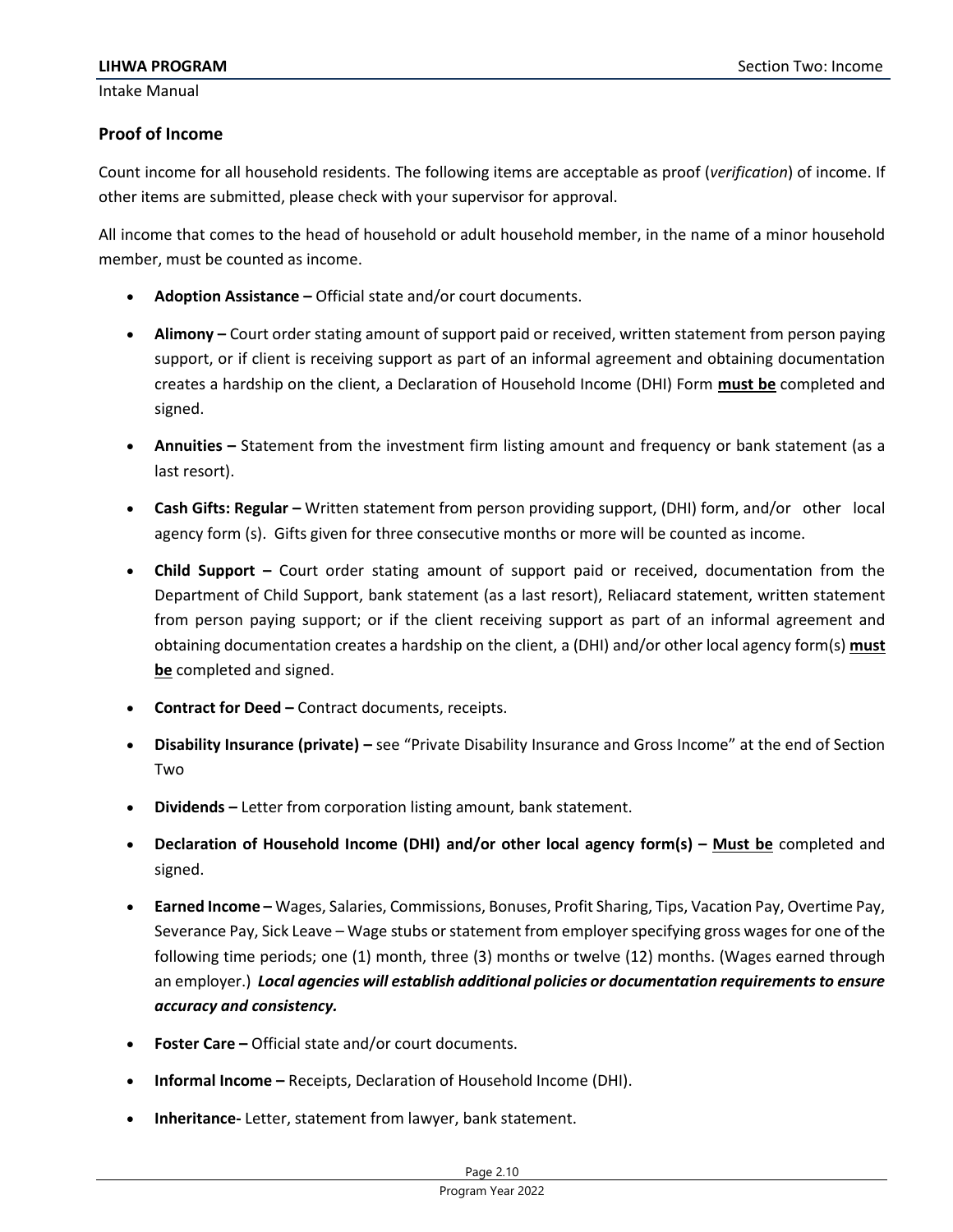## Proof of Income

Count income for all household residents. The following items are acceptable as proof (*verification*) of income. If other items are submitted, please check with your supervisor for approval.

All income that comes to the head of household or adult household member, in the name of a minor household member, must be counted as income.

- **Adoption Assistance –** Official state and/or court documents.
- **Alimony –** Court order stating amount of support paid or received, written statement from person paying support, or if client is receiving support as part of an informal agreement and obtaining documentation creates a hardship on the client, a Declaration of Household Income (DHI) Form **<u>must be</u>** completed and signed.
- **Annuities –** Statement from the investment firm listing amount and frequency or bank statement (as a last resort).
- **Cash Gifts: Regular –** Written statement from person providing support, (DHI) form, and/or other local agency form (s). Gifts given for three consecutive months or more will be counted as income.
- **Child Support –** Court order stating amount of support paid or received, documentation from the Department of Child Support, bank statement (as a last resort), Reliacard statement, written statement from person paying support; or if the client receiving support as part of an informal agreement and obtaining documentation creates a hardship on the client, a (DHI) and/or other local agency form(s) **<u>must be</u>** completed and signed.
- **Contract for Deed –** Contract documents, receipts.
- **Disability Insurance (private) –** see "Private Disability Insurance and Gross Income" at the end of Section Two
- **Dividends –** Letter from corporation listing amount, bank statement.
- **Declaration of Household Income (DHI) and/or other local agency form(s) – <u>Must be</u>** completed and signed.
- **Earned Income –** Wages, Salaries, Commissions, Bonuses, Profit Sharing, Tips, Vacation Pay, Overtime Pay, Severance Pay, Sick Leave – Wage stubs or statement from employer specifying gross wages for one of the following time periods; one (1) month, three (3) months or twelve (12) months. (Wages earned through an employer.) ***Local agencies will establish additional policies or documentation requirements to ensure accuracy and consistency.***
- **Foster Care –** Official state and/or court documents.
- **Informal Income –** Receipts, Declaration of Household Income (DHI).
- **Inheritance-** Letter, statement from lawyer, bank statement.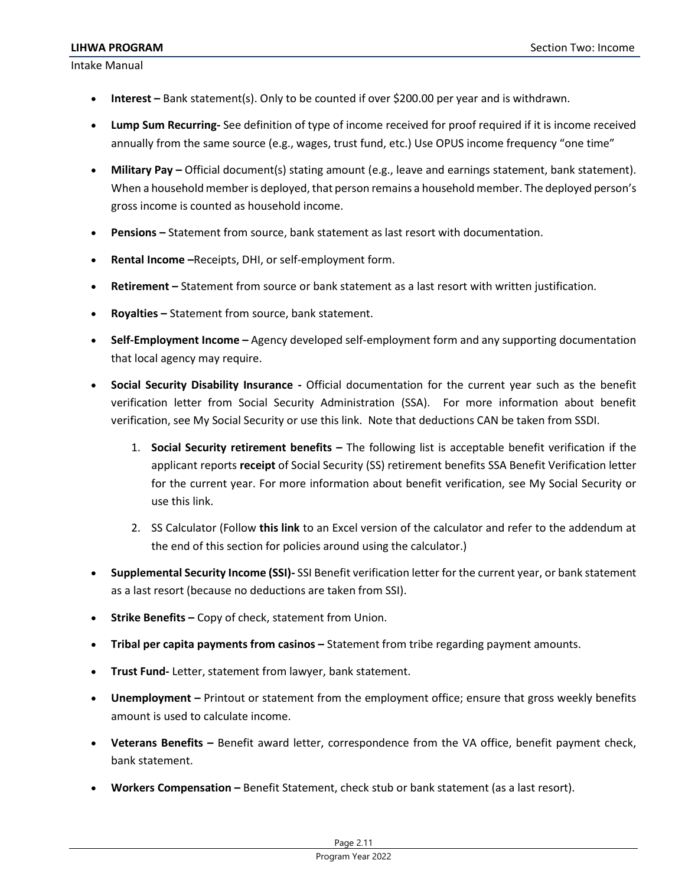- **Interest –** Bank statement(s). Only to be counted if over $200.00 per year and is withdrawn.
- **Lump Sum Recurring-** See definition of type of income received for proof required if it is income received annually from the same source (e.g., wages, trust fund, etc.) Use OPUS income frequency "one time"
- **Military Pay –** Official document(s) stating amount (e.g., leave and earnings statement, bank statement). When a household member is deployed, that person remains a household member. The deployed person's gross income is counted as household income.
- **Pensions –** Statement from source, bank statement as last resort with documentation.
- **Rental Income –**Receipts, DHI, or self-employment form.
- **Retirement –** Statement from source or bank statement as a last resort with written justification.
- **Royalties –** Statement from source, bank statement.
- **Self-Employment Income –** Agency developed self-employment form and any supporting documentation that local agency may require.
- **Social Security Disability Insurance -** Official documentation for the current year such as the benefit verification letter from Social Security Administration (SSA). For more information about benefit verification, see My Social Security or use this link. Note that deductions CAN be taken from SSDI.
    1. **Social Security retirement benefits –** The following list is acceptable benefit verification if the applicant reports **receipt** of Social Security (SS) retirement benefits SSA Benefit Verification letter for the current year. For more information about benefit verification, see My Social Security or use this link.
    2. SS Calculator (Follow **this link** to an Excel version of the calculator and refer to the addendum at the end of this section for policies around using the calculator.)
- **Supplemental Security Income (SSI)-** SSI Benefit verification letter for the current year, or bank statement as a last resort (because no deductions are taken from SSI).
- **Strike Benefits –** Copy of check, statement from Union.
- **Tribal per capita payments from casinos –** Statement from tribe regarding payment amounts.
- **Trust Fund-** Letter, statement from lawyer, bank statement.
- **Unemployment –** Printout or statement from the employment office; ensure that gross weekly benefits amount is used to calculate income.
- **Veterans Benefits –** Benefit award letter, correspondence from the VA office, benefit payment check, bank statement.
- **Workers Compensation –** Benefit Statement, check stub or bank statement (as a last resort).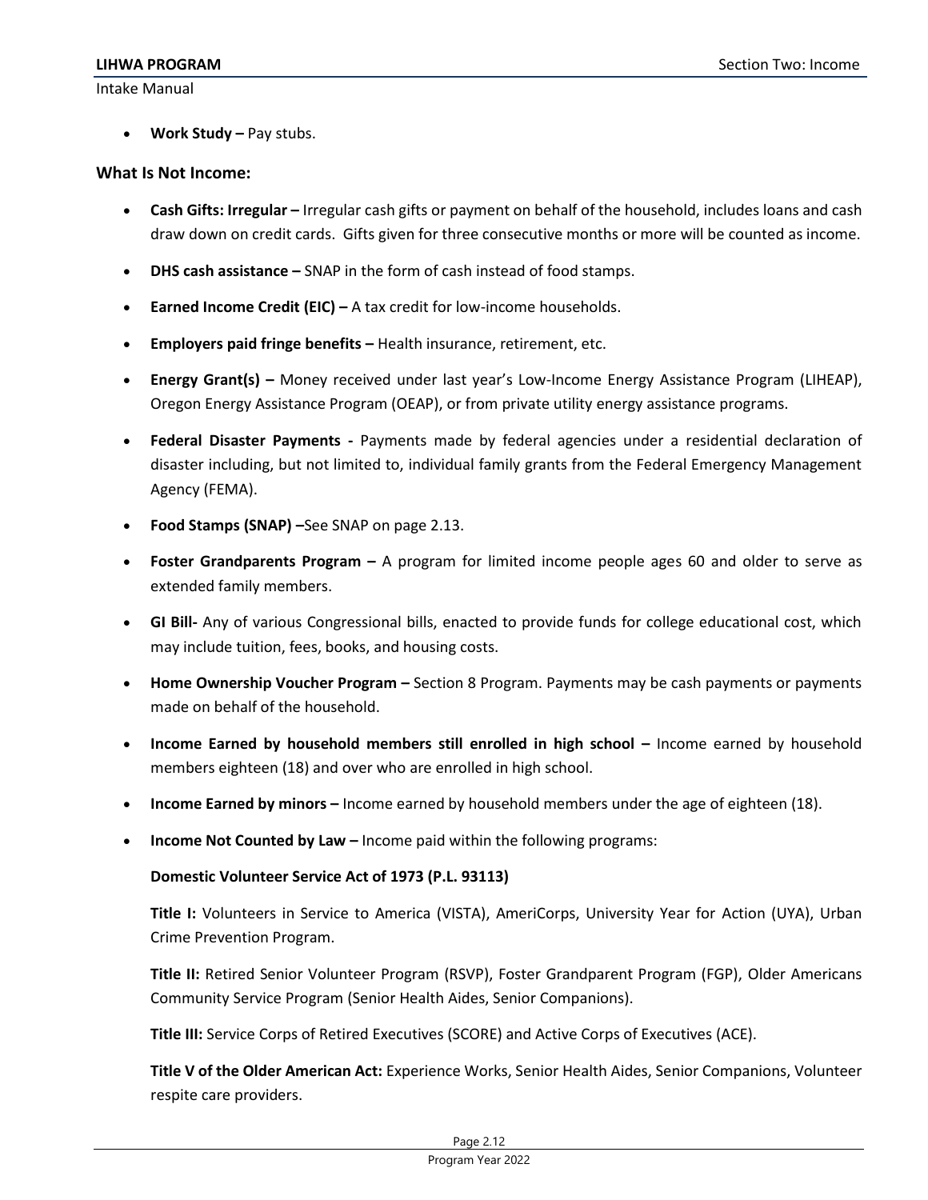- **Work Study –** Pay stubs.

### What Is Not Income:

- **Cash Gifts: Irregular –** Irregular cash gifts or payment on behalf of the household, includes loans and cash draw down on credit cards. Gifts given for three consecutive months or more will be counted as income.
- **DHS cash assistance –** SNAP in the form of cash instead of food stamps.
- **Earned Income Credit (EIC) –** A tax credit for low-income households.
- **Employers paid fringe benefits –** Health insurance, retirement, etc.
- **Energy Grant(s) –** Money received under last year's Low-Income Energy Assistance Program (LIHEAP), Oregon Energy Assistance Program (OEAP), or from private utility energy assistance programs.
- **Federal Disaster Payments -** Payments made by federal agencies under a residential declaration of disaster including, but not limited to, individual family grants from the Federal Emergency Management Agency (FEMA).
- **Food Stamps (SNAP) –**See SNAP on page 2.13.
- **Foster Grandparents Program –** A program for limited income people ages 60 and older to serve as extended family members.
- **GI Bill-** Any of various Congressional bills, enacted to provide funds for college educational cost, which may include tuition, fees, books, and housing costs.
- **Home Ownership Voucher Program –** Section 8 Program. Payments may be cash payments or payments made on behalf of the household.
- **Income Earned by household members still enrolled in high school –** Income earned by household members eighteen (18) and over who are enrolled in high school.
- **Income Earned by minors –** Income earned by household members under the age of eighteen (18).
- **Income Not Counted by Law –** Income paid within the following programs:

  **Domestic Volunteer Service Act of 1973 (P.L. 93113)**

  **Title I:** Volunteers in Service to America (VISTA), AmeriCorps, University Year for Action (UYA), Urban Crime Prevention Program.

  **Title II:** Retired Senior Volunteer Program (RSVP), Foster Grandparent Program (FGP), Older Americans Community Service Program (Senior Health Aides, Senior Companions).

  **Title III:** Service Corps of Retired Executives (SCORE) and Active Corps of Executives (ACE).

  **Title V of the Older American Act:** Experience Works, Senior Health Aides, Senior Companions, Volunteer respite care providers.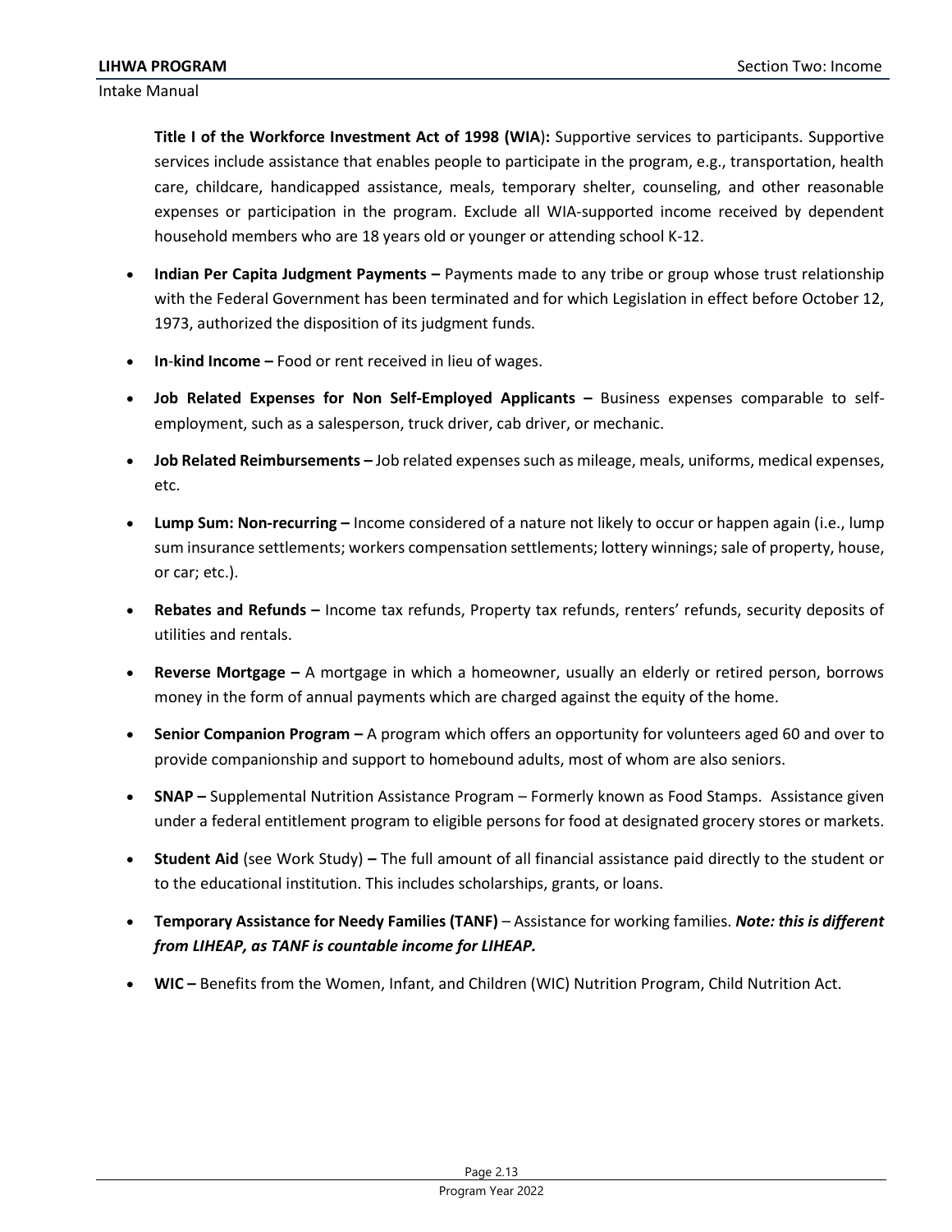**Title I of the Workforce Investment Act of 1998 (WIA):** Supportive services to participants. Supportive services include assistance that enables people to participate in the program, e.g., transportation, health care, childcare, handicapped assistance, meals, temporary shelter, counseling, and other reasonable expenses or participation in the program. Exclude all WIA-supported income received by dependent household members who are 18 years old or younger or attending school K-12.

- **Indian Per Capita Judgment Payments –** Payments made to any tribe or group whose trust relationship with the Federal Government has been terminated and for which Legislation in effect before October 12, 1973, authorized the disposition of its judgment funds.
- **In-kind Income –** Food or rent received in lieu of wages.
- **Job Related Expenses for Non Self-Employed Applicants –** Business expenses comparable to self-employment, such as a salesperson, truck driver, cab driver, or mechanic.
- **Job Related Reimbursements –** Job related expenses such as mileage, meals, uniforms, medical expenses, etc.
- **Lump Sum: Non-recurring –** Income considered of a nature not likely to occur or happen again (i.e., lump sum insurance settlements; workers compensation settlements; lottery winnings; sale of property, house, or car; etc.).
- **Rebates and Refunds –** Income tax refunds, Property tax refunds, renters' refunds, security deposits of utilities and rentals.
- **Reverse Mortgage –** A mortgage in which a homeowner, usually an elderly or retired person, borrows money in the form of annual payments which are charged against the equity of the home.
- **Senior Companion Program –** A program which offers an opportunity for volunteers aged 60 and over to provide companionship and support to homebound adults, most of whom are also seniors.
- **SNAP –** Supplemental Nutrition Assistance Program – Formerly known as Food Stamps. Assistance given under a federal entitlement program to eligible persons for food at designated grocery stores or markets.
- **Student Aid** (see Work Study) **–** The full amount of all financial assistance paid directly to the student or to the educational institution. This includes scholarships, grants, or loans.
- **Temporary Assistance for Needy Families (TANF)** – Assistance for working families. ***Note: this is different from LIHEAP, as TANF is countable income for LIHEAP.***
- **WIC –** Benefits from the Women, Infant, and Children (WIC) Nutrition Program, Child Nutrition Act.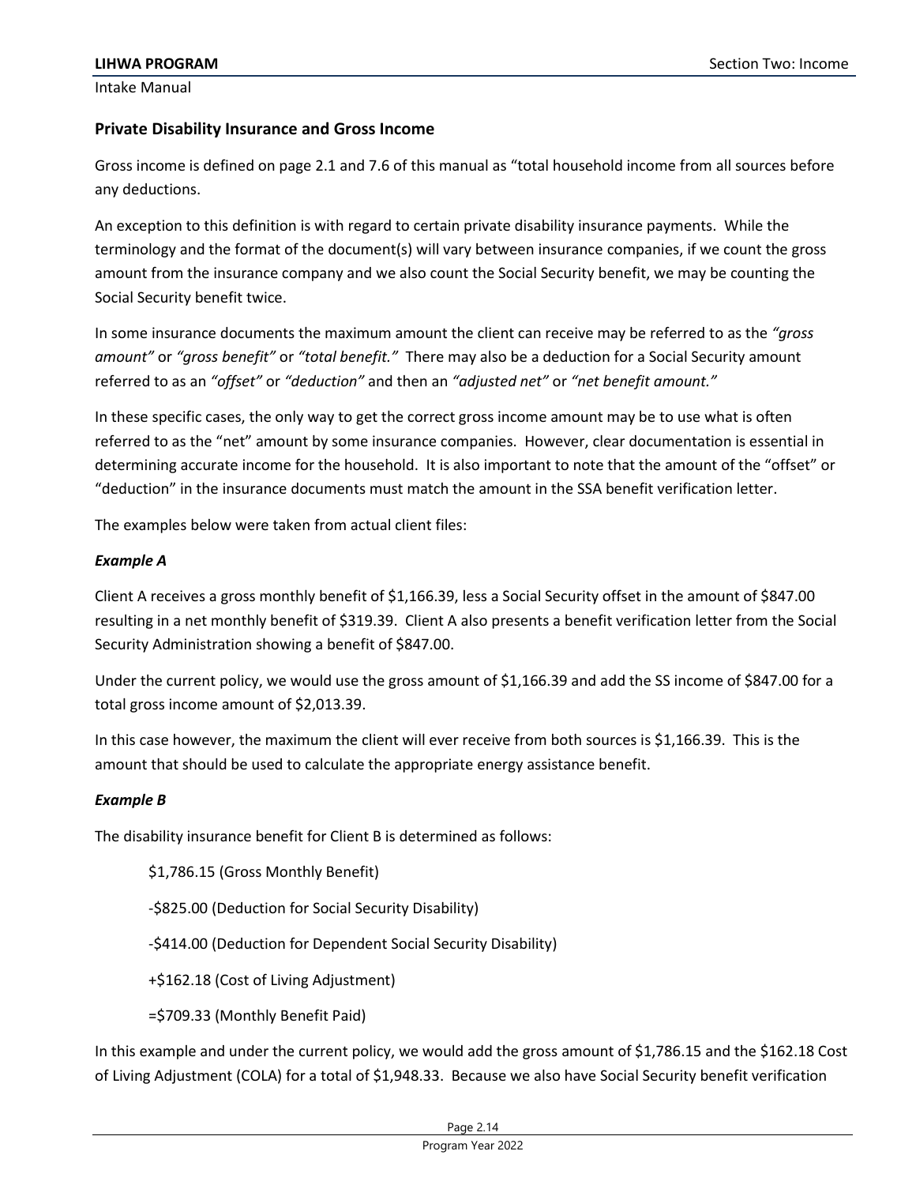## Private Disability Insurance and Gross Income

Gross income is defined on page 2.1 and 7.6 of this manual as "total household income from all sources before any deductions.

An exception to this definition is with regard to certain private disability insurance payments. While the terminology and the format of the document(s) will vary between insurance companies, if we count the gross amount from the insurance company and we also count the Social Security benefit, we may be counting the Social Security benefit twice.

In some insurance documents the maximum amount the client can receive may be referred to as the *"gross amount"* or *"gross benefit"* or *"total benefit."* There may also be a deduction for a Social Security amount referred to as an *"offset"* or *"deduction"* and then an *"adjusted net"* or *"net benefit amount."*

In these specific cases, the only way to get the correct gross income amount may be to use what is often referred to as the "net" amount by some insurance companies. However, clear documentation is essential in determining accurate income for the household. It is also important to note that the amount of the "offset" or "deduction" in the insurance documents must match the amount in the SSA benefit verification letter.

The examples below were taken from actual client files:

### *Example A*

Client A receives a gross monthly benefit of $1,166.39, less a Social Security offset in the amount of $847.00 resulting in a net monthly benefit of $319.39. Client A also presents a benefit verification letter from the Social Security Administration showing a benefit of $847.00.

Under the current policy, we would use the gross amount of $1,166.39 and add the SS income of $847.00 for a total gross income amount of $2,013.39.

In this case however, the maximum the client will ever receive from both sources is $1,166.39. This is the amount that should be used to calculate the appropriate energy assistance benefit.

### *Example B*

The disability insurance benefit for Client B is determined as follows:

$1,786.15 (Gross Monthly Benefit)

-$825.00 (Deduction for Social Security Disability)

-$414.00 (Deduction for Dependent Social Security Disability)

+$162.18 (Cost of Living Adjustment)

=$709.33 (Monthly Benefit Paid)

In this example and under the current policy, we would add the gross amount of $1,786.15 and the $162.18 Cost of Living Adjustment (COLA) for a total of $1,948.33. Because we also have Social Security benefit verification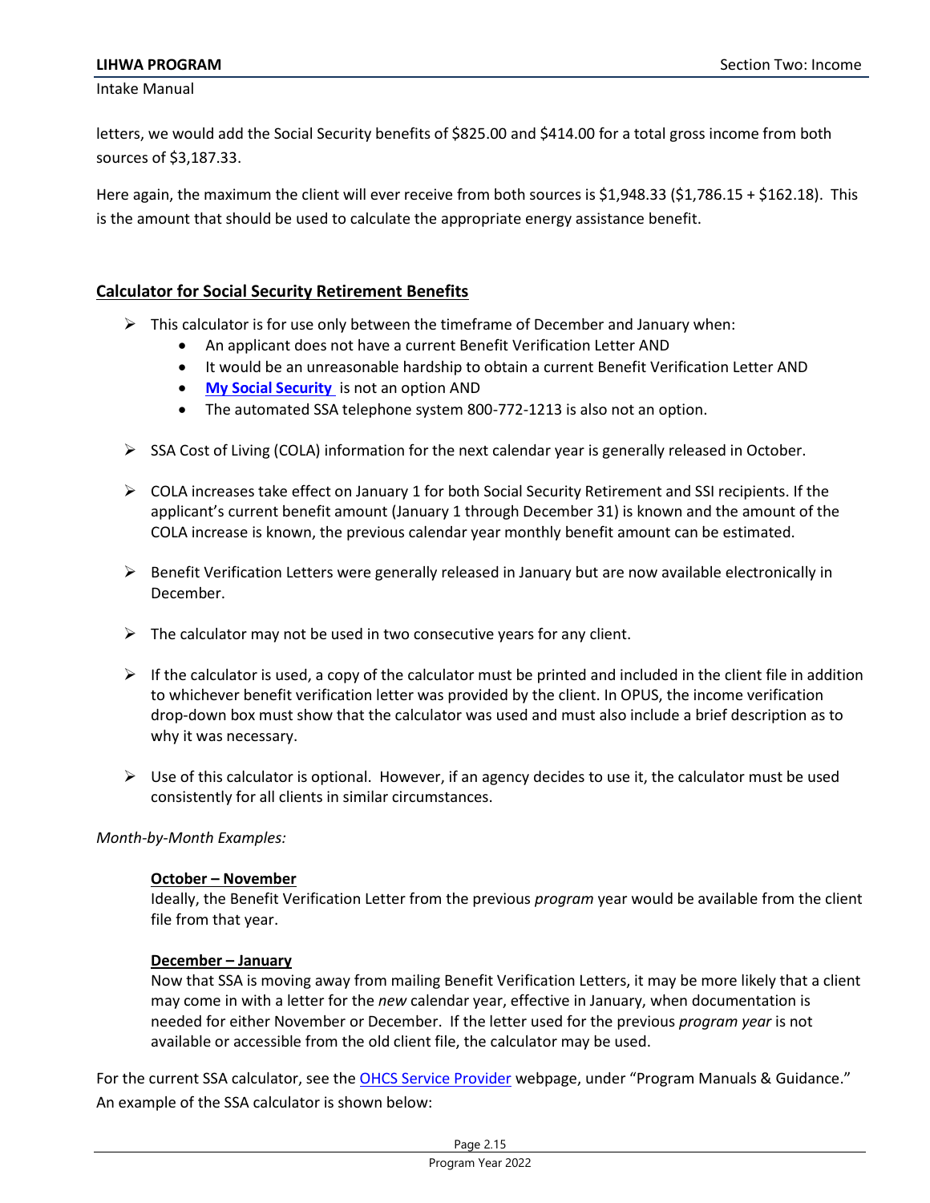letters, we would add the Social Security benefits of $825.00 and $414.00 for a total gross income from both sources of $3,187.33.

Here again, the maximum the client will ever receive from both sources is $1,948.33 ($1,786.15 + $162.18). This is the amount that should be used to calculate the appropriate energy assistance benefit.

## Calculator for Social Security Retirement Benefits

- This calculator is for use only between the timeframe of December and January when:
  - An applicant does not have a current Benefit Verification Letter AND
  - It would be an unreasonable hardship to obtain a current Benefit Verification Letter AND
  - **My Social Security** is not an option AND
  - The automated SSA telephone system 800-772-1213 is also not an option.
- SSA Cost of Living (COLA) information for the next calendar year is generally released in October.
- COLA increases take effect on January 1 for both Social Security Retirement and SSI recipients. If the applicant's current benefit amount (January 1 through December 31) is known and the amount of the COLA increase is known, the previous calendar year monthly benefit amount can be estimated.
- Benefit Verification Letters were generally released in January but are now available electronically in December.
- The calculator may not be used in two consecutive years for any client.
- If the calculator is used, a copy of the calculator must be printed and included in the client file in addition to whichever benefit verification letter was provided by the client. In OPUS, the income verification drop-down box must show that the calculator was used and must also include a brief description as to why it was necessary.
- Use of this calculator is optional. However, if an agency decides to use it, the calculator must be used consistently for all clients in similar circumstances.

*Month-by-Month Examples:*

**October – November**
Ideally, the Benefit Verification Letter from the previous *program* year would be available from the client file from that year.

**December – January**
Now that SSA is moving away from mailing Benefit Verification Letters, it may be more likely that a client may come in with a letter for the *new* calendar year, effective in January, when documentation is needed for either November or December. If the letter used for the previous *program year* is not available or accessible from the old client file, the calculator may be used.

For the current SSA calculator, see the OHCS Service Provider webpage, under "Program Manuals & Guidance." An example of the SSA calculator is shown below: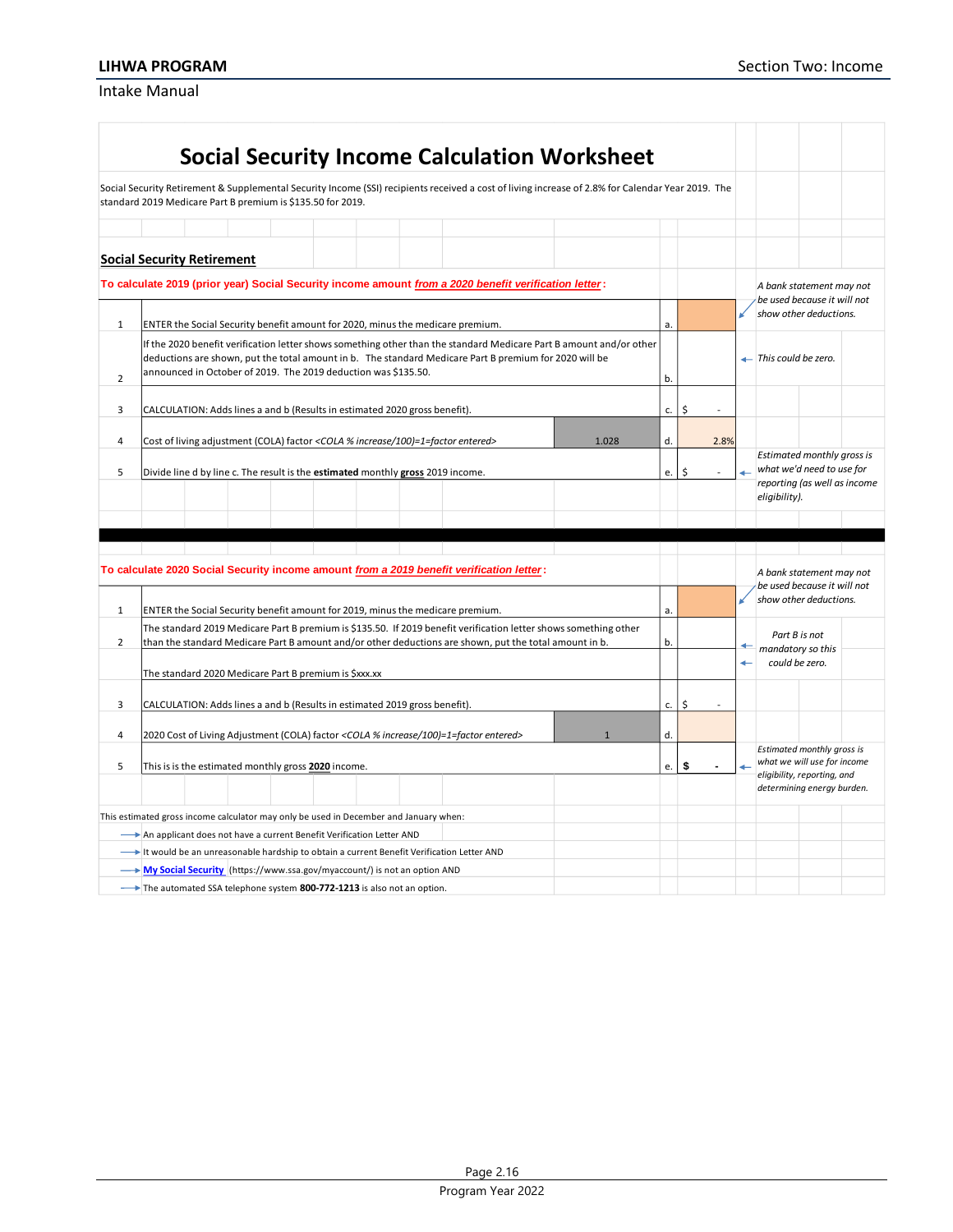# Social Security Income Calculation Worksheet

Social Security Retirement & Supplemental Security Income (SSI) recipients received a cost of living increase of 2.8% for Calendar Year 2019. The standard 2019 Medicare Part B premium is $135.50 for 2019.

## Social Security Retirement

**To calculate 2019 (prior year) Social Security income amount *from a 2020 benefit verification letter*:**

| # | Description | | Line | Amount | Notes |
|---|---|---|---|---|---|
| 1 | ENTER the Social Security benefit amount for 2020, minus the medicare premium. | | a. | | *A bank statement may not be used because it will not show other deductions.* |
| 2 | If the 2020 benefit verification letter shows something other than the standard Medicare Part B amount and/or other deductions are shown, put the total amount in b. The standard Medicare Part B premium for 2020 will be announced in October of 2019. The 2019 deduction was $135.50. | | b. | | *This could be zero.* |
| 3 | CALCULATION: Adds lines a and b (Results in estimated 2020 gross benefit). | | c. | $ - | |
| 4 | Cost of living adjustment (COLA) factor *<COLA % increase/100)=1=factor entered>* | 1.028 | d. | 2.8% | |
| 5 | Divide line d by line c. The result is the **estimated** monthly **gross** 2019 income. | | e. | $ - | *Estimated monthly gross is what we'd need to use for reporting (as well as income eligibility).* |

**To calculate 2020 Social Security income amount *from a 2019 benefit verification letter*:**

| # | Description | | Line | Amount | Notes |
|---|---|---|---|---|---|
| 1 | ENTER the Social Security benefit amount for 2019, minus the medicare premium. | | a. | | *A bank statement may not be used because it will not show other deductions.* |
| 2 | The standard 2019 Medicare Part B premium is $135.50. If 2019 benefit verification letter shows something other than the standard Medicare Part B amount and/or other deductions are shown, put the total amount in b. | | b. | | *Part B is not mandatory so this could be zero.* |
| | The standard 2020 Medicare Part B premium is $xxx.xx | | | | |
| 3 | CALCULATION: Adds lines a and b (Results in estimated 2019 gross benefit). | | c. | $ - | |
| 4 | 2020 Cost of Living Adjustment (COLA) factor *<COLA % increase/100)=1=factor entered>* | 1 | d. | | |
| 5 | This is is the estimated monthly gross **2020** income. | | e. | **$ -** | *Estimated monthly gross is what we will use for income eligibility, reporting, and determining energy burden.* |

This estimated gross income calculator may only be used in December and January when:

- An applicant does not have a current Benefit Verification Letter AND
- It would be an unreasonable hardship to obtain a current Benefit Verification Letter AND
- **My Social Security** (https://www.ssa.gov/myaccount/) is not an option AND
- The automated SSA telephone system **800-772-1213** is also not an option.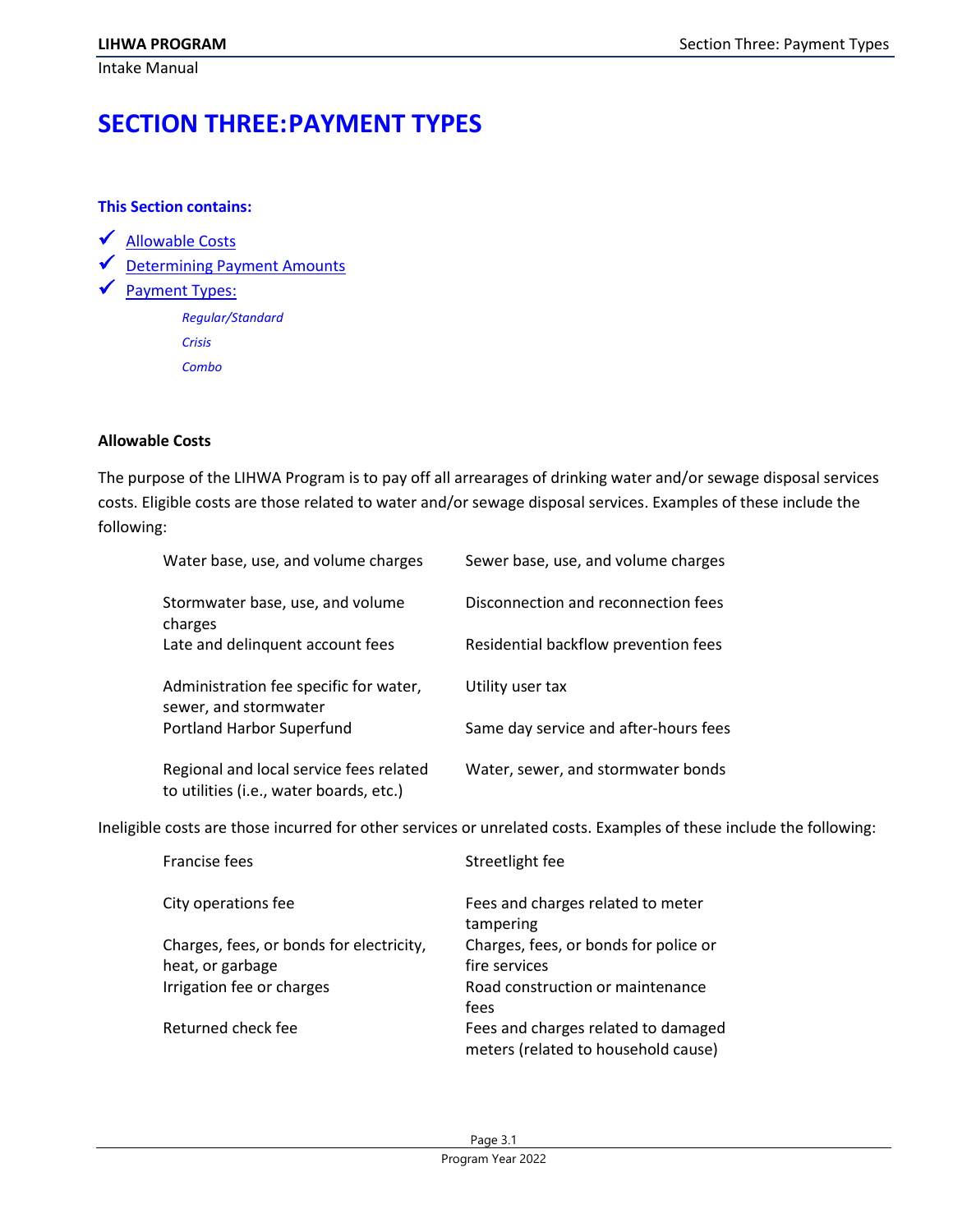# SECTION THREE:PAYMENT TYPES

**This Section contains:**

- ✓ Allowable Costs
- ✓ Determining Payment Amounts
- ✓ Payment Types:
  - *Regular/Standard*
  - *Crisis*
  - *Combo*

**Allowable Costs**

The purpose of the LIHWA Program is to pay off all arrearages of drinking water and/or sewage disposal services costs. Eligible costs are those related to water and/or sewage disposal services. Examples of these include the following:

| | |
|---|---|
| Water base, use, and volume charges | Sewer base, use, and volume charges |
| Stormwater base, use, and volume charges | Disconnection and reconnection fees |
| Late and delinquent account fees | Residential backflow prevention fees |
| Administration fee specific for water, sewer, and stormwater | Utility user tax |
| Portland Harbor Superfund | Same day service and after-hours fees |
| Regional and local service fees related to utilities (i.e., water boards, etc.) | Water, sewer, and stormwater bonds |

Ineligible costs are those incurred for other services or unrelated costs. Examples of these include the following:

| | |
|---|---|
| Francise fees | Streetlight fee |
| City operations fee | Fees and charges related to meter tampering |
| Charges, fees, or bonds for electricity, heat, or garbage | Charges, fees, or bonds for police or fire services |
| Irrigation fee or charges | Road construction or maintenance fees |
| Returned check fee | Fees and charges related to damaged meters (related to household cause) |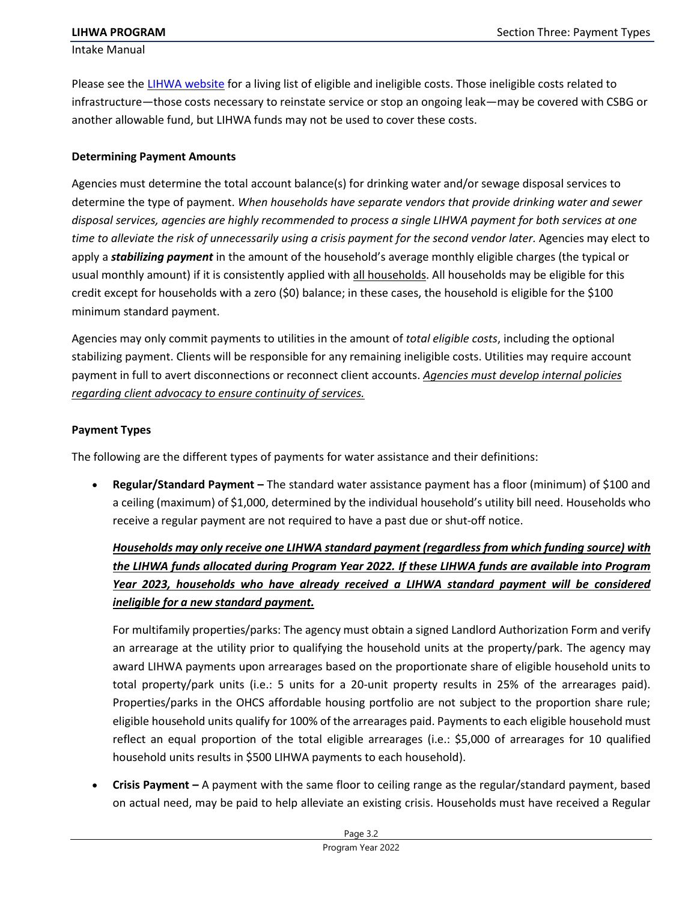Please see the [LIHWA website](#) for a living list of eligible and ineligible costs. Those ineligible costs related to infrastructure—those costs necessary to reinstate service or stop an ongoing leak—may be covered with CSBG or another allowable fund, but LIHWA funds may not be used to cover these costs.

**Determining Payment Amounts**

Agencies must determine the total account balance(s) for drinking water and/or sewage disposal services to determine the type of payment. *When households have separate vendors that provide drinking water and sewer disposal services, agencies are highly recommended to process a single LIHWA payment for both services at one time to alleviate the risk of unnecessarily using a crisis payment for the second vendor later.* Agencies may elect to apply a ***stabilizing payment*** in the amount of the household's average monthly eligible charges (the typical or usual monthly amount) if it is consistently applied with <u>all households</u>. All households may be eligible for this credit except for households with a zero ($0) balance; in these cases, the household is eligible for the $100 minimum standard payment.

Agencies may only commit payments to utilities in the amount of *total eligible costs*, including the optional stabilizing payment. Clients will be responsible for any remaining ineligible costs. Utilities may require account payment in full to avert disconnections or reconnect client accounts. <u>*Agencies must develop internal policies regarding client advocacy to ensure continuity of services.*</u>

**Payment Types**

The following are the different types of payments for water assistance and their definitions:

- **Regular/Standard Payment –** The standard water assistance payment has a floor (minimum) of $100 and a ceiling (maximum) of $1,000, determined by the individual household's utility bill need. Households who receive a regular payment are not required to have a past due or shut-off notice.

  <u>***Households may only receive one LIHWA standard payment (regardless from which funding source) with the LIHWA funds allocated during Program Year 2022. If these LIHWA funds are available into Program Year 2023, households who have already received a LIHWA standard payment will be considered ineligible for a new standard payment.***</u>

  For multifamily properties/parks: The agency must obtain a signed Landlord Authorization Form and verify an arrearage at the utility prior to qualifying the household units at the property/park. The agency may award LIHWA payments upon arrearages based on the proportionate share of eligible household units to total property/park units (i.e.: 5 units for a 20-unit property results in 25% of the arrearages paid). Properties/parks in the OHCS affordable housing portfolio are not subject to the proportion share rule; eligible household units qualify for 100% of the arrearages paid. Payments to each eligible household must reflect an equal proportion of the total eligible arrearages (i.e.: $5,000 of arrearages for 10 qualified household units results in $500 LIHWA payments to each household).

- **Crisis Payment –** A payment with the same floor to ceiling range as the regular/standard payment, based on actual need, may be paid to help alleviate an existing crisis. Households must have received a Regular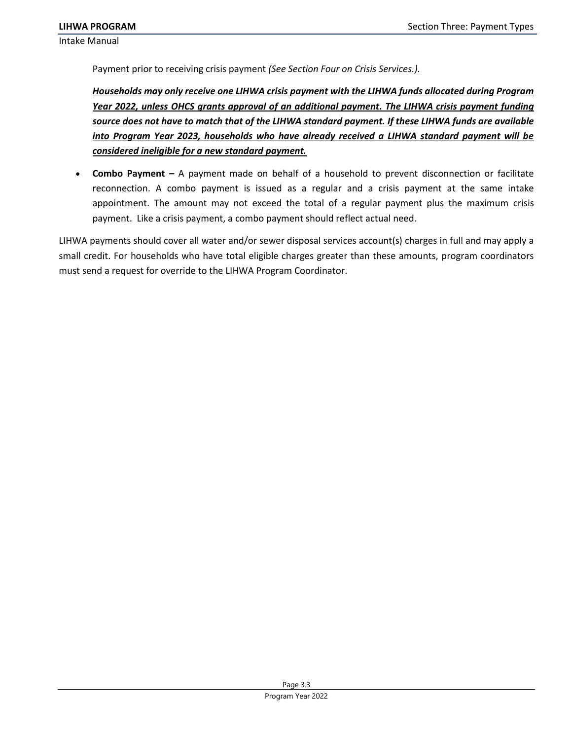Payment prior to receiving crisis payment *(See Section Four on Crisis Services.).*

***<u>Households may only receive one LIHWA crisis payment with the LIHWA funds allocated during Program Year 2022, unless OHCS grants approval of an additional payment. The LIHWA crisis payment funding source does not have to match that of the LIHWA standard payment. If these LIHWA funds are available into Program Year 2023, households who have already received a LIHWA standard payment will be considered ineligible for a new standard payment.</u>***

- **Combo Payment –** A payment made on behalf of a household to prevent disconnection or facilitate reconnection. A combo payment is issued as a regular and a crisis payment at the same intake appointment. The amount may not exceed the total of a regular payment plus the maximum crisis payment. Like a crisis payment, a combo payment should reflect actual need.

LIHWA payments should cover all water and/or sewer disposal services account(s) charges in full and may apply a small credit. For households who have total eligible charges greater than these amounts, program coordinators must send a request for override to the LIHWA Program Coordinator.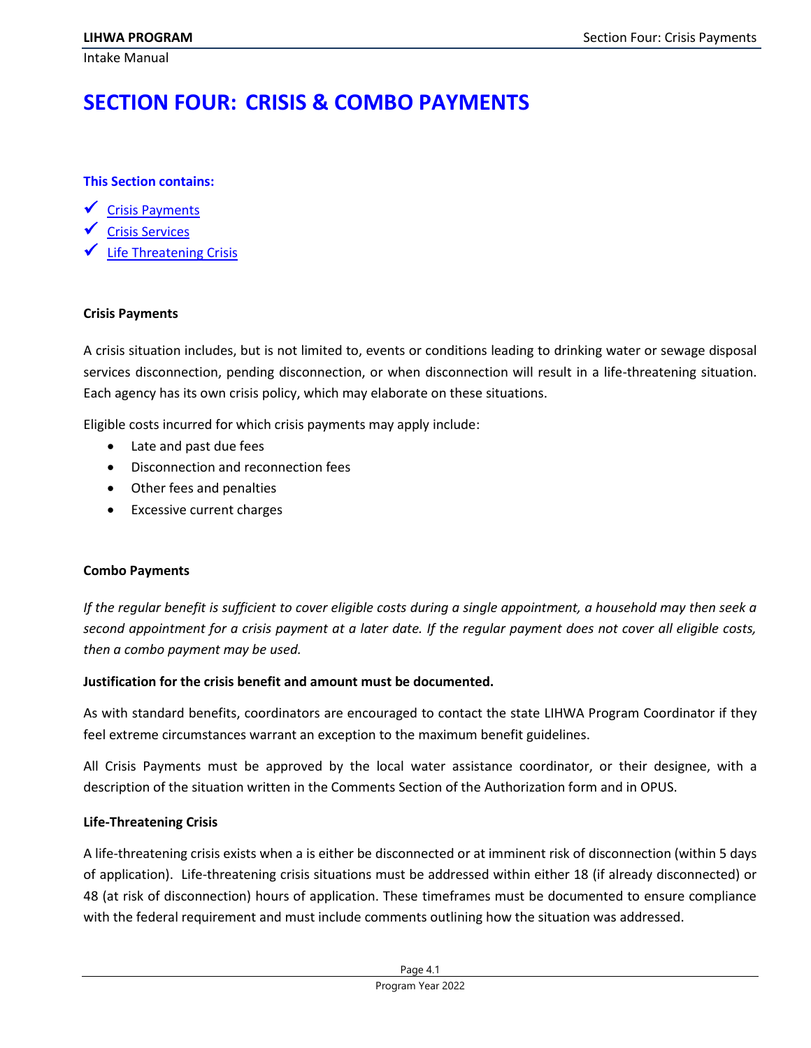# SECTION FOUR: CRISIS & COMBO PAYMENTS

**This Section contains:**

- ✓ Crisis Payments
- ✓ Crisis Services
- ✓ Life Threatening Crisis

**Crisis Payments**

A crisis situation includes, but is not limited to, events or conditions leading to drinking water or sewage disposal services disconnection, pending disconnection, or when disconnection will result in a life-threatening situation. Each agency has its own crisis policy, which may elaborate on these situations.

Eligible costs incurred for which crisis payments may apply include:

- Late and past due fees
- Disconnection and reconnection fees
- Other fees and penalties
- Excessive current charges

**Combo Payments**

*If the regular benefit is sufficient to cover eligible costs during a single appointment, a household may then seek a second appointment for a crisis payment at a later date. If the regular payment does not cover all eligible costs, then a combo payment may be used.*

**Justification for the crisis benefit and amount must be documented.**

As with standard benefits, coordinators are encouraged to contact the state LIHWA Program Coordinator if they feel extreme circumstances warrant an exception to the maximum benefit guidelines.

All Crisis Payments must be approved by the local water assistance coordinator, or their designee, with a description of the situation written in the Comments Section of the Authorization form and in OPUS.

**Life-Threatening Crisis**

A life-threatening crisis exists when a is either be disconnected or at imminent risk of disconnection (within 5 days of application). Life-threatening crisis situations must be addressed within either 18 (if already disconnected) or 48 (at risk of disconnection) hours of application. These timeframes must be documented to ensure compliance with the federal requirement and must include comments outlining how the situation was addressed.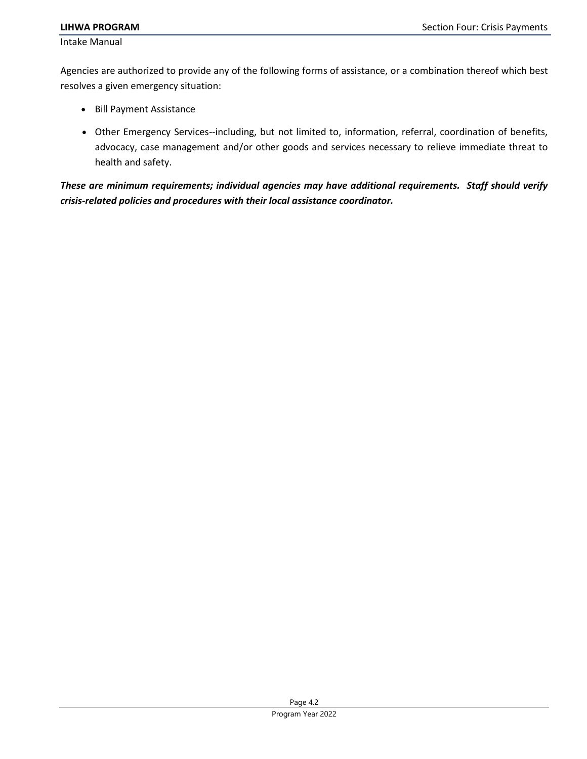Agencies are authorized to provide any of the following forms of assistance, or a combination thereof which best resolves a given emergency situation:

- Bill Payment Assistance
- Other Emergency Services--including, but not limited to, information, referral, coordination of benefits, advocacy, case management and/or other goods and services necessary to relieve immediate threat to health and safety.

***These are minimum requirements; individual agencies may have additional requirements. Staff should verify crisis-related policies and procedures with their local assistance coordinator.***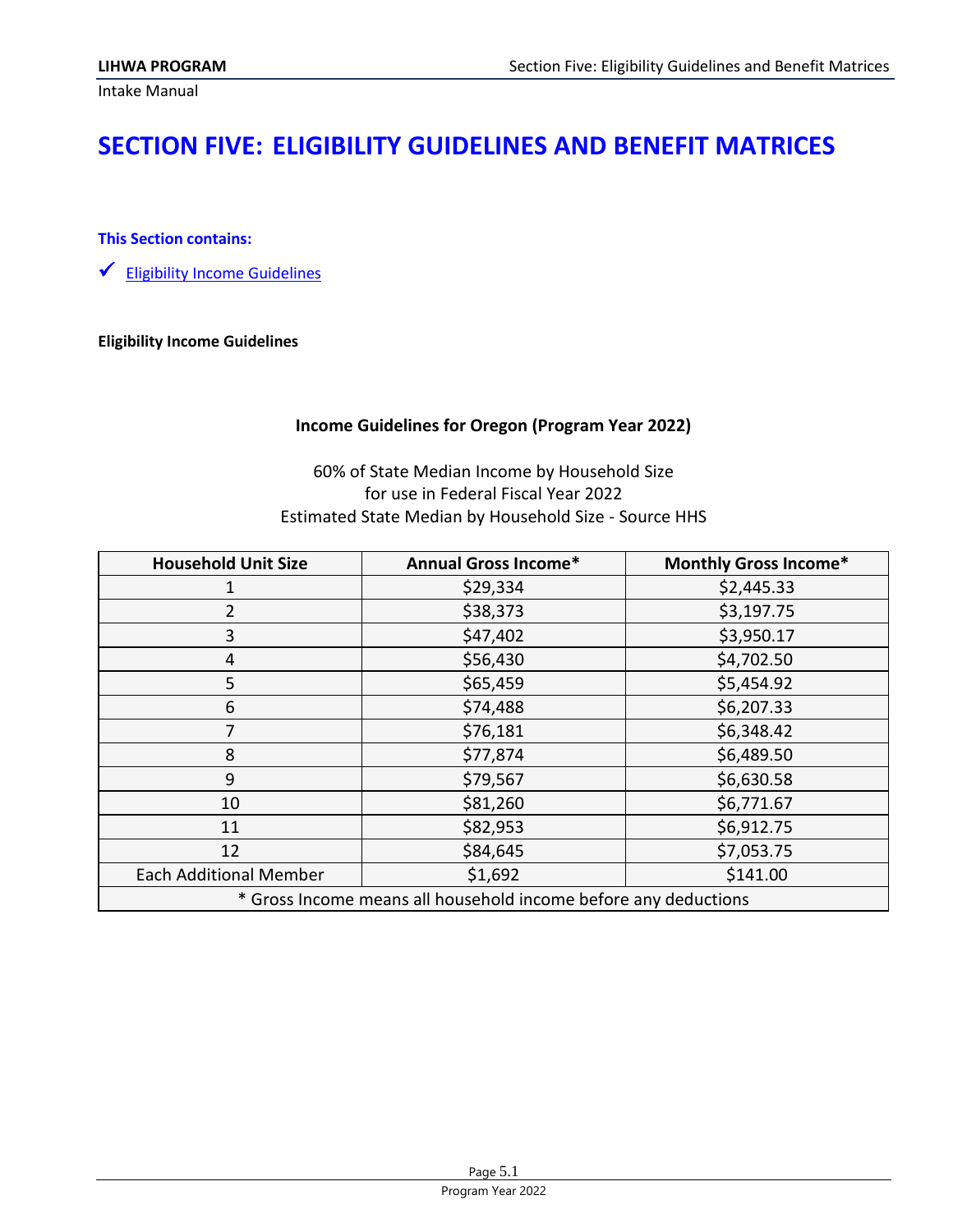# SECTION FIVE: ELIGIBILITY GUIDELINES AND BENEFIT MATRICES

**This Section contains:**

- ✓ Eligibility Income Guidelines

**Eligibility Income Guidelines**

**Income Guidelines for Oregon (Program Year 2022)**

60% of State Median Income by Household Size
for use in Federal Fiscal Year 2022
Estimated State Median by Household Size - Source HHS

| Household Unit Size | Annual Gross Income* | Monthly Gross Income* |
|---|---|---|
| 1 | $29,334 | $2,445.33 |
| 2 | $38,373 | $3,197.75 |
| 3 | $47,402 | $3,950.17 |
| 4 | $56,430 | $4,702.50 |
| 5 | $65,459 | $5,454.92 |
| 6 | $74,488 | $6,207.33 |
| 7 | $76,181 | $6,348.42 |
| 8 | $77,874 | $6,489.50 |
| 9 | $79,567 | $6,630.58 |
| 10 | $81,260 | $6,771.67 |
| 11 | $82,953 | $6,912.75 |
| 12 | $84,645 | $7,053.75 |
| Each Additional Member | $1,692 | $141.00 |
| * Gross Income means all household income before any deductions | | |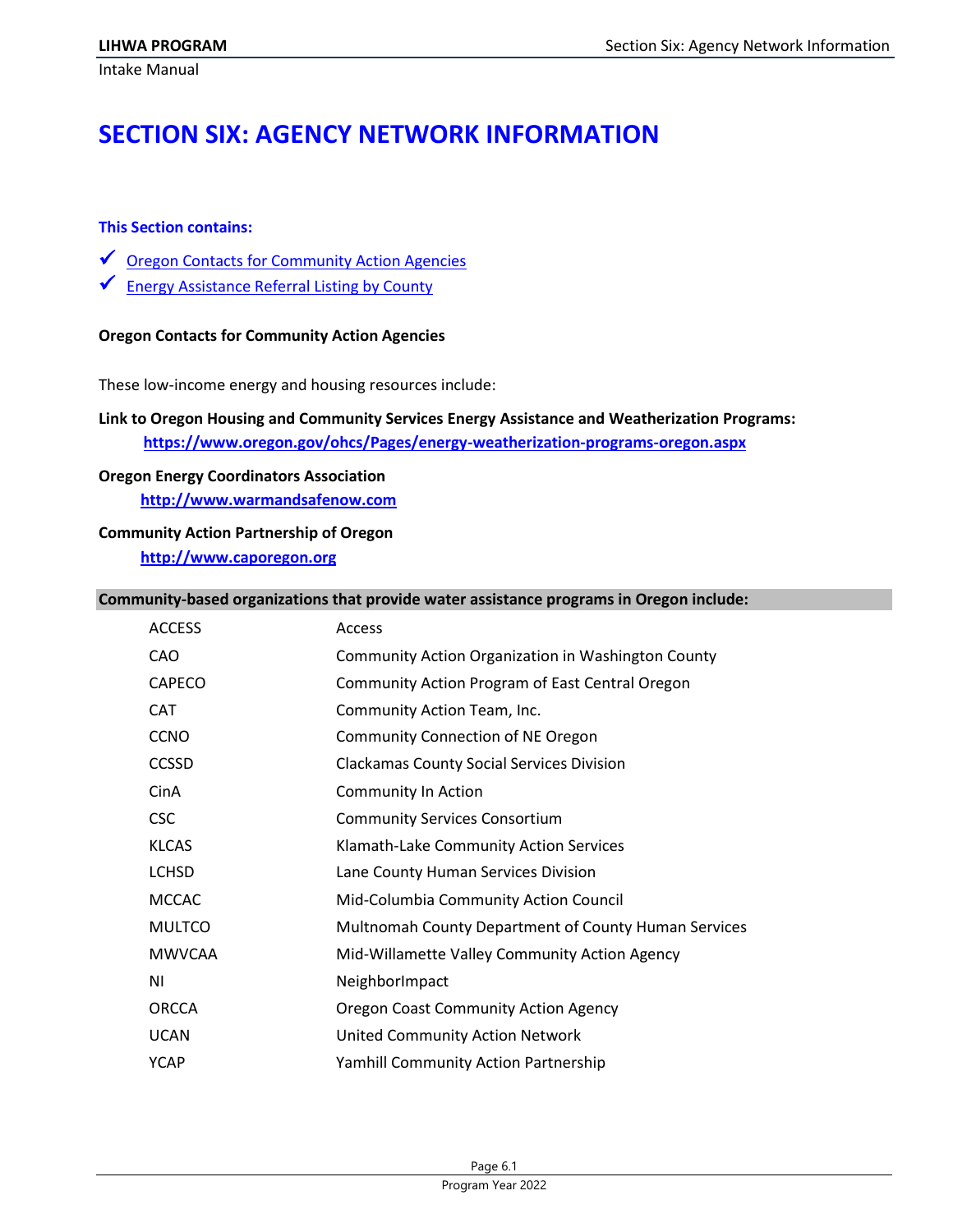# SECTION SIX: AGENCY NETWORK INFORMATION

**This Section contains:**

- ✓ Oregon Contacts for Community Action Agencies
- ✓ Energy Assistance Referral Listing by County

**Oregon Contacts for Community Action Agencies**

These low-income energy and housing resources include:

**Link to Oregon Housing and Community Services Energy Assistance and Weatherization Programs:**
**https://www.oregon.gov/ohcs/Pages/energy-weatherization-programs-oregon.aspx**

**Oregon Energy Coordinators Association**
**http://www.warmandsafenow.com**

**Community Action Partnership of Oregon**
**http://www.caporegon.org**

**Community-based organizations that provide water assistance programs in Oregon include:**

| | |
|---|---|
| ACCESS | Access |
| CAO | Community Action Organization in Washington County |
| CAPECO | Community Action Program of East Central Oregon |
| CAT | Community Action Team, Inc. |
| CCNO | Community Connection of NE Oregon |
| CCSSD | Clackamas County Social Services Division |
| CinA | Community In Action |
| CSC | Community Services Consortium |
| KLCAS | Klamath-Lake Community Action Services |
| LCHSD | Lane County Human Services Division |
| MCCAC | Mid-Columbia Community Action Council |
| MULTCO | Multnomah County Department of County Human Services |
| MWVCAA | Mid-Willamette Valley Community Action Agency |
| NI | NeighborImpact |
| ORCCA | Oregon Coast Community Action Agency |
| UCAN | United Community Action Network |
| YCAP | Yamhill Community Action Partnership |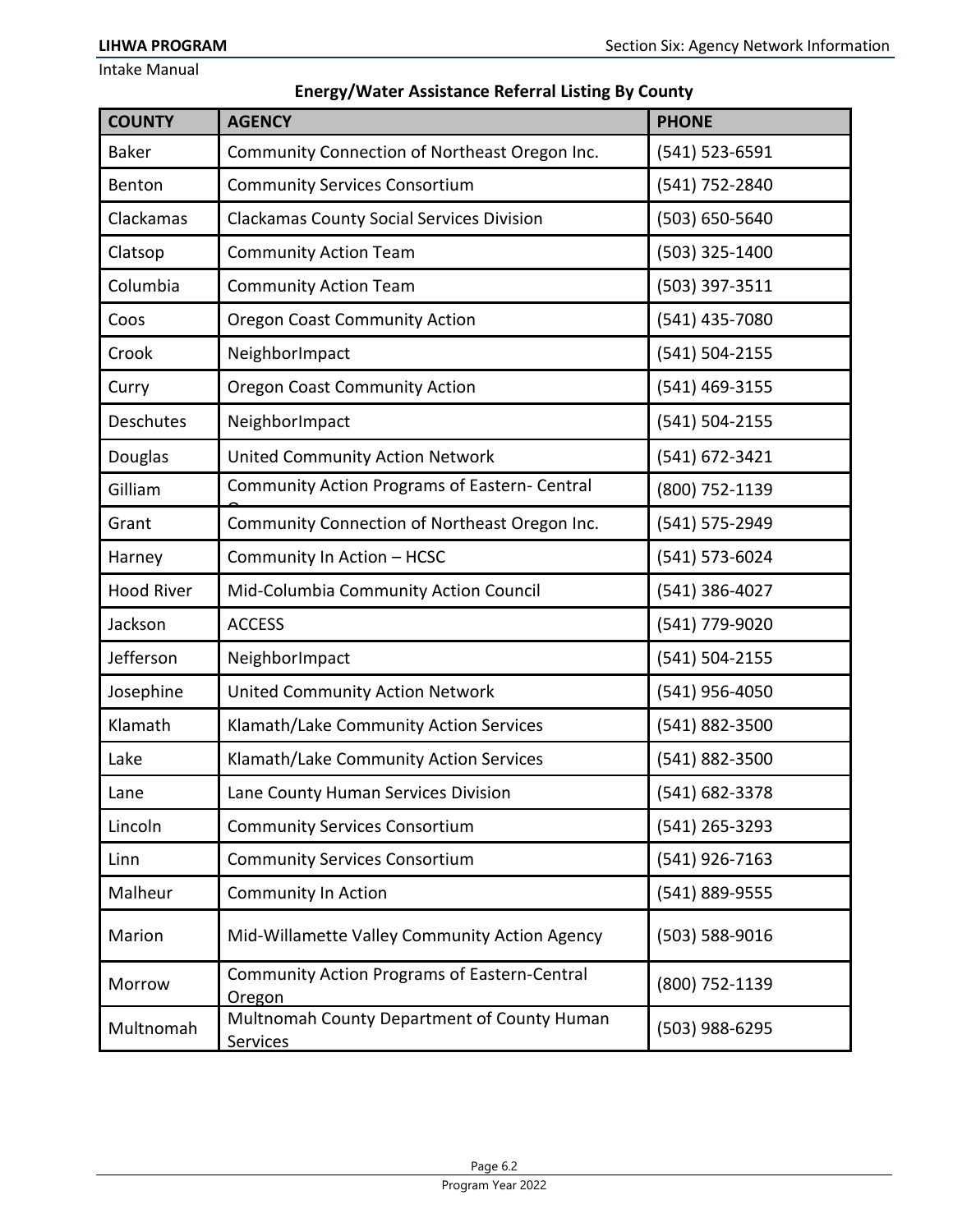### Energy/Water Assistance Referral Listing By County

| COUNTY | AGENCY | PHONE |
|---|---|---|
| Baker | Community Connection of Northeast Oregon Inc. | (541) 523-6591 |
| Benton | Community Services Consortium | (541) 752-2840 |
| Clackamas | Clackamas County Social Services Division | (503) 650-5640 |
| Clatsop | Community Action Team | (503) 325-1400 |
| Columbia | Community Action Team | (503) 397-3511 |
| Coos | Oregon Coast Community Action | (541) 435-7080 |
| Crook | NeighborImpact | (541) 504-2155 |
| Curry | Oregon Coast Community Action | (541) 469-3155 |
| Deschutes | NeighborImpact | (541) 504-2155 |
| Douglas | United Community Action Network | (541) 672-3421 |
| Gilliam | Community Action Programs of Eastern- Central O | (800) 752-1139 |
| Grant | Community Connection of Northeast Oregon Inc. | (541) 575-2949 |
| Harney | Community In Action – HCSC | (541) 573-6024 |
| Hood River | Mid-Columbia Community Action Council | (541) 386-4027 |
| Jackson | ACCESS | (541) 779-9020 |
| Jefferson | NeighborImpact | (541) 504-2155 |
| Josephine | United Community Action Network | (541) 956-4050 |
| Klamath | Klamath/Lake Community Action Services | (541) 882-3500 |
| Lake | Klamath/Lake Community Action Services | (541) 882-3500 |
| Lane | Lane County Human Services Division | (541) 682-3378 |
| Lincoln | Community Services Consortium | (541) 265-3293 |
| Linn | Community Services Consortium | (541) 926-7163 |
| Malheur | Community In Action | (541) 889-9555 |
| Marion | Mid-Willamette Valley Community Action Agency | (503) 588-9016 |
| Morrow | Community Action Programs of Eastern-Central Oregon | (800) 752-1139 |
| Multnomah | Multnomah County Department of County Human Services | (503) 988-6295 |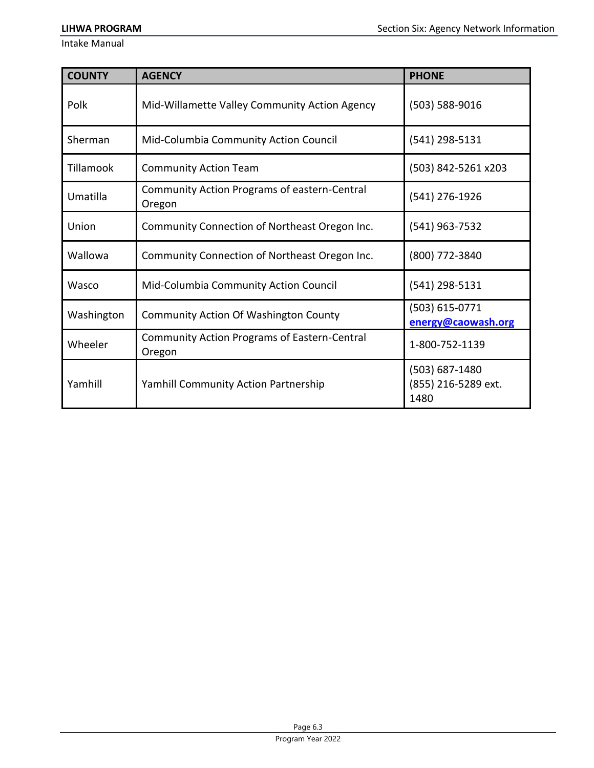| COUNTY | AGENCY | PHONE |
|---|---|---|
| Polk | Mid-Willamette Valley Community Action Agency | (503) 588-9016 |
| Sherman | Mid-Columbia Community Action Council | (541) 298-5131 |
| Tillamook | Community Action Team | (503) 842-5261 x203 |
| Umatilla | Community Action Programs of eastern-Central Oregon | (541) 276-1926 |
| Union | Community Connection of Northeast Oregon Inc. | (541) 963-7532 |
| Wallowa | Community Connection of Northeast Oregon Inc. | (800) 772-3840 |
| Wasco | Mid-Columbia Community Action Council | (541) 298-5131 |
| Washington | Community Action Of Washington County | (503) 615-0771 energy@caowash.org |
| Wheeler | Community Action Programs of Eastern-Central Oregon | 1-800-752-1139 |
| Yamhill | Yamhill Community Action Partnership | (503) 687-1480 (855) 216-5289 ext. 1480 |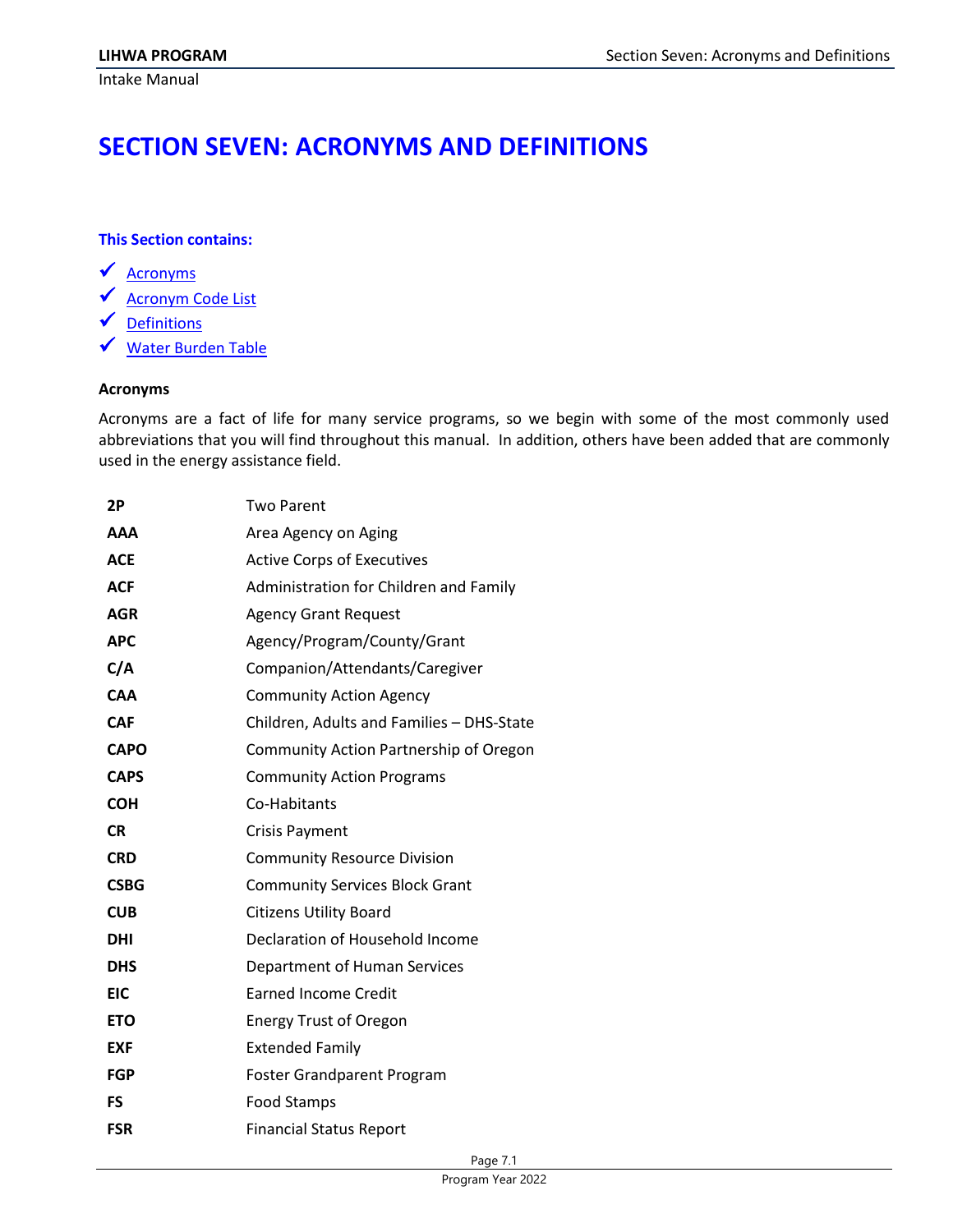# SECTION SEVEN: ACRONYMS AND DEFINITIONS

**This Section contains:**

- ✓ Acronyms
- ✓ Acronym Code List
- ✓ Definitions
- ✓ Water Burden Table

**Acronyms**

Acronyms are a fact of life for many service programs, so we begin with some of the most commonly used abbreviations that you will find throughout this manual. In addition, others have been added that are commonly used in the energy assistance field.

| | |
|---|---|
| **2P** | Two Parent |
| **AAA** | Area Agency on Aging |
| **ACE** | Active Corps of Executives |
| **ACF** | Administration for Children and Family |
| **AGR** | Agency Grant Request |
| **APC** | Agency/Program/County/Grant |
| **C/A** | Companion/Attendants/Caregiver |
| **CAA** | Community Action Agency |
| **CAF** | Children, Adults and Families – DHS-State |
| **CAPO** | Community Action Partnership of Oregon |
| **CAPS** | Community Action Programs |
| **COH** | Co-Habitants |
| **CR** | Crisis Payment |
| **CRD** | Community Resource Division |
| **CSBG** | Community Services Block Grant |
| **CUB** | Citizens Utility Board |
| **DHI** | Declaration of Household Income |
| **DHS** | Department of Human Services |
| **EIC** | Earned Income Credit |
| **ETO** | Energy Trust of Oregon |
| **EXF** | Extended Family |
| **FGP** | Foster Grandparent Program |
| **FS** | Food Stamps |
| **FSR** | Financial Status Report |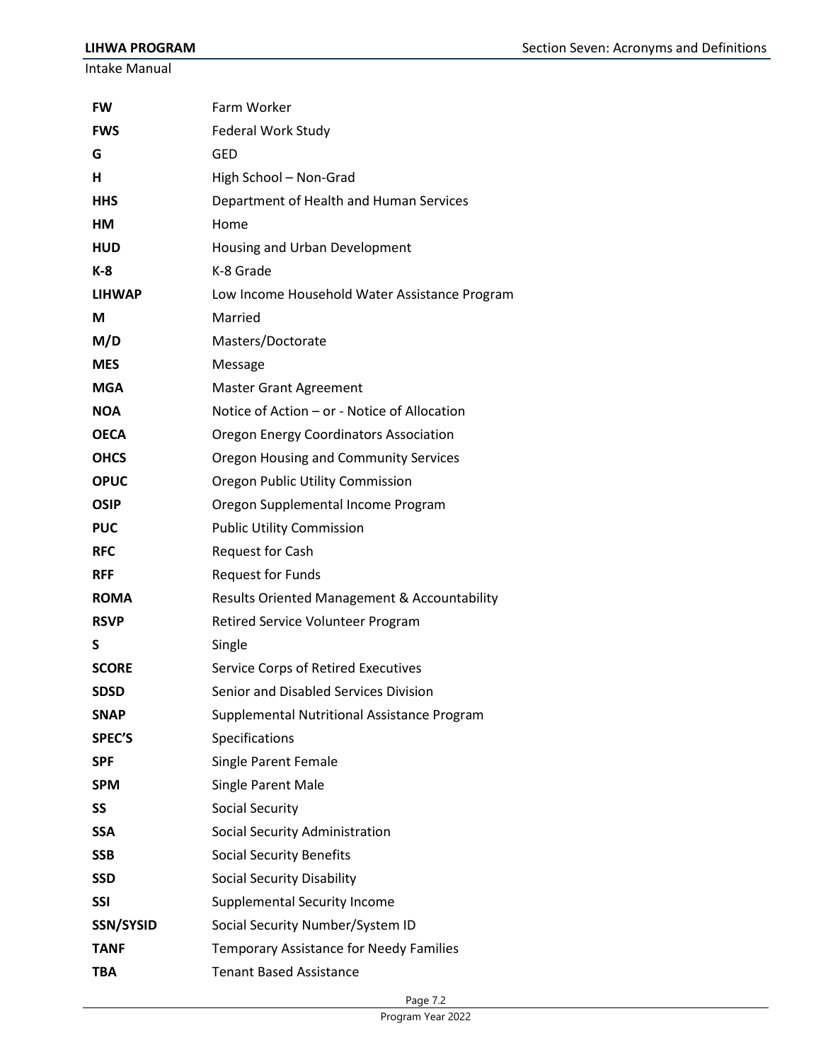| | |
|---|---|
| **FW** | Farm Worker |
| **FWS** | Federal Work Study |
| **G** | GED |
| **H** | High School – Non-Grad |
| **HHS** | Department of Health and Human Services |
| **HM** | Home |
| **HUD** | Housing and Urban Development |
| **K-8** | K-8 Grade |
| **LIHWAP** | Low Income Household Water Assistance Program |
| **M** | Married |
| **M/D** | Masters/Doctorate |
| **MES** | Message |
| **MGA** | Master Grant Agreement |
| **NOA** | Notice of Action – or - Notice of Allocation |
| **OECA** | Oregon Energy Coordinators Association |
| **OHCS** | Oregon Housing and Community Services |
| **OPUC** | Oregon Public Utility Commission |
| **OSIP** | Oregon Supplemental Income Program |
| **PUC** | Public Utility Commission |
| **RFC** | Request for Cash |
| **RFF** | Request for Funds |
| **ROMA** | Results Oriented Management & Accountability |
| **RSVP** | Retired Service Volunteer Program |
| **S** | Single |
| **SCORE** | Service Corps of Retired Executives |
| **SDSD** | Senior and Disabled Services Division |
| **SNAP** | Supplemental Nutritional Assistance Program |
| **SPEC'S** | Specifications |
| **SPF** | Single Parent Female |
| **SPM** | Single Parent Male |
| **SS** | Social Security |
| **SSA** | Social Security Administration |
| **SSB** | Social Security Benefits |
| **SSD** | Social Security Disability |
| **SSI** | Supplemental Security Income |
| **SSN/SYSID** | Social Security Number/System ID |
| **TANF** | Temporary Assistance for Needy Families |
| **TBA** | Tenant Based Assistance |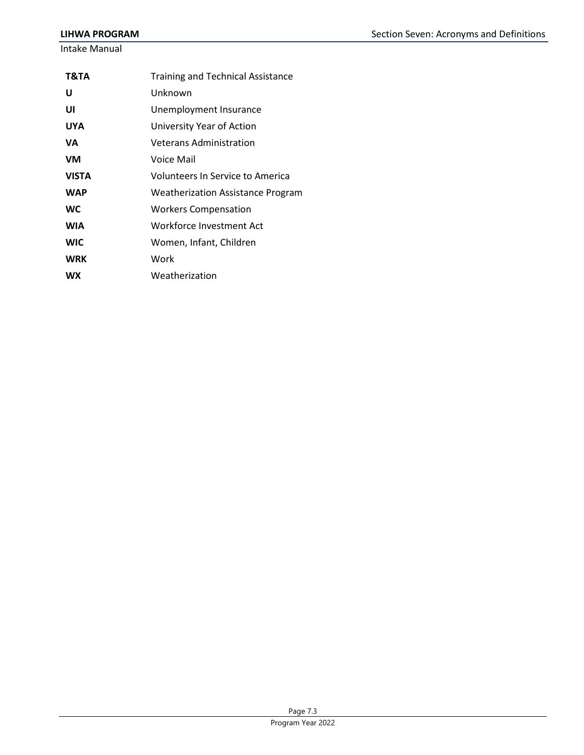| | |
|---|---|
| **T&TA** | Training and Technical Assistance |
| **U** | Unknown |
| **UI** | Unemployment Insurance |
| **UYA** | University Year of Action |
| **VA** | Veterans Administration |
| **VM** | Voice Mail |
| **VISTA** | Volunteers In Service to America |
| **WAP** | Weatherization Assistance Program |
| **WC** | Workers Compensation |
| **WIA** | Workforce Investment Act |
| **WIC** | Women, Infant, Children |
| **WRK** | Work |
| **WX** | Weatherization |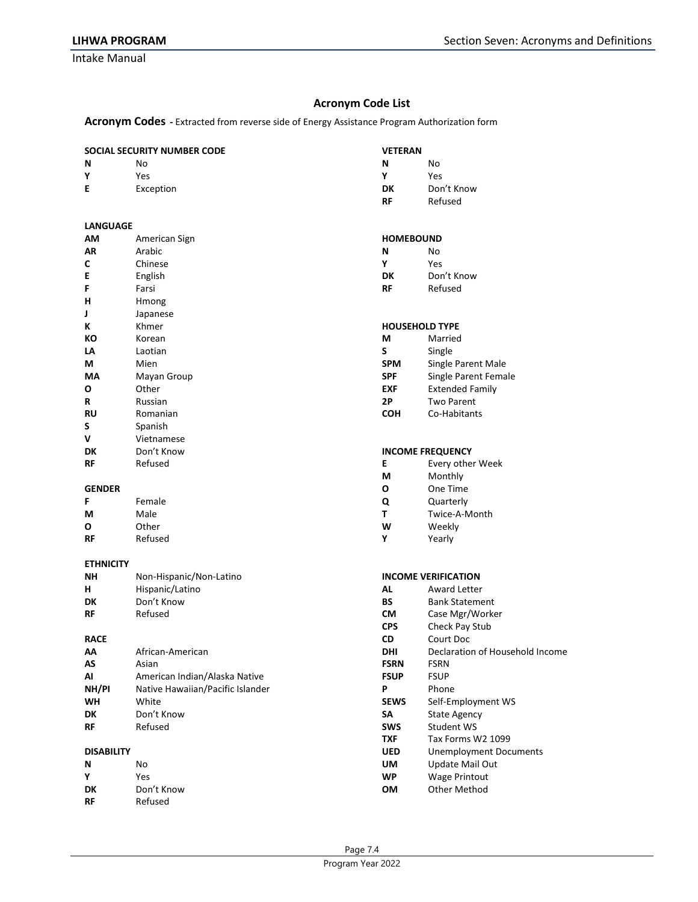## Acronym Code List

**Acronym Codes -** Extracted from reverse side of Energy Assistance Program Authorization form

**SOCIAL SECURITY NUMBER CODE**

| | |
|---|---|
| **N** | No |
| **Y** | Yes |
| **E** | Exception |

**LANGUAGE**

| | |
|---|---|
| **AM** | American Sign |
| **AR** | Arabic |
| **C** | Chinese |
| **E** | English |
| **F** | Farsi |
| **H** | Hmong |
| **J** | Japanese |
| **K** | Khmer |
| **KO** | Korean |
| **LA** | Laotian |
| **M** | Mien |
| **MA** | Mayan Group |
| **O** | Other |
| **R** | Russian |
| **RU** | Romanian |
| **S** | Spanish |
| **V** | Vietnamese |
| **DK** | Don't Know |
| **RF** | Refused |

**GENDER**

| | |
|---|---|
| **F** | Female |
| **M** | Male |
| **O** | Other |
| **RF** | Refused |

**ETHNICITY**

| | |
|---|---|
| **NH** | Non-Hispanic/Non-Latino |
| **H** | Hispanic/Latino |
| **DK** | Don't Know |
| **RF** | Refused |

**RACE**

| | |
|---|---|
| **AA** | African-American |
| **AS** | Asian |
| **AI** | American Indian/Alaska Native |
| **NH/PI** | Native Hawaiian/Pacific Islander |
| **WH** | White |
| **DK** | Don't Know |
| **RF** | Refused |

**DISABILITY**

| | |
|---|---|
| **N** | No |
| **Y** | Yes |
| **DK** | Don't Know |
| **RF** | Refused |

**VETERAN**

| | |
|---|---|
| **N** | No |
| **Y** | Yes |
| **DK** | Don't Know |
| **RF** | Refused |

**HOMEBOUND**

| | |
|---|---|
| **N** | No |
| **Y** | Yes |
| **DK** | Don't Know |
| **RF** | Refused |

**HOUSEHOLD TYPE**

| | |
|---|---|
| **M** | Married |
| **S** | Single |
| **SPM** | Single Parent Male |
| **SPF** | Single Parent Female |
| **EXF** | Extended Family |
| **2P** | Two Parent |
| **COH** | Co-Habitants |

**INCOME FREQUENCY**

| | |
|---|---|
| **E** | Every other Week |
| **M** | Monthly |
| **O** | One Time |
| **Q** | Quarterly |
| **T** | Twice-A-Month |
| **W** | Weekly |
| **Y** | Yearly |

**INCOME VERIFICATION**

| | |
|---|---|
| **AL** | Award Letter |
| **BS** | Bank Statement |
| **CM** | Case Mgr/Worker |
| **CPS** | Check Pay Stub |
| **CD** | Court Doc |
| **DHI** | Declaration of Household Income |
| **FSRN** | FSRN |
| **FSUP** | FSUP |
| **P** | Phone |
| **SEWS** | Self-Employment WS |
| **SA** | State Agency |
| **SWS** | Student WS |
| **TXF** | Tax Forms W2 1099 |
| **UED** | Unemployment Documents |
| **UM** | Update Mail Out |
| **WP** | Wage Printout |
| **OM** | Other Method |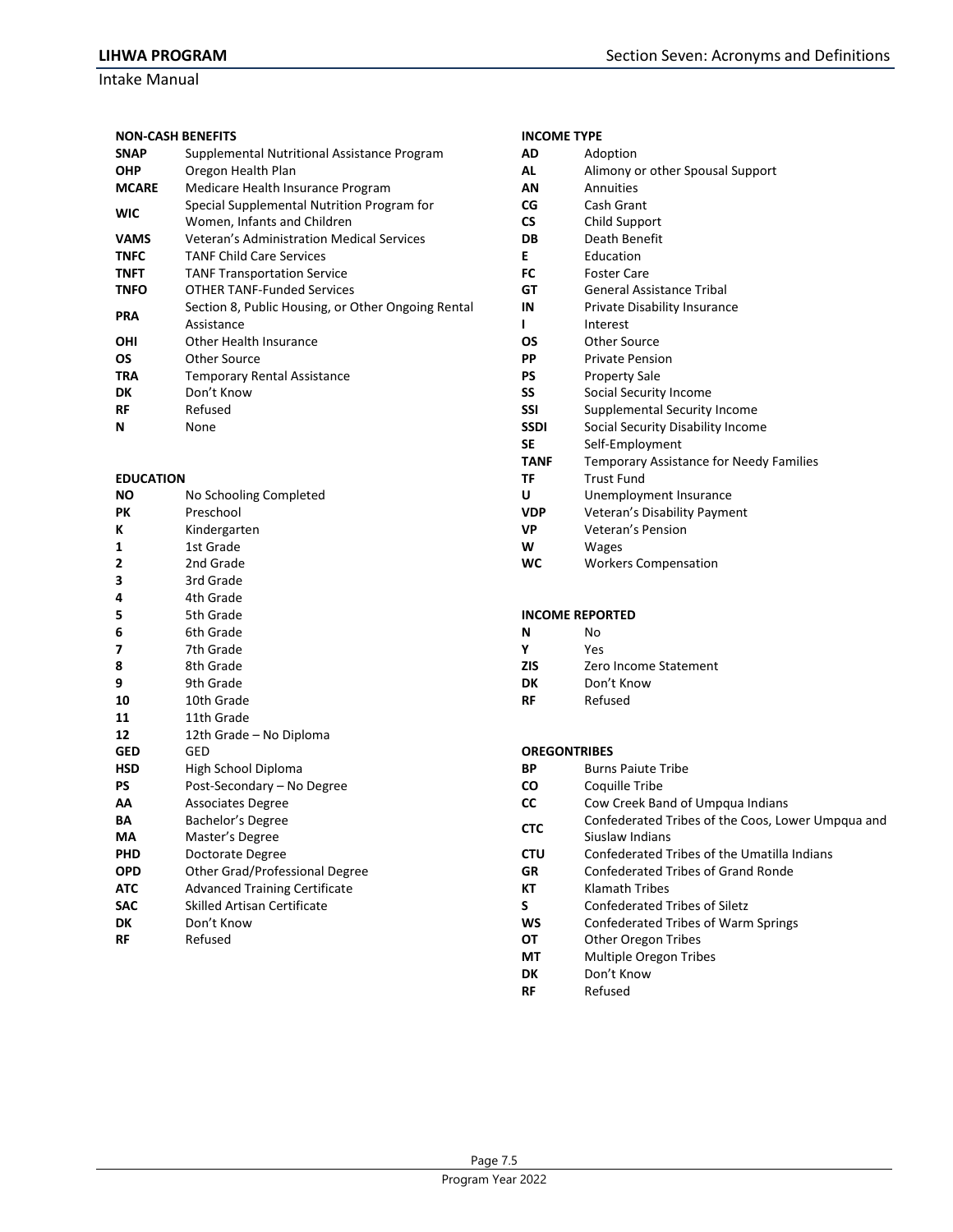**NON-CASH BENEFITS**

| Code | Definition |
|---|---|
| **SNAP** | Supplemental Nutritional Assistance Program |
| **OHP** | Oregon Health Plan |
| **MCARE** | Medicare Health Insurance Program |
| **WIC** | Special Supplemental Nutrition Program for Women, Infants and Children |
| **VAMS** | Veteran's Administration Medical Services |
| **TNFC** | TANF Child Care Services |
| **TNFT** | TANF Transportation Service |
| **TNFO** | OTHER TANF-Funded Services |
| **PRA** | Section 8, Public Housing, or Other Ongoing Rental Assistance |
| **OHI** | Other Health Insurance |
| **OS** | Other Source |
| **TRA** | Temporary Rental Assistance |
| **DK** | Don't Know |
| **RF** | Refused |
| **N** | None |

**EDUCATION**

| Code | Definition |
|---|---|
| **NO** | No Schooling Completed |
| **PK** | Preschool |
| **K** | Kindergarten |
| **1** | 1st Grade |
| **2** | 2nd Grade |
| **3** | 3rd Grade |
| **4** | 4th Grade |
| **5** | 5th Grade |
| **6** | 6th Grade |
| **7** | 7th Grade |
| **8** | 8th Grade |
| **9** | 9th Grade |
| **10** | 10th Grade |
| **11** | 11th Grade |
| **12** | 12th Grade – No Diploma |
| **GED** | GED |
| **HSD** | High School Diploma |
| **PS** | Post-Secondary – No Degree |
| **AA** | Associates Degree |
| **BA** | Bachelor's Degree |
| **MA** | Master's Degree |
| **PHD** | Doctorate Degree |
| **OPD** | Other Grad/Professional Degree |
| **ATC** | Advanced Training Certificate |
| **SAC** | Skilled Artisan Certificate |
| **DK** | Don't Know |
| **RF** | Refused |

**INCOME TYPE**

| Code | Definition |
|---|---|
| **AD** | Adoption |
| **AL** | Alimony or other Spousal Support |
| **AN** | Annuities |
| **CG** | Cash Grant |
| **CS** | Child Support |
| **DB** | Death Benefit |
| **E** | Education |
| **FC** | Foster Care |
| **GT** | General Assistance Tribal |
| **IN** | Private Disability Insurance |
| **I** | Interest |
| **OS** | Other Source |
| **PP** | Private Pension |
| **PS** | Property Sale |
| **SS** | Social Security Income |
| **SSI** | Supplemental Security Income |
| **SSDI** | Social Security Disability Income |
| **SE** | Self-Employment |
| **TANF** | Temporary Assistance for Needy Families |
| **TF** | Trust Fund |
| **U** | Unemployment Insurance |
| **VDP** | Veteran's Disability Payment |
| **VP** | Veteran's Pension |
| **W** | Wages |
| **WC** | Workers Compensation |

**INCOME REPORTED**

| Code | Definition |
|---|---|
| **N** | No |
| **Y** | Yes |
| **ZIS** | Zero Income Statement |
| **DK** | Don't Know |
| **RF** | Refused |

**OREGONTRIBES**

| Code | Definition |
|---|---|
| **BP** | Burns Paiute Tribe |
| **CO** | Coquille Tribe |
| **CC** | Cow Creek Band of Umpqua Indians |
| **CTC** | Confederated Tribes of the Coos, Lower Umpqua and Siuslaw Indians |
| **CTU** | Confederated Tribes of the Umatilla Indians |
| **GR** | Confederated Tribes of Grand Ronde |
| **KT** | Klamath Tribes |
| **S** | Confederated Tribes of Siletz |
| **WS** | Confederated Tribes of Warm Springs |
| **OT** | Other Oregon Tribes |
| **MT** | Multiple Oregon Tribes |
| **DK** | Don't Know |
| **RF** | Refused |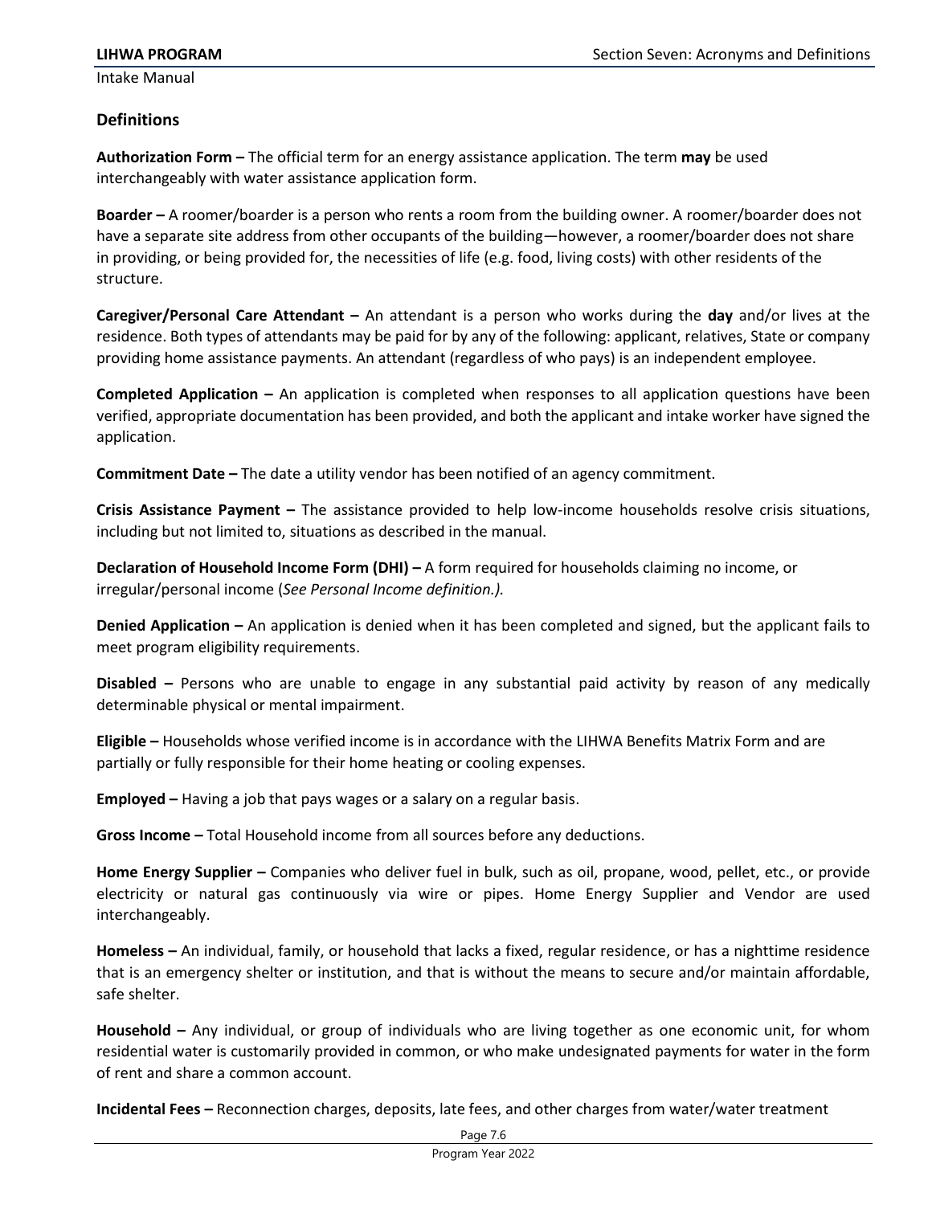## Definitions

**Authorization Form –** The official term for an energy assistance application. The term **may** be used interchangeably with water assistance application form.

**Boarder –** A roomer/boarder is a person who rents a room from the building owner. A roomer/boarder does not have a separate site address from other occupants of the building—however, a roomer/boarder does not share in providing, or being provided for, the necessities of life (e.g. food, living costs) with other residents of the structure.

**Caregiver/Personal Care Attendant –** An attendant is a person who works during the **day** and/or lives at the residence. Both types of attendants may be paid for by any of the following: applicant, relatives, State or company providing home assistance payments. An attendant (regardless of who pays) is an independent employee.

**Completed Application –** An application is completed when responses to all application questions have been verified, appropriate documentation has been provided, and both the applicant and intake worker have signed the application.

**Commitment Date –** The date a utility vendor has been notified of an agency commitment.

**Crisis Assistance Payment –** The assistance provided to help low-income households resolve crisis situations, including but not limited to, situations as described in the manual.

**Declaration of Household Income Form (DHI) –** A form required for households claiming no income, or irregular/personal income (*See Personal Income definition.).*

**Denied Application –** An application is denied when it has been completed and signed, but the applicant fails to meet program eligibility requirements.

**Disabled –** Persons who are unable to engage in any substantial paid activity by reason of any medically determinable physical or mental impairment.

**Eligible –** Households whose verified income is in accordance with the LIHWA Benefits Matrix Form and are partially or fully responsible for their home heating or cooling expenses.

**Employed –** Having a job that pays wages or a salary on a regular basis.

**Gross Income –** Total Household income from all sources before any deductions.

**Home Energy Supplier –** Companies who deliver fuel in bulk, such as oil, propane, wood, pellet, etc., or provide electricity or natural gas continuously via wire or pipes. Home Energy Supplier and Vendor are used interchangeably.

**Homeless –** An individual, family, or household that lacks a fixed, regular residence, or has a nighttime residence that is an emergency shelter or institution, and that is without the means to secure and/or maintain affordable, safe shelter.

**Household –** Any individual, or group of individuals who are living together as one economic unit, for whom residential water is customarily provided in common, or who make undesignated payments for water in the form of rent and share a common account.

**Incidental Fees –** Reconnection charges, deposits, late fees, and other charges from water/water treatment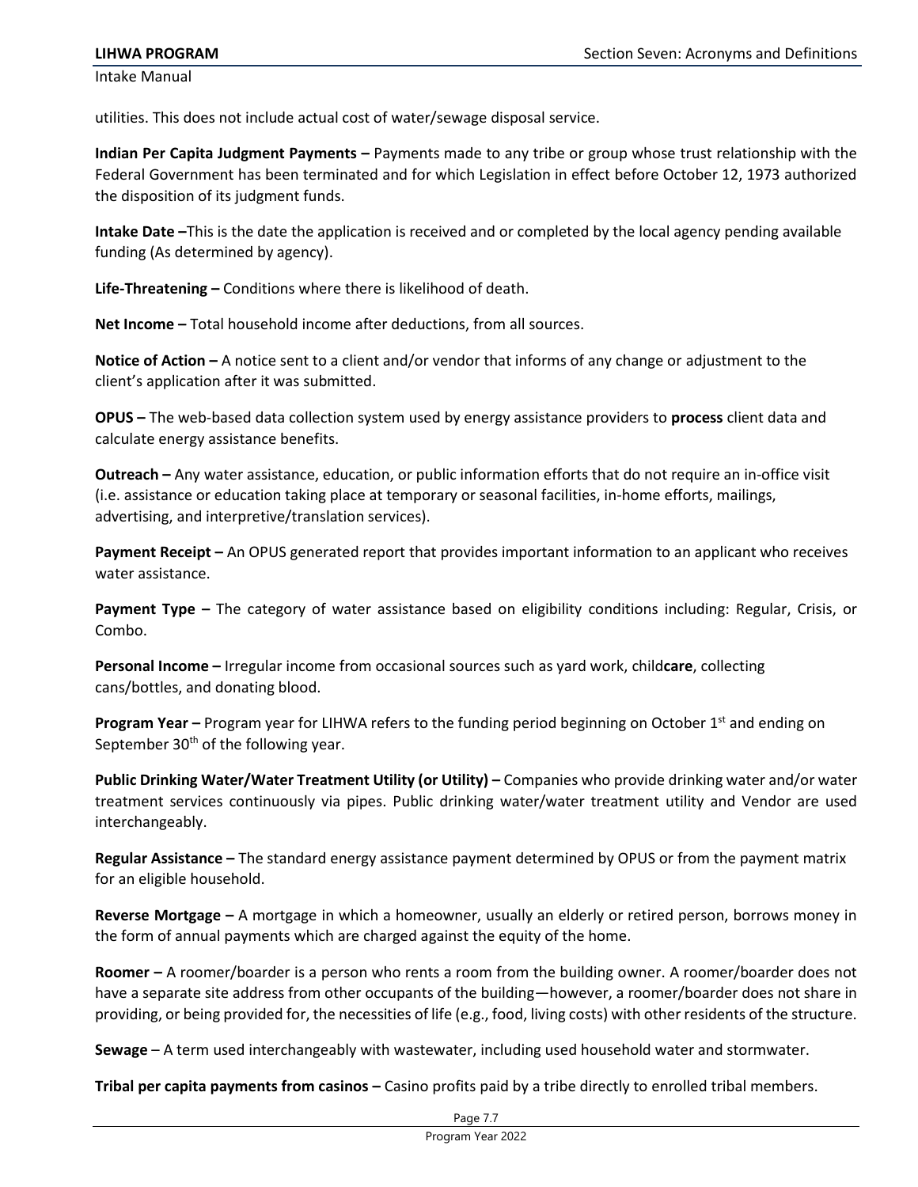utilities. This does not include actual cost of water/sewage disposal service.

**Indian Per Capita Judgment Payments –** Payments made to any tribe or group whose trust relationship with the Federal Government has been terminated and for which Legislation in effect before October 12, 1973 authorized the disposition of its judgment funds.

**Intake Date –**This is the date the application is received and or completed by the local agency pending available funding (As determined by agency).

**Life-Threatening –** Conditions where there is likelihood of death.

**Net Income –** Total household income after deductions, from all sources.

**Notice of Action –** A notice sent to a client and/or vendor that informs of any change or adjustment to the client's application after it was submitted.

**OPUS –** The web-based data collection system used by energy assistance providers to **process** client data and calculate energy assistance benefits.

**Outreach –** Any water assistance, education, or public information efforts that do not require an in-office visit (i.e. assistance or education taking place at temporary or seasonal facilities, in-home efforts, mailings, advertising, and interpretive/translation services).

**Payment Receipt –** An OPUS generated report that provides important information to an applicant who receives water assistance.

**Payment Type –** The category of water assistance based on eligibility conditions including: Regular, Crisis, or Combo.

**Personal Income –** Irregular income from occasional sources such as yard work, child**care**, collecting cans/bottles, and donating blood.

**Program Year –** Program year for LIHWA refers to the funding period beginning on October 1st and ending on September 30th of the following year.

**Public Drinking Water/Water Treatment Utility (or Utility) –** Companies who provide drinking water and/or water treatment services continuously via pipes. Public drinking water/water treatment utility and Vendor are used interchangeably.

**Regular Assistance –** The standard energy assistance payment determined by OPUS or from the payment matrix for an eligible household.

**Reverse Mortgage –** A mortgage in which a homeowner, usually an elderly or retired person, borrows money in the form of annual payments which are charged against the equity of the home.

**Roomer –** A roomer/boarder is a person who rents a room from the building owner. A roomer/boarder does not have a separate site address from other occupants of the building—however, a roomer/boarder does not share in providing, or being provided for, the necessities of life (e.g., food, living costs) with other residents of the structure.

**Sewage** – A term used interchangeably with wastewater, including used household water and stormwater.

**Tribal per capita payments from casinos –** Casino profits paid by a tribe directly to enrolled tribal members.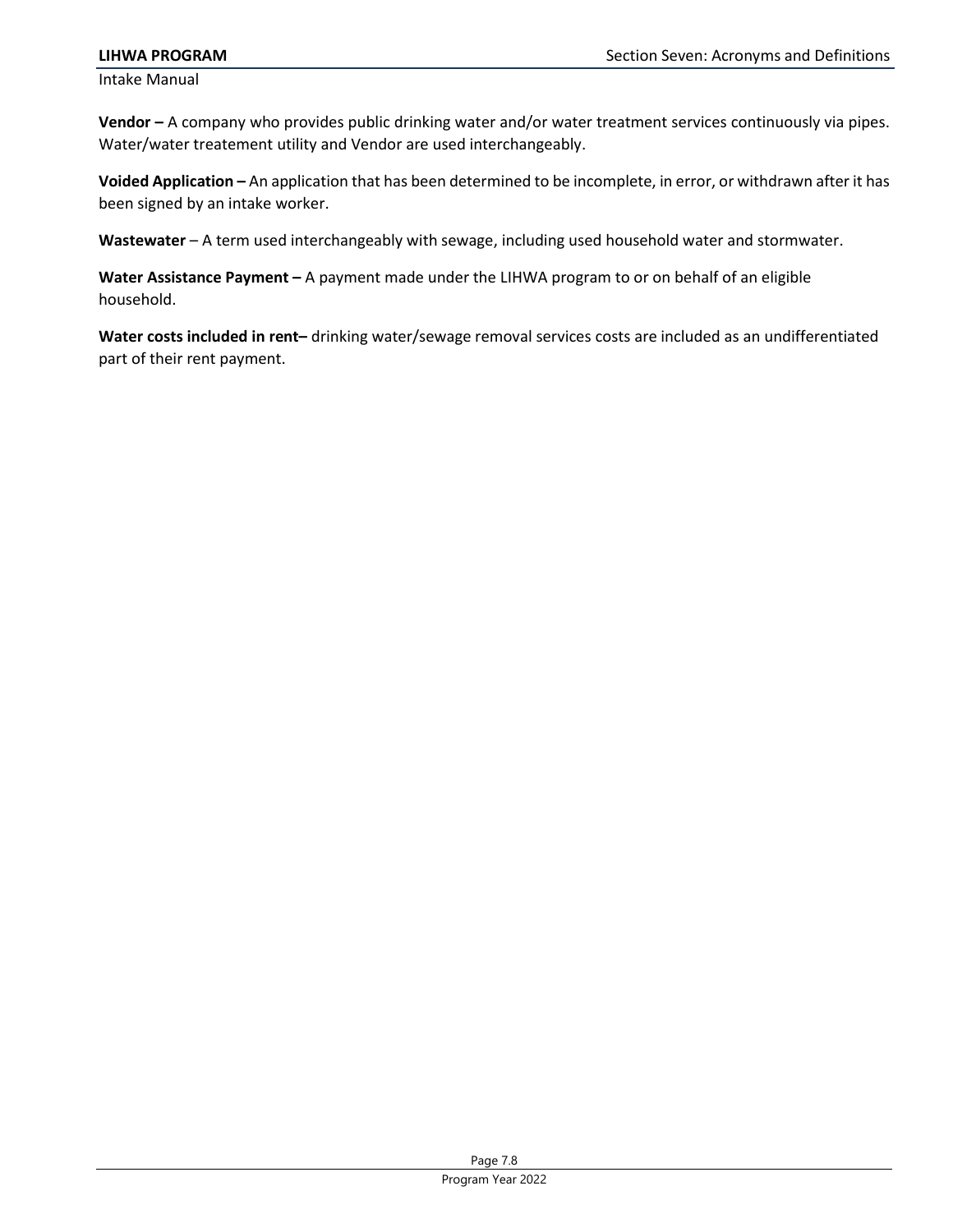**Vendor –** A company who provides public drinking water and/or water treatment services continuously via pipes. Water/water treatement utility and Vendor are used interchangeably.

**Voided Application –** An application that has been determined to be incomplete, in error, or withdrawn after it has been signed by an intake worker.

**Wastewater** – A term used interchangeably with sewage, including used household water and stormwater.

**Water Assistance Payment –** A payment made under the LIHWA program to or on behalf of an eligible household.

**Water costs included in rent–** drinking water/sewage removal services costs are included as an undifferentiated part of their rent payment.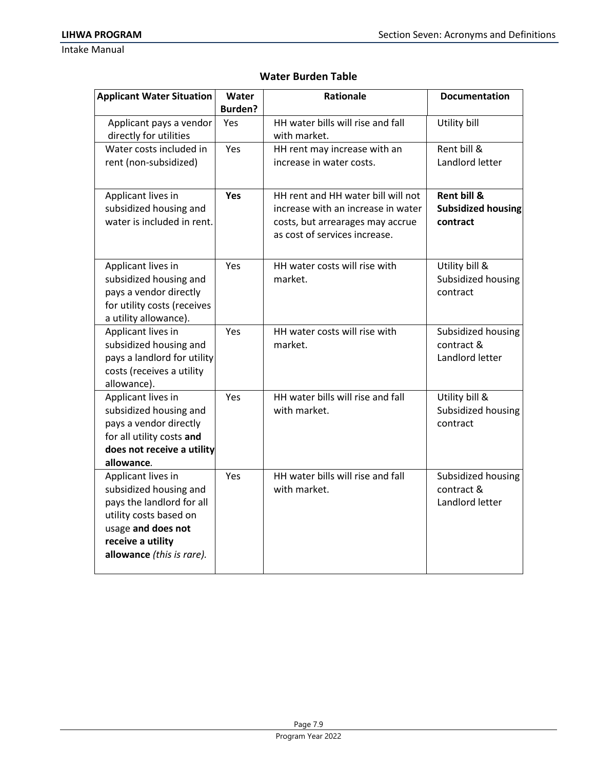## Water Burden Table

| Applicant Water Situation | Water Burden? | Rationale | Documentation |
|---|---|---|---|
| Applicant pays a vendor directly for utilities | Yes | HH water bills will rise and fall with market. | Utility bill |
| Water costs included in rent (non-subsidized) | Yes | HH rent may increase with an increase in water costs. | Rent bill & Landlord letter |
| Applicant lives in subsidized housing and water is included in rent. | **Yes** | HH rent and HH water bill will not increase with an increase in water costs, but arrearages may accrue as cost of services increase. | **Rent bill & Subsidized housing contract** |
| Applicant lives in subsidized housing and pays a vendor directly for utility costs (receives a utility allowance). | Yes | HH water costs will rise with market. | Utility bill & Subsidized housing contract |
| Applicant lives in subsidized housing and pays a landlord for utility costs (receives a utility allowance). | Yes | HH water costs will rise with market. | Subsidized housing contract & Landlord letter |
| Applicant lives in subsidized housing and pays a vendor directly for all utility costs **and does not receive a utility allowance**. | Yes | HH water bills will rise and fall with market. | Utility bill & Subsidized housing contract |
| Applicant lives in subsidized housing and pays the landlord for all utility costs based on usage **and does not receive a utility allowance** *(this is rare).* | Yes | HH water bills will rise and fall with market. | Subsidized housing contract & Landlord letter |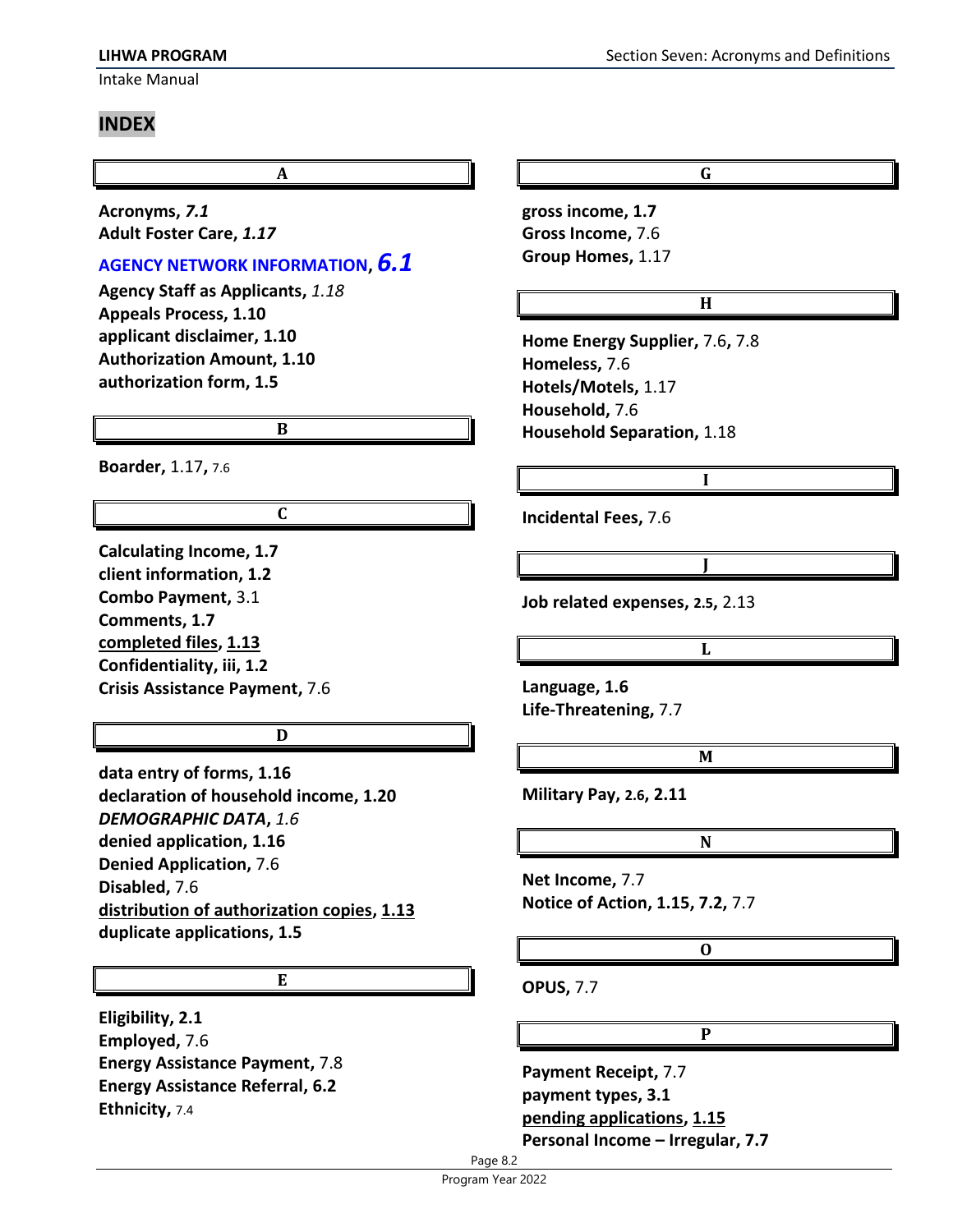## INDEX

### A

**Acronyms,** ***7.1***
**Adult Foster Care,** ***1.17***
**AGENCY NETWORK INFORMATION,** ***6.1***
**Agency Staff as Applicants,** *1.18*
**Appeals Process, 1.10**
**applicant disclaimer, 1.10**
**Authorization Amount, 1.10**
**authorization form, 1.5**

### B

**Boarder,** 1.17**,** 7.6

### C

**Calculating Income, 1.7**
**client information, 1.2**
**Combo Payment,** 3.1
**Comments, 1.7**
**completed files, 1.13**
**Confidentiality, iii, 1.2**
**Crisis Assistance Payment,** 7.6

### D

**data entry of forms, 1.16**
**declaration of household income, 1.20**
***DEMOGRAPHIC DATA,*** *1.6*
**denied application, 1.16**
**Denied Application,** 7.6
**Disabled,** 7.6
**distribution of authorization copies, 1.13**
**duplicate applications, 1.5**

### E

**Eligibility, 2.1**
**Employed,** 7.6
**Energy Assistance Payment,** 7.8
**Energy Assistance Referral, 6.2**
**Ethnicity,** 7.4

### G

**gross income, 1.7**
**Gross Income,** 7.6
**Group Homes,** 1.17

### H

**Home Energy Supplier,** 7.6**,** 7.8
**Homeless,** 7.6
**Hotels/Motels,** 1.17
**Household,** 7.6
**Household Separation,** 1.18

### I

**Incidental Fees,** 7.6

### J

**Job related expenses, 2.5,** 2.13

### L

**Language, 1.6**
**Life-Threatening,** 7.7

### M

**Military Pay, 2.6, 2.11**

### N

**Net Income,** 7.7
**Notice of Action, 1.15, 7.2,** 7.7

### O

**OPUS,** 7.7

### P

**Payment Receipt,** 7.7
**payment types, 3.1**
**pending applications, 1.15**
**Personal Income – Irregular, 7.7**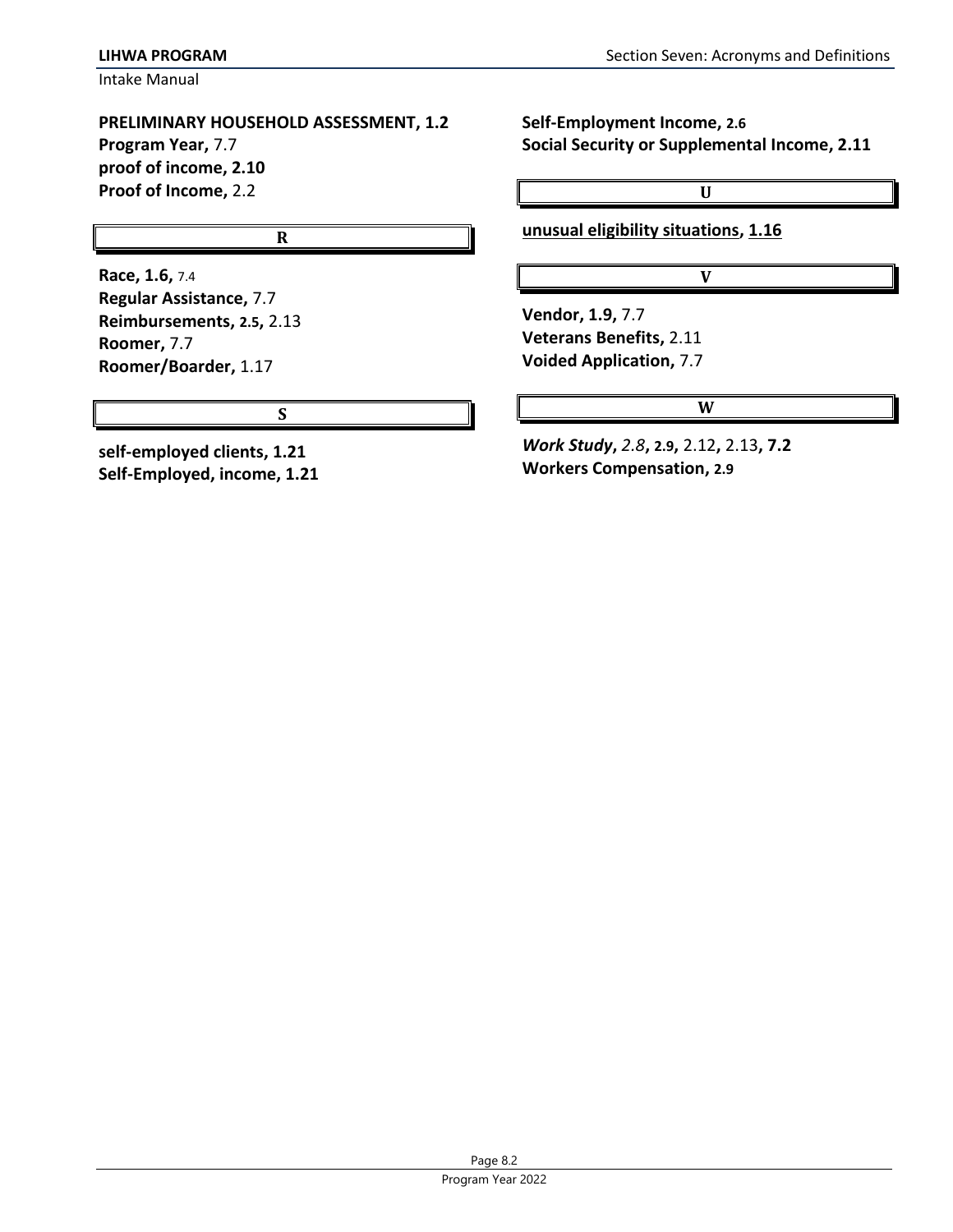**PRELIMINARY HOUSEHOLD ASSESSMENT, 1.2**
**Program Year,** 7.7
**proof of income, 2.10**
**Proof of Income,** 2.2

### R

**Race, 1.6,** 7.4
**Regular Assistance,** 7.7
**Reimbursements, 2.5,** 2.13
**Roomer,** 7.7
**Roomer/Boarder,** 1.17

### S

**self-employed clients, 1.21**
**Self-Employed, income, 1.21**
**Self-Employment Income, 2.6**
**Social Security or Supplemental Income, 2.11**

### U

**unusual eligibility situations, 1.16**

### V

**Vendor, 1.9,** 7.7
**Veterans Benefits,** 2.11
**Voided Application,** 7.7

### W

***Work Study***, *2.8*, **2.9,** 2.12**,** 2.13**, 7.2**
**Workers Compensation, 2.9**